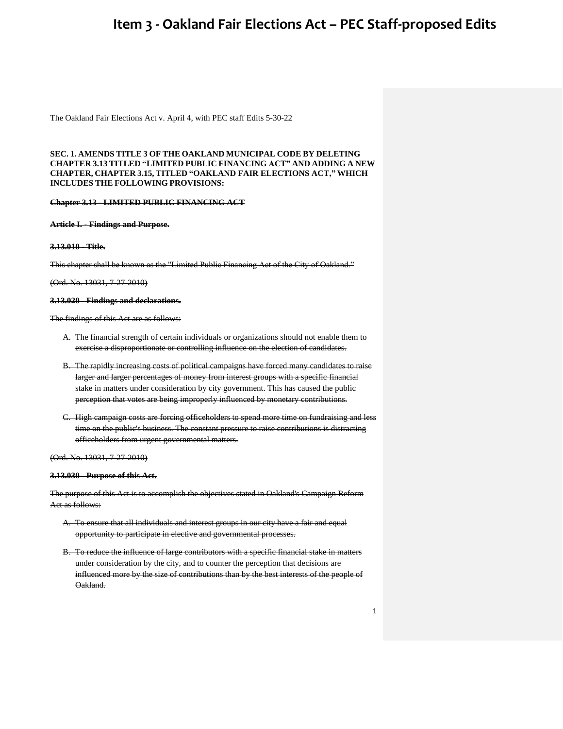# Item 3 - Oakland Fair Elections Act – PEC Staff-proposed Edits

The Oakland Fair Elections Act v. April 4, with PEC staff Edits 5-30-22

**SEC. 1. AMENDS TITLE 3 OF THE OAKLAND MUNICIPAL CODE BY DELETING CHAPTER 3.13 TITLED "LIMITED PUBLIC FINANCING ACT" AND ADDING A NEW CHAPTER, CHAPTER 3.15, TITLED "OAKLAND FAIR ELECTIONS ACT," WHICH INCLUDES THE FOLLOWING PROVISIONS:**

**~~Chapter 3.13 - LIMITED PUBLIC FINANCING ACT~~**

**~~Article I. - Findings and Purpose.~~**

**~~3.13.010 - Title.~~**

~~This chapter shall be known as the "Limited Public Financing Act of the City of Oakland."~~

~~(Ord. No. 13031, 7-27-2010)~~

**~~3.13.020 - Findings and declarations.~~**

~~The findings of this Act are as follows:~~

A. ~~The financial strength of certain individuals or organizations should not enable them to exercise a disproportionate or controlling influence on the election of candidates.~~

B. ~~The rapidly increasing costs of political campaigns have forced many candidates to raise larger and larger percentages of money from interest groups with a specific financial stake in matters under consideration by city government. This has caused the public perception that votes are being improperly influenced by monetary contributions.~~

C. ~~High campaign costs are forcing officeholders to spend more time on fundraising and less time on the public's business. The constant pressure to raise contributions is distracting officeholders from urgent governmental matters.~~

~~(Ord. No. 13031, 7-27-2010)~~

**~~3.13.030 - Purpose of this Act.~~**

~~The purpose of this Act is to accomplish the objectives stated in Oakland's Campaign Reform Act as follows:~~

A. ~~To ensure that all individuals and interest groups in our city have a fair and equal opportunity to participate in elective and governmental processes.~~

B. ~~To reduce the influence of large contributors with a specific financial stake in matters under consideration by the city, and to counter the perception that decisions are influenced more by the size of contributions than by the best interests of the people of Oakland.~~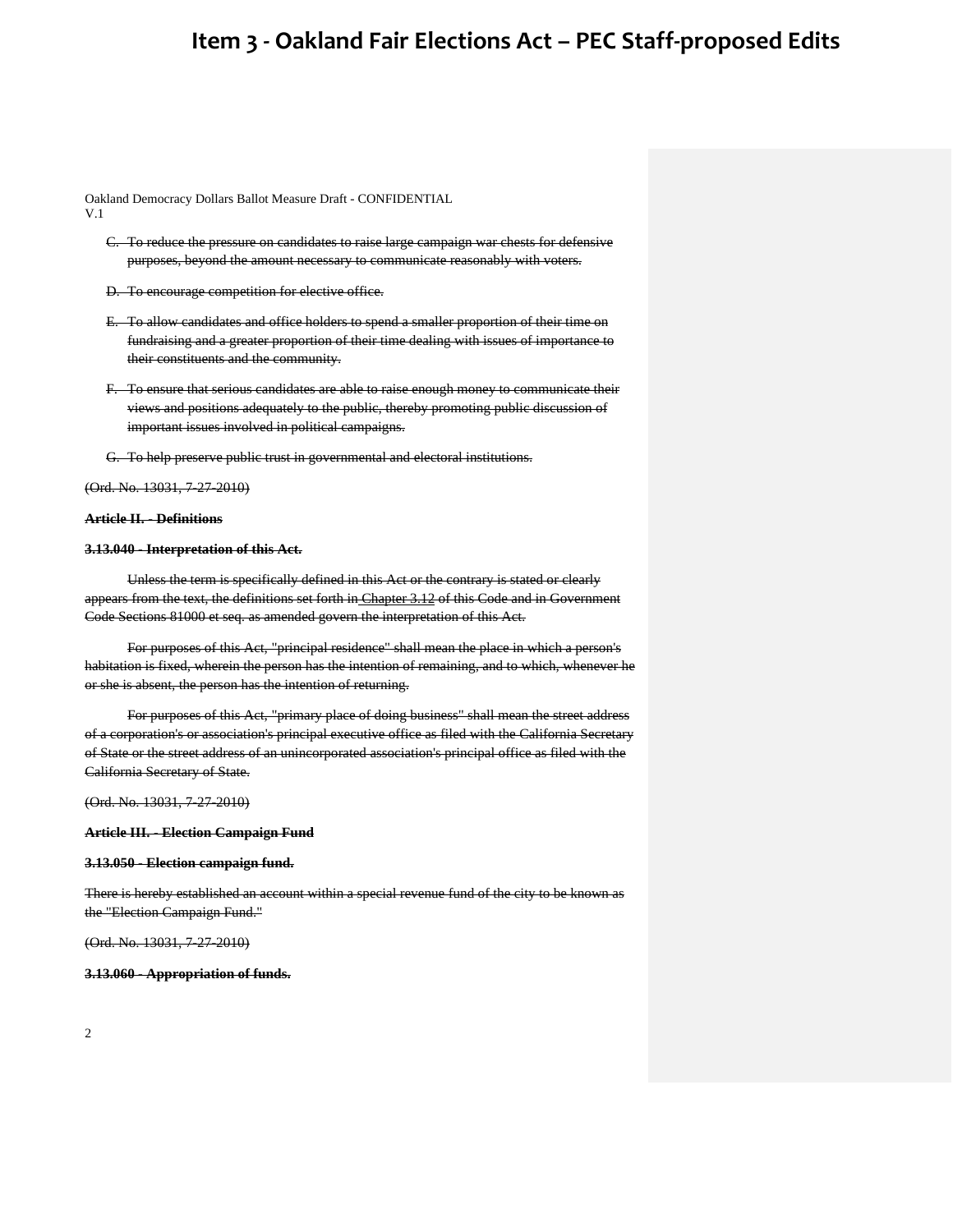Oakland Democracy Dollars Ballot Measure Draft - CONFIDENTIAL
V.1

C. ~~To reduce the pressure on candidates to raise large campaign war chests for defensive purposes, beyond the amount necessary to communicate reasonably with voters.~~

D. ~~To encourage competition for elective office.~~

E. ~~To allow candidates and office holders to spend a smaller proportion of their time on fundraising and a greater proportion of their time dealing with issues of importance to their constituents and the community.~~

F. ~~To ensure that serious candidates are able to raise enough money to communicate their views and positions adequately to the public, thereby promoting public discussion of important issues involved in political campaigns.~~

G. ~~To help preserve public trust in governmental and electoral institutions.~~

~~(Ord. No. 13031, 7-27-2010)~~

**~~Article II. - Definitions~~**

**~~3.13.040 - Interpretation of this Act.~~**

~~Unless the term is specifically defined in this Act or the contrary is stated or clearly appears from the text, the definitions set forth in Chapter 3.12 of this Code and in Government Code Sections 81000 et seq. as amended govern the interpretation of this Act.~~

~~For purposes of this Act, "principal residence" shall mean the place in which a person's habitation is fixed, wherein the person has the intention of remaining, and to which, whenever he or she is absent, the person has the intention of returning.~~

~~For purposes of this Act, "primary place of doing business" shall mean the street address of a corporation's or association's principal executive office as filed with the California Secretary of State or the street address of an unincorporated association's principal office as filed with the California Secretary of State.~~

~~(Ord. No. 13031, 7-27-2010)~~

**~~Article III. - Election Campaign Fund~~**

**~~3.13.050 - Election campaign fund.~~**

~~There is hereby established an account within a special revenue fund of the city to be known as the "Election Campaign Fund."~~

~~(Ord. No. 13031, 7-27-2010)~~

**~~3.13.060 - Appropriation of funds.~~**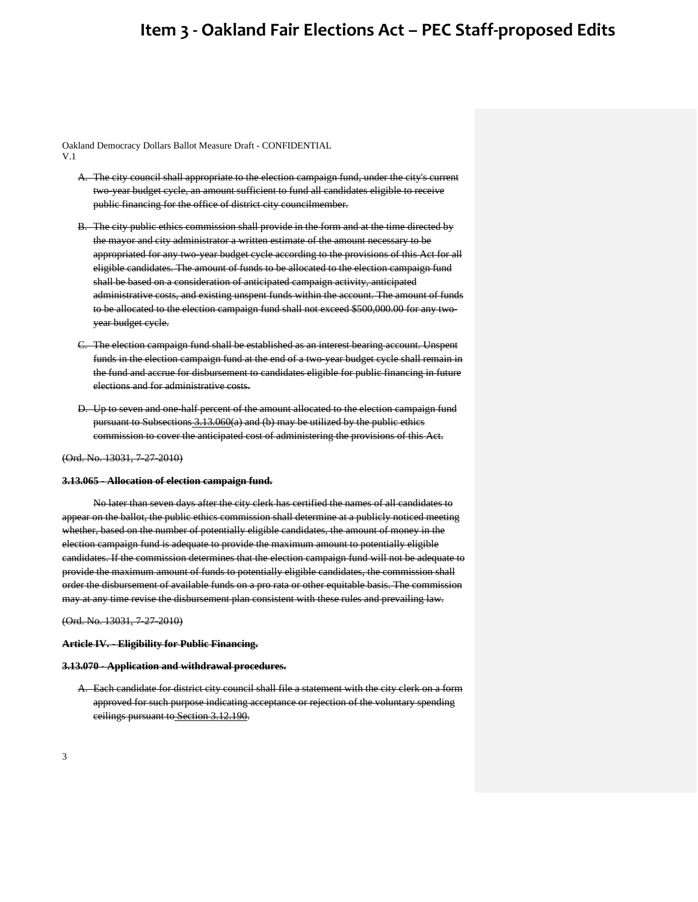Oakland Democracy Dollars Ballot Measure Draft - CONFIDENTIAL
V.1

A. ~~The city council shall appropriate to the election campaign fund, under the city's current two-year budget cycle, an amount sufficient to fund all candidates eligible to receive public financing for the office of district city councilmember.~~

B. ~~The city public ethics commission shall provide in the form and at the time directed by the mayor and city administrator a written estimate of the amount necessary to be appropriated for any two-year budget cycle according to the provisions of this Act for all eligible candidates. The amount of funds to be allocated to the election campaign fund shall be based on a consideration of anticipated campaign activity, anticipated administrative costs, and existing unspent funds within the account. The amount of funds to be allocated to the election campaign fund shall not exceed $500,000.00 for any two-year budget cycle.~~

C. ~~The election campaign fund shall be established as an interest bearing account. Unspent funds in the election campaign fund at the end of a two-year budget cycle shall remain in the fund and accrue for disbursement to candidates eligible for public financing in future elections and for administrative costs.~~

D. ~~Up to seven and one-half percent of the amount allocated to the election campaign fund pursuant to Subsections 3.13.060(a) and (b) may be utilized by the public ethics commission to cover the anticipated cost of administering the provisions of this Act.~~

~~(Ord. No. 13031, 7-27-2010)~~

**~~3.13.065 - Allocation of election campaign fund.~~**

~~No later than seven days after the city clerk has certified the names of all candidates to appear on the ballot, the public ethics commission shall determine at a publicly noticed meeting whether, based on the number of potentially eligible candidates, the amount of money in the election campaign fund is adequate to provide the maximum amount to potentially eligible candidates. If the commission determines that the election campaign fund will not be adequate to provide the maximum amount of funds to potentially eligible candidates, the commission shall order the disbursement of available funds on a pro rata or other equitable basis. The commission may at any time revise the disbursement plan consistent with these rules and prevailing law.~~

~~(Ord. No. 13031, 7-27-2010)~~

**~~Article IV. - Eligibility for Public Financing.~~**

**~~3.13.070 - Application and withdrawal procedures.~~**

A. ~~Each candidate for district city council shall file a statement with the city clerk on a form approved for such purpose indicating acceptance or rejection of the voluntary spending ceilings pursuant to Section 3.12.190.~~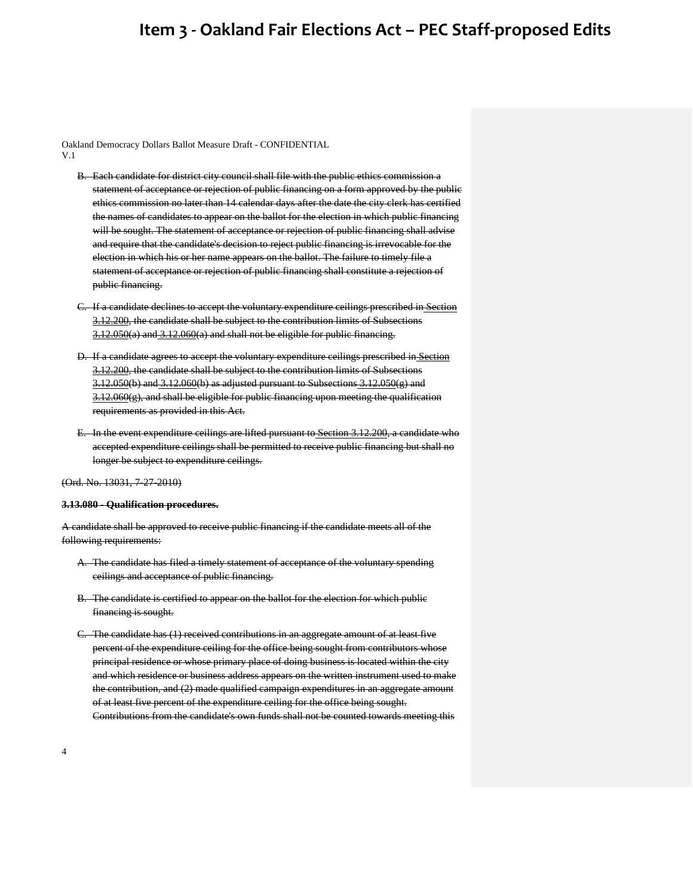Oakland Democracy Dollars Ballot Measure Draft - CONFIDENTIAL
V.1

B. ~~Each candidate for district city council shall file with the public ethics commission a statement of acceptance or rejection of public financing on a form approved by the public ethics commission no later than 14 calendar days after the date the city clerk has certified the names of candidates to appear on the ballot for the election in which public financing will be sought. The statement of acceptance or rejection of public financing shall advise and require that the candidate's decision to reject public financing is irrevocable for the election in which his or her name appears on the ballot. The failure to timely file a statement of acceptance or rejection of public financing shall constitute a rejection of public financing.~~

C. ~~If a candidate declines to accept the voluntary expenditure ceilings prescribed in Section 3.12.200, the candidate shall be subject to the contribution limits of Subsections 3.12.050(a) and 3.12.060(a) and shall not be eligible for public financing.~~

D. ~~If a candidate agrees to accept the voluntary expenditure ceilings prescribed in Section 3.12.200, the candidate shall be subject to the contribution limits of Subsections 3.12.050(b) and 3.12.060(b) as adjusted pursuant to Subsections 3.12.050(g) and 3.12.060(g), and shall be eligible for public financing upon meeting the qualification requirements as provided in this Act.~~

E. ~~In the event expenditure ceilings are lifted pursuant to Section 3.12.200, a candidate who accepted expenditure ceilings shall be permitted to receive public financing but shall no longer be subject to expenditure ceilings.~~

~~(Ord. No. 13031, 7-27-2010)~~

**~~3.13.080 - Qualification procedures.~~**

~~A candidate shall be approved to receive public financing if the candidate meets all of the following requirements:~~

A. ~~The candidate has filed a timely statement of acceptance of the voluntary spending ceilings and acceptance of public financing.~~

B. ~~The candidate is certified to appear on the ballot for the election for which public financing is sought.~~

C. ~~The candidate has (1) received contributions in an aggregate amount of at least five percent of the expenditure ceiling for the office being sought from contributors whose principal residence or whose primary place of doing business is located within the city and which residence or business address appears on the written instrument used to make the contribution, and (2) made qualified campaign expenditures in an aggregate amount of at least five percent of the expenditure ceiling for the office being sought. Contributions from the candidate's own funds shall not be counted towards meeting this~~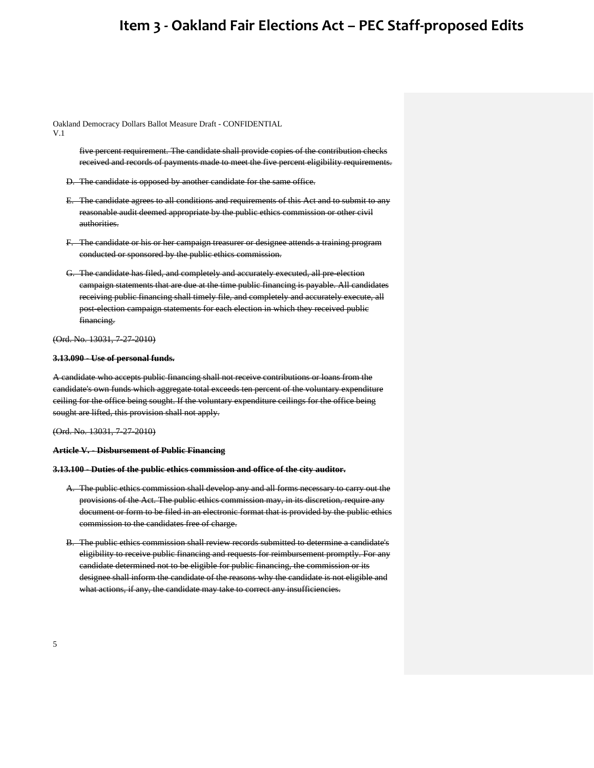~~five percent requirement. The candidate shall provide copies of the contribution checks received and records of payments made to meet the five percent eligibility requirements.~~

D. ~~The candidate is opposed by another candidate for the same office.~~

E. ~~The candidate agrees to all conditions and requirements of this Act and to submit to any reasonable audit deemed appropriate by the public ethics commission or other civil authorities.~~

F. ~~The candidate or his or her campaign treasurer or designee attends a training program conducted or sponsored by the public ethics commission.~~

G. ~~The candidate has filed, and completely and accurately executed, all pre-election campaign statements that are due at the time public financing is payable. All candidates receiving public financing shall timely file, and completely and accurately execute, all post-election campaign statements for each election in which they received public financing.~~

~~(Ord. No. 13031, 7-27-2010)~~

**~~3.13.090 - Use of personal funds.~~**

~~A candidate who accepts public financing shall not receive contributions or loans from the candidate's own funds which aggregate total exceeds ten percent of the voluntary expenditure ceiling for the office being sought. If the voluntary expenditure ceilings for the office being sought are lifted, this provision shall not apply.~~

~~(Ord. No. 13031, 7-27-2010)~~

**~~Article V. - Disbursement of Public Financing~~**

**~~3.13.100 - Duties of the public ethics commission and office of the city auditor.~~**

A. ~~The public ethics commission shall develop any and all forms necessary to carry out the provisions of the Act. The public ethics commission may, in its discretion, require any document or form to be filed in an electronic format that is provided by the public ethics commission to the candidates free of charge.~~

B. ~~The public ethics commission shall review records submitted to determine a candidate's eligibility to receive public financing and requests for reimbursement promptly. For any candidate determined not to be eligible for public financing, the commission or its designee shall inform the candidate of the reasons why the candidate is not eligible and what actions, if any, the candidate may take to correct any insufficiencies.~~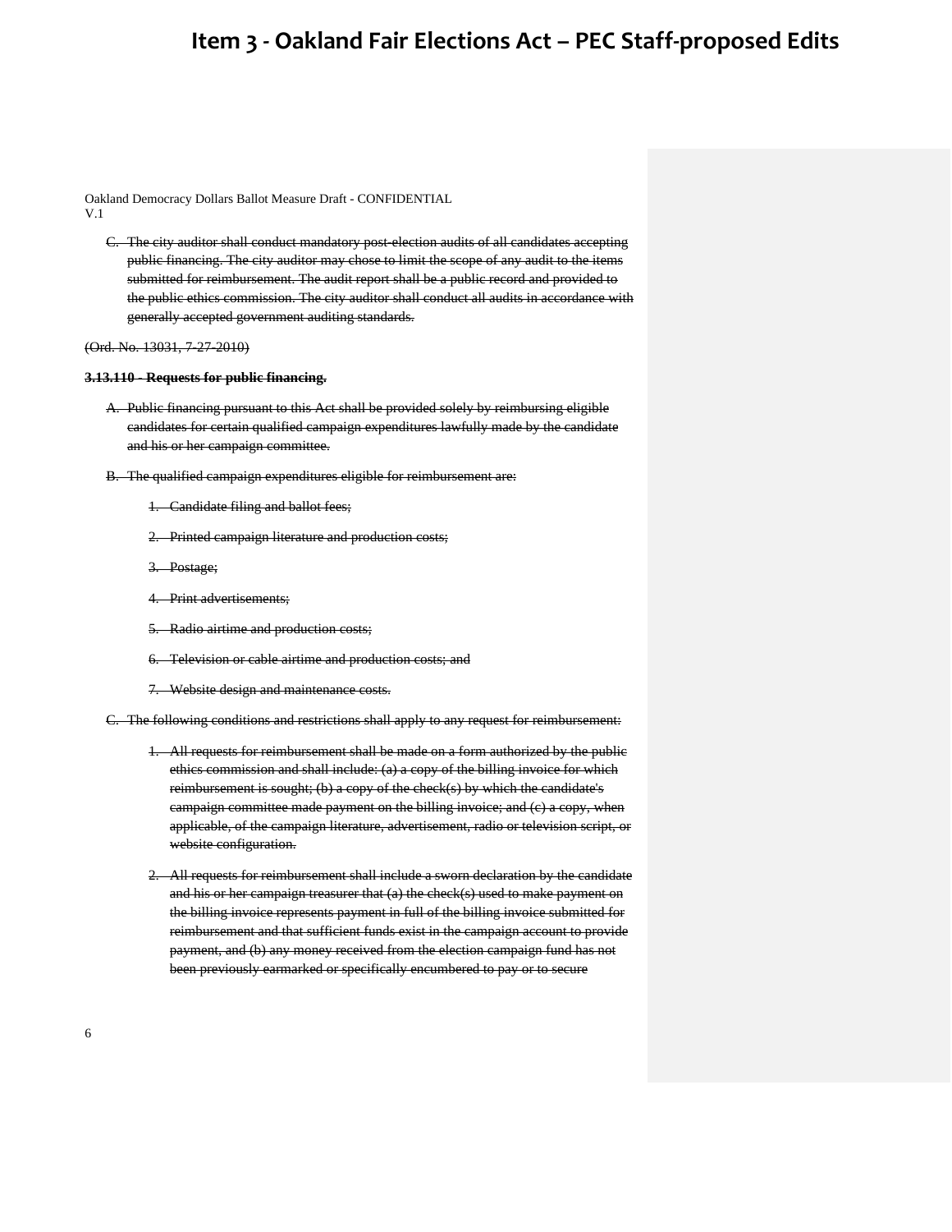C. ~~The city auditor shall conduct mandatory post-election audits of all candidates accepting public financing. The city auditor may chose to limit the scope of any audit to the items submitted for reimbursement. The audit report shall be a public record and provided to the public ethics commission. The city auditor shall conduct all audits in accordance with generally accepted government auditing standards.~~

~~(Ord. No. 13031, 7-27-2010)~~

**~~3.13.110 - Requests for public financing.~~**

A. ~~Public financing pursuant to this Act shall be provided solely by reimbursing eligible candidates for certain qualified campaign expenditures lawfully made by the candidate and his or her campaign committee.~~

B. ~~The qualified campaign expenditures eligible for reimbursement are:~~

   1. ~~Candidate filing and ballot fees;~~

   2. ~~Printed campaign literature and production costs;~~

   3. ~~Postage;~~

   4. ~~Print advertisements;~~

   5. ~~Radio airtime and production costs;~~

   6. ~~Television or cable airtime and production costs; and~~

   7. ~~Website design and maintenance costs.~~

C. ~~The following conditions and restrictions shall apply to any request for reimbursement:~~

   1. ~~All requests for reimbursement shall be made on a form authorized by the public ethics commission and shall include: (a) a copy of the billing invoice for which reimbursement is sought; (b) a copy of the check(s) by which the candidate's campaign committee made payment on the billing invoice; and (c) a copy, when applicable, of the campaign literature, advertisement, radio or television script, or website configuration.~~

   2. ~~All requests for reimbursement shall include a sworn declaration by the candidate and his or her campaign treasurer that (a) the check(s) used to make payment on the billing invoice represents payment in full of the billing invoice submitted for reimbursement and that sufficient funds exist in the campaign account to provide payment, and (b) any money received from the election campaign fund has not been previously earmarked or specifically encumbered to pay or to secure~~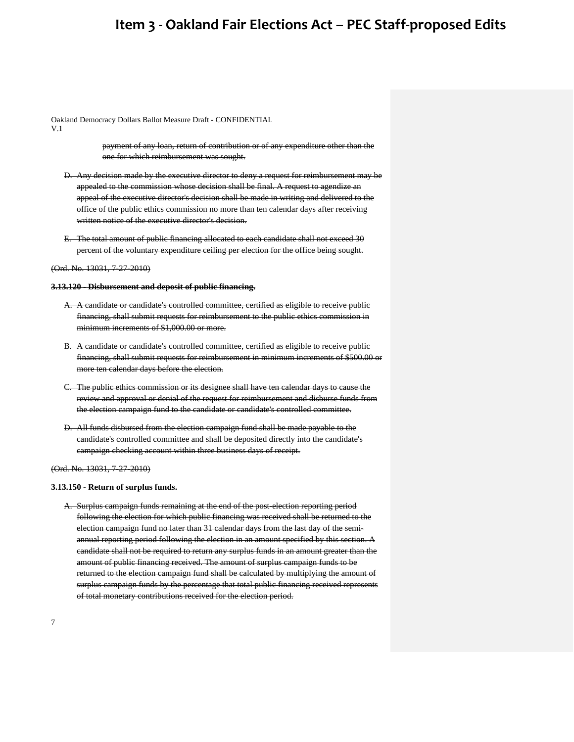payment of any loan, return of contribution or of any expenditure other than the one for which reimbursement was sought.

D. Any decision made by the executive director to deny a request for reimbursement may be appealed to the commission whose decision shall be final. A request to agendize an appeal of the executive director's decision shall be made in writing and delivered to the office of the public ethics commission no more than ten calendar days after receiving written notice of the executive director's decision.

E. The total amount of public financing allocated to each candidate shall not exceed 30 percent of the voluntary expenditure ceiling per election for the office being sought.

(Ord. No. 13031, 7-27-2010)

**3.13.120 - Disbursement and deposit of public financing.**

A. A candidate or candidate's controlled committee, certified as eligible to receive public financing, shall submit requests for reimbursement to the public ethics commission in minimum increments of $1,000.00 or more.

B. A candidate or candidate's controlled committee, certified as eligible to receive public financing, shall submit requests for reimbursement in minimum increments of $500.00 or more ten calendar days before the election.

C. The public ethics commission or its designee shall have ten calendar days to cause the review and approval or denial of the request for reimbursement and disburse funds from the election campaign fund to the candidate or candidate's controlled committee.

D. All funds disbursed from the election campaign fund shall be made payable to the candidate's controlled committee and shall be deposited directly into the candidate's campaign checking account within three business days of receipt.

(Ord. No. 13031, 7-27-2010)

**3.13.150 - Return of surplus funds.**

A. Surplus campaign funds remaining at the end of the post-election reporting period following the election for which public financing was received shall be returned to the election campaign fund no later than 31 calendar days from the last day of the semi-annual reporting period following the election in an amount specified by this section. A candidate shall not be required to return any surplus funds in an amount greater than the amount of public financing received. The amount of surplus campaign funds to be returned to the election campaign fund shall be calculated by multiplying the amount of surplus campaign funds by the percentage that total public financing received represents of total monetary contributions received for the election period.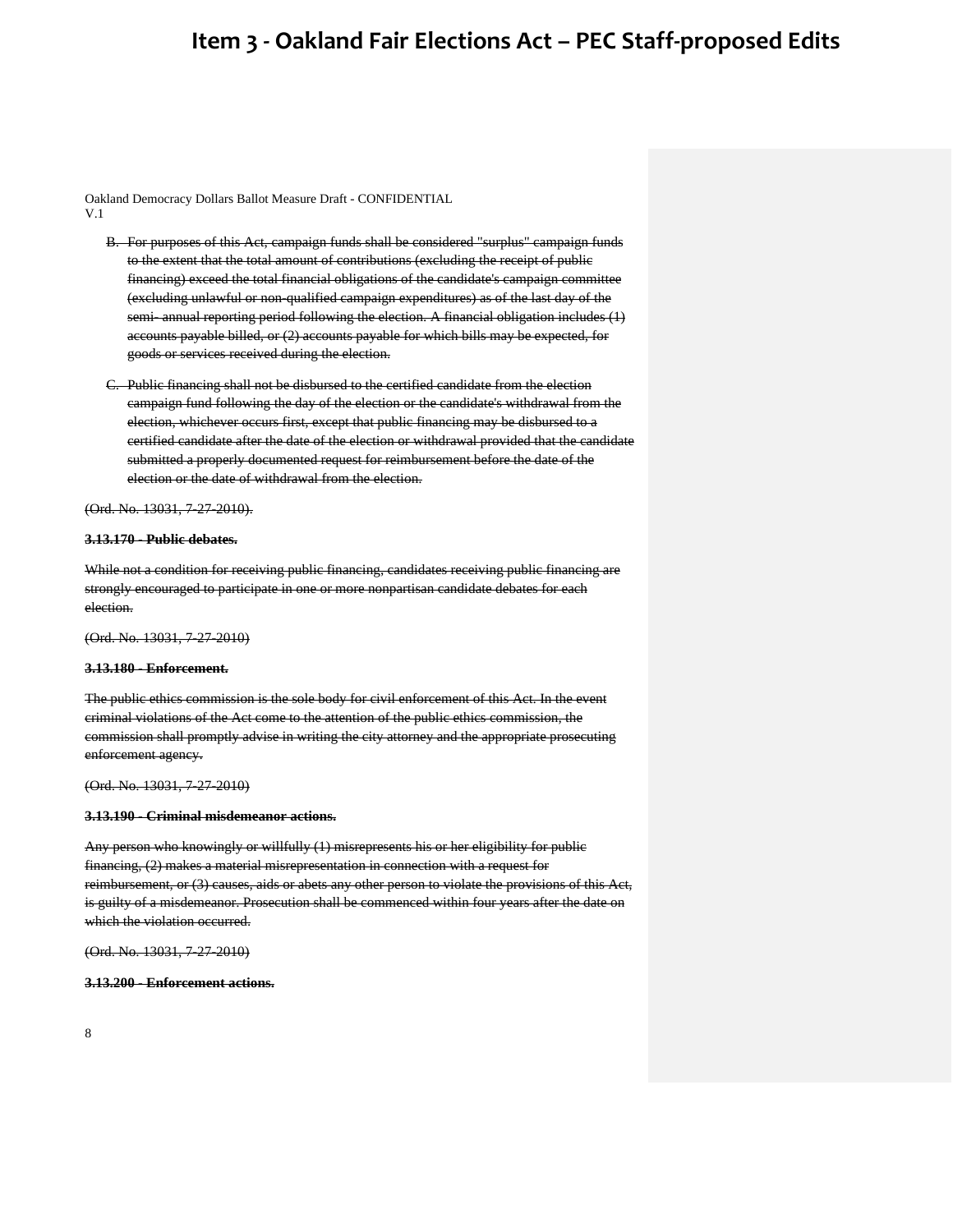B. ~~For purposes of this Act, campaign funds shall be considered "surplus" campaign funds to the extent that the total amount of contributions (excluding the receipt of public financing) exceed the total financial obligations of the candidate's campaign committee (excluding unlawful or non-qualified campaign expenditures) as of the last day of the semi- annual reporting period following the election. A financial obligation includes (1) accounts payable billed, or (2) accounts payable for which bills may be expected, for goods or services received during the election.~~

C. ~~Public financing shall not be disbursed to the certified candidate from the election campaign fund following the day of the election or the candidate's withdrawal from the election, whichever occurs first, except that public financing may be disbursed to a certified candidate after the date of the election or withdrawal provided that the candidate submitted a properly documented request for reimbursement before the date of the election or the date of withdrawal from the election.~~

~~(Ord. No. 13031, 7-27-2010).~~

**~~3.13.170 - Public debates.~~**

~~While not a condition for receiving public financing, candidates receiving public financing are strongly encouraged to participate in one or more nonpartisan candidate debates for each election.~~

~~(Ord. No. 13031, 7-27-2010)~~

**~~3.13.180 - Enforcement.~~**

~~The public ethics commission is the sole body for civil enforcement of this Act. In the event criminal violations of the Act come to the attention of the public ethics commission, the commission shall promptly advise in writing the city attorney and the appropriate prosecuting enforcement agency.~~

~~(Ord. No. 13031, 7-27-2010)~~

**~~3.13.190 - Criminal misdemeanor actions.~~**

~~Any person who knowingly or willfully (1) misrepresents his or her eligibility for public financing, (2) makes a material misrepresentation in connection with a request for reimbursement, or (3) causes, aids or abets any other person to violate the provisions of this Act, is guilty of a misdemeanor. Prosecution shall be commenced within four years after the date on which the violation occurred.~~

~~(Ord. No. 13031, 7-27-2010)~~

**~~3.13.200 - Enforcement actions.~~**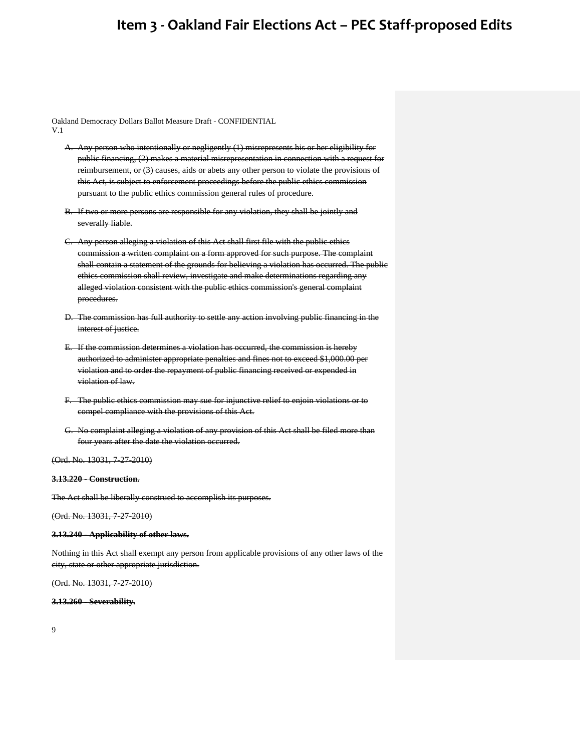Oakland Democracy Dollars Ballot Measure Draft - CONFIDENTIAL
V.1

~~A. Any person who intentionally or negligently (1) misrepresents his or her eligibility for public financing, (2) makes a material misrepresentation in connection with a request for reimbursement, or (3) causes, aids or abets any other person to violate the provisions of this Act, is subject to enforcement proceedings before the public ethics commission pursuant to the public ethics commission general rules of procedure.~~

~~B. If two or more persons are responsible for any violation, they shall be jointly and severally liable.~~

~~C. Any person alleging a violation of this Act shall first file with the public ethics commission a written complaint on a form approved for such purpose. The complaint shall contain a statement of the grounds for believing a violation has occurred. The public ethics commission shall review, investigate and make determinations regarding any alleged violation consistent with the public ethics commission's general complaint procedures.~~

~~D. The commission has full authority to settle any action involving public financing in the interest of justice.~~

~~E. If the commission determines a violation has occurred, the commission is hereby authorized to administer appropriate penalties and fines not to exceed $1,000.00 per violation and to order the repayment of public financing received or expended in violation of law.~~

~~F. The public ethics commission may sue for injunctive relief to enjoin violations or to compel compliance with the provisions of this Act.~~

~~G. No complaint alleging a violation of any provision of this Act shall be filed more than four years after the date the violation occurred.~~

~~(Ord. No. 13031, 7-27-2010)~~

~~**3.13.220 - Construction.**~~

~~The Act shall be liberally construed to accomplish its purposes.~~

~~(Ord. No. 13031, 7-27-2010)~~

~~**3.13.240 - Applicability of other laws.**~~

~~Nothing in this Act shall exempt any person from applicable provisions of any other laws of the city, state or other appropriate jurisdiction.~~

~~(Ord. No. 13031, 7-27-2010)~~

~~**3.13.260 - Severability.**~~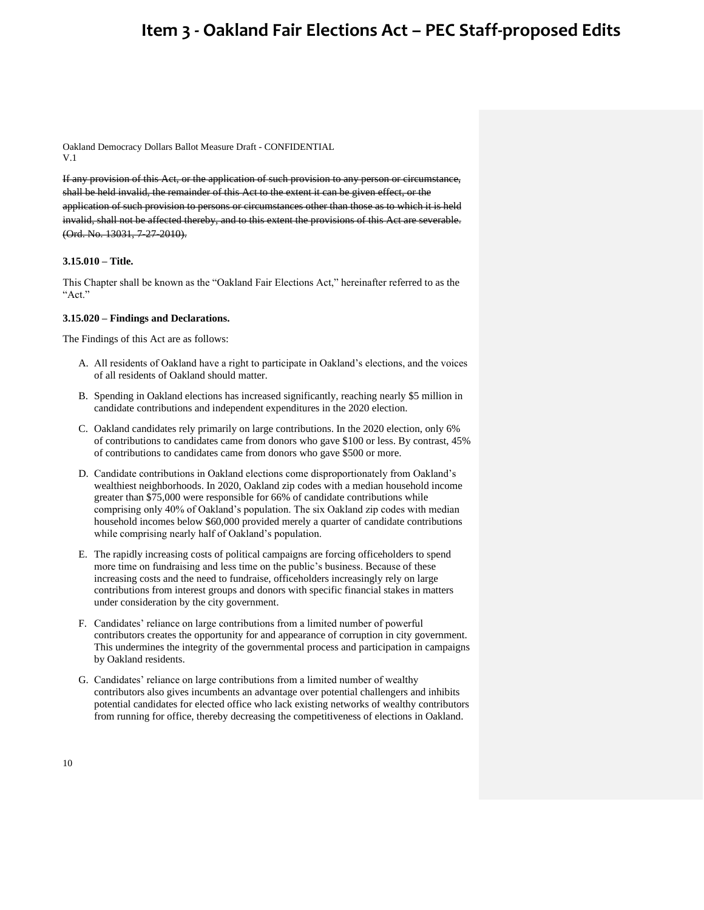Oakland Democracy Dollars Ballot Measure Draft - CONFIDENTIAL
V.1

~~If any provision of this Act, or the application of such provision to any person or circumstance, shall be held invalid, the remainder of this Act to the extent it can be given effect, or the application of such provision to persons or circumstances other than those as to which it is held invalid, shall not be affected thereby, and to this extent the provisions of this Act are severable. (Ord. No. 13031, 7-27-2010).~~

**3.15.010 – Title.**

This Chapter shall be known as the "Oakland Fair Elections Act," hereinafter referred to as the "Act."

**3.15.020 – Findings and Declarations.**

The Findings of this Act are as follows:

A. All residents of Oakland have a right to participate in Oakland's elections, and the voices of all residents of Oakland should matter.

B. Spending in Oakland elections has increased significantly, reaching nearly $5 million in candidate contributions and independent expenditures in the 2020 election.

C. Oakland candidates rely primarily on large contributions. In the 2020 election, only 6% of contributions to candidates came from donors who gave $100 or less. By contrast, 45% of contributions to candidates came from donors who gave $500 or more.

D. Candidate contributions in Oakland elections come disproportionately from Oakland's wealthiest neighborhoods. In 2020, Oakland zip codes with a median household income greater than $75,000 were responsible for 66% of candidate contributions while comprising only 40% of Oakland's population. The six Oakland zip codes with median household incomes below $60,000 provided merely a quarter of candidate contributions while comprising nearly half of Oakland's population.

E. The rapidly increasing costs of political campaigns are forcing officeholders to spend more time on fundraising and less time on the public's business. Because of these increasing costs and the need to fundraise, officeholders increasingly rely on large contributions from interest groups and donors with specific financial stakes in matters under consideration by the city government.

F. Candidates' reliance on large contributions from a limited number of powerful contributors creates the opportunity for and appearance of corruption in city government. This undermines the integrity of the governmental process and participation in campaigns by Oakland residents.

G. Candidates' reliance on large contributions from a limited number of wealthy contributors also gives incumbents an advantage over potential challengers and inhibits potential candidates for elected office who lack existing networks of wealthy contributors from running for office, thereby decreasing the competitiveness of elections in Oakland.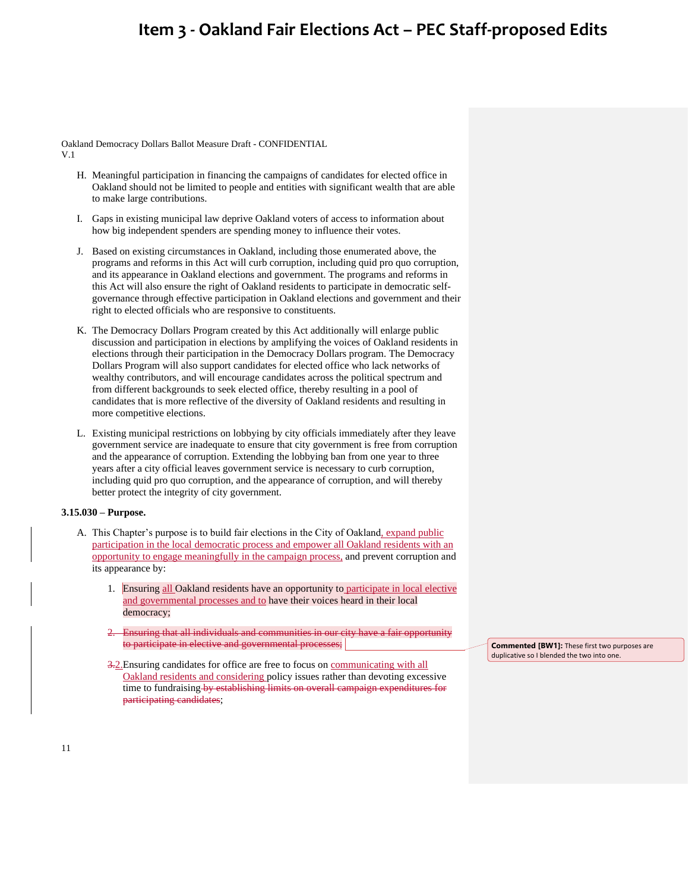# Item 3 - Oakland Fair Elections Act – PEC Staff-proposed Edits

Oakland Democracy Dollars Ballot Measure Draft - CONFIDENTIAL
V.1

H. Meaningful participation in financing the campaigns of candidates for elected office in Oakland should not be limited to people and entities with significant wealth that are able to make large contributions.

I. Gaps in existing municipal law deprive Oakland voters of access to information about how big independent spenders are spending money to influence their votes.

J. Based on existing circumstances in Oakland, including those enumerated above, the programs and reforms in this Act will curb corruption, including quid pro quo corruption, and its appearance in Oakland elections and government. The programs and reforms in this Act will also ensure the right of Oakland residents to participate in democratic self-governance through effective participation in Oakland elections and government and their right to elected officials who are responsive to constituents.

K. The Democracy Dollars Program created by this Act additionally will enlarge public discussion and participation in elections by amplifying the voices of Oakland residents in elections through their participation in the Democracy Dollars program. The Democracy Dollars Program will also support candidates for elected office who lack networks of wealthy contributors, and will encourage candidates across the political spectrum and from different backgrounds to seek elected office, thereby resulting in a pool of candidates that is more reflective of the diversity of Oakland residents and resulting in more competitive elections.

L. Existing municipal restrictions on lobbying by city officials immediately after they leave government service are inadequate to ensure that city government is free from corruption and the appearance of corruption. Extending the lobbying ban from one year to three years after a city official leaves government service is necessary to curb corruption, including quid pro quo corruption, and the appearance of corruption, and will thereby better protect the integrity of city government.

**3.15.030 – Purpose.**

A. This Chapter's purpose is to build fair elections in the City of Oakland, expand public participation in the local democratic process and empower all Oakland residents with an opportunity to engage meaningfully in the campaign process, and prevent corruption and its appearance by:

1. Ensuring all Oakland residents have an opportunity to participate in local elective and governmental processes and to have their voices heard in their local democracy;

~~2. Ensuring that all individuals and communities in our city have a fair opportunity to participate in elective and governmental processes;~~

~~3.~~2. Ensuring candidates for office are free to focus on communicating with all Oakland residents and considering policy issues rather than devoting excessive time to fundraising ~~by establishing limits on overall campaign expenditures for participating candidates~~;

**Commented [BW1]:** These first two purposes are duplicative so I blended the two into one.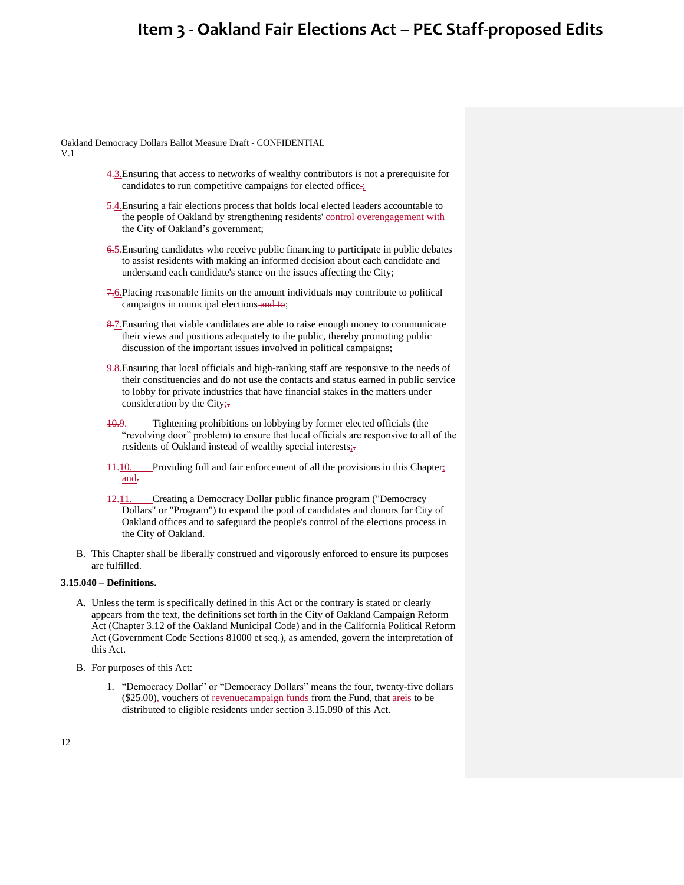Oakland Democracy Dollars Ballot Measure Draft - CONFIDENTIAL
V.1

4.3. Ensuring that access to networks of wealthy contributors is not a prerequisite for candidates to run competitive campaigns for elected office.;

5.4. Ensuring a fair elections process that holds local elected leaders accountable to the people of Oakland by strengthening residents' control overengagement with the City of Oakland's government;

6.5. Ensuring candidates who receive public financing to participate in public debates to assist residents with making an informed decision about each candidate and understand each candidate's stance on the issues affecting the City;

7.6. Placing reasonable limits on the amount individuals may contribute to political campaigns in municipal elections and to;

8.7. Ensuring that viable candidates are able to raise enough money to communicate their views and positions adequately to the public, thereby promoting public discussion of the important issues involved in political campaigns;

9.8. Ensuring that local officials and high-ranking staff are responsive to the needs of their constituencies and do not use the contacts and status earned in public service to lobby for private industries that have financial stakes in the matters under consideration by the City;.

10.9. Tightening prohibitions on lobbying by former elected officials (the "revolving door" problem) to ensure that local officials are responsive to all of the residents of Oakland instead of wealthy special interests;.

11.10. Providing full and fair enforcement of all the provisions in this Chapter; and.

12.11. Creating a Democracy Dollar public finance program ("Democracy Dollars" or "Program") to expand the pool of candidates and donors for City of Oakland offices and to safeguard the people's control of the elections process in the City of Oakland.

B. This Chapter shall be liberally construed and vigorously enforced to ensure its purposes are fulfilled.

**3.15.040 – Definitions.**

A. Unless the term is specifically defined in this Act or the contrary is stated or clearly appears from the text, the definitions set forth in the City of Oakland Campaign Reform Act (Chapter 3.12 of the Oakland Municipal Code) and in the California Political Reform Act (Government Code Sections 81000 et seq.), as amended, govern the interpretation of this Act.

B. For purposes of this Act:

1. "Democracy Dollar" or "Democracy Dollars" means the four, twenty-five dollars ($25.00), vouchers of revenuecampaign funds from the Fund, that areis to be distributed to eligible residents under section 3.15.090 of this Act.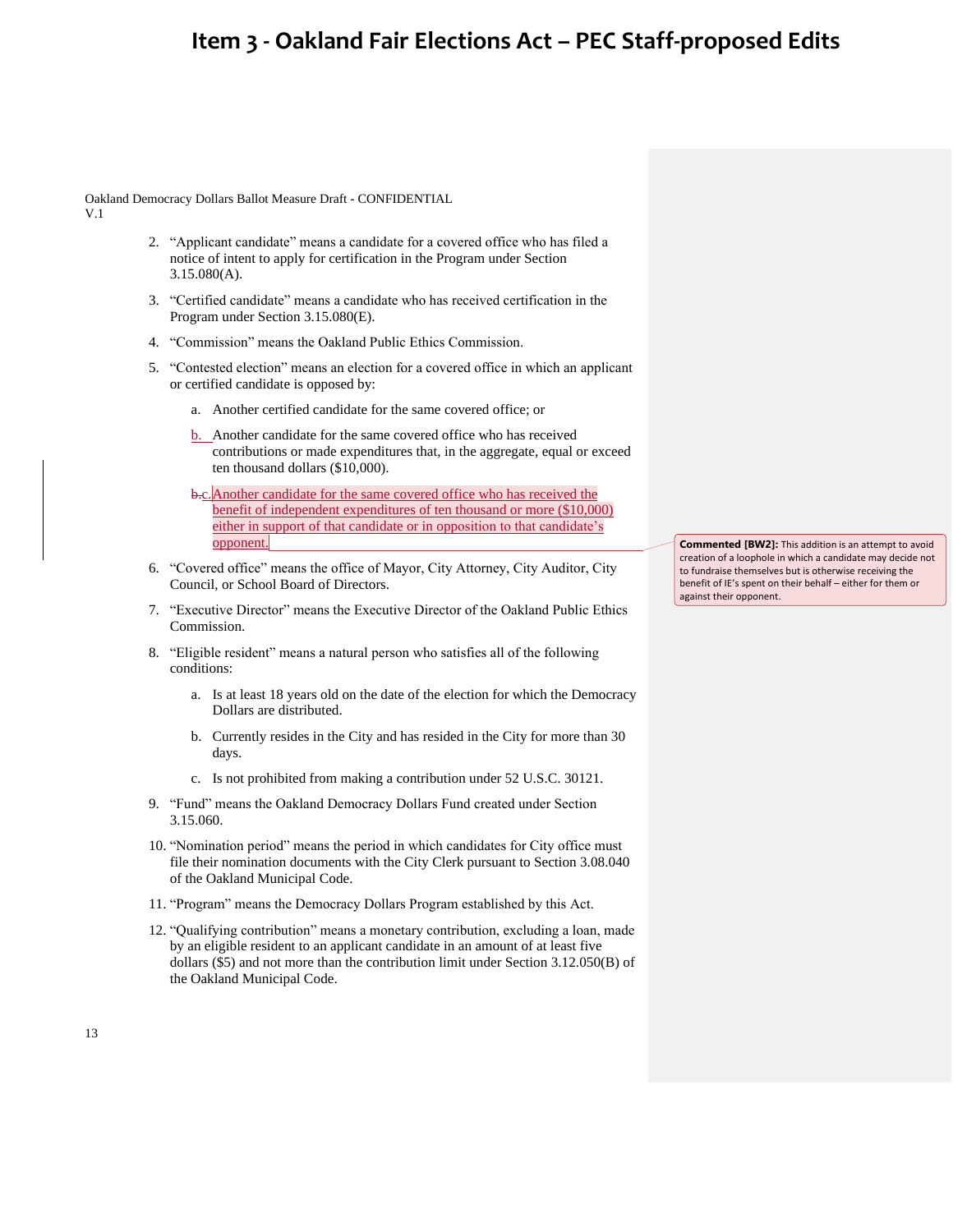# Item 3 - Oakland Fair Elections Act – PEC Staff-proposed Edits

Oakland Democracy Dollars Ballot Measure Draft - CONFIDENTIAL
V.1

2. "Applicant candidate" means a candidate for a covered office who has filed a notice of intent to apply for certification in the Program under Section 3.15.080(A).

3. "Certified candidate" means a candidate who has received certification in the Program under Section 3.15.080(E).

4. "Commission" means the Oakland Public Ethics Commission.

5. "Contested election" means an election for a covered office in which an applicant or certified candidate is opposed by:

   a. Another certified candidate for the same covered office; or

   b. Another candidate for the same covered office who has received contributions or made expenditures that, in the aggregate, equal or exceed ten thousand dollars ($10,000).

   ~~b.~~c. Another candidate for the same covered office who has received the benefit of independent expenditures of ten thousand or more ($10,000) either in support of that candidate or in opposition to that candidate's opponent.

> **Commented [BW2]:** This addition is an attempt to avoid creation of a loophole in which a candidate may decide not to fundraise themselves but is otherwise receiving the benefit of IE's spent on their behalf – either for them or against their opponent.

6. "Covered office" means the office of Mayor, City Attorney, City Auditor, City Council, or School Board of Directors.

7. "Executive Director" means the Executive Director of the Oakland Public Ethics Commission.

8. "Eligible resident" means a natural person who satisfies all of the following conditions:

   a. Is at least 18 years old on the date of the election for which the Democracy Dollars are distributed.

   b. Currently resides in the City and has resided in the City for more than 30 days.

   c. Is not prohibited from making a contribution under 52 U.S.C. 30121.

9. "Fund" means the Oakland Democracy Dollars Fund created under Section 3.15.060.

10. "Nomination period" means the period in which candidates for City office must file their nomination documents with the City Clerk pursuant to Section 3.08.040 of the Oakland Municipal Code.

11. "Program" means the Democracy Dollars Program established by this Act.

12. "Qualifying contribution" means a monetary contribution, excluding a loan, made by an eligible resident to an applicant candidate in an amount of at least five dollars ($5) and not more than the contribution limit under Section 3.12.050(B) of the Oakland Municipal Code.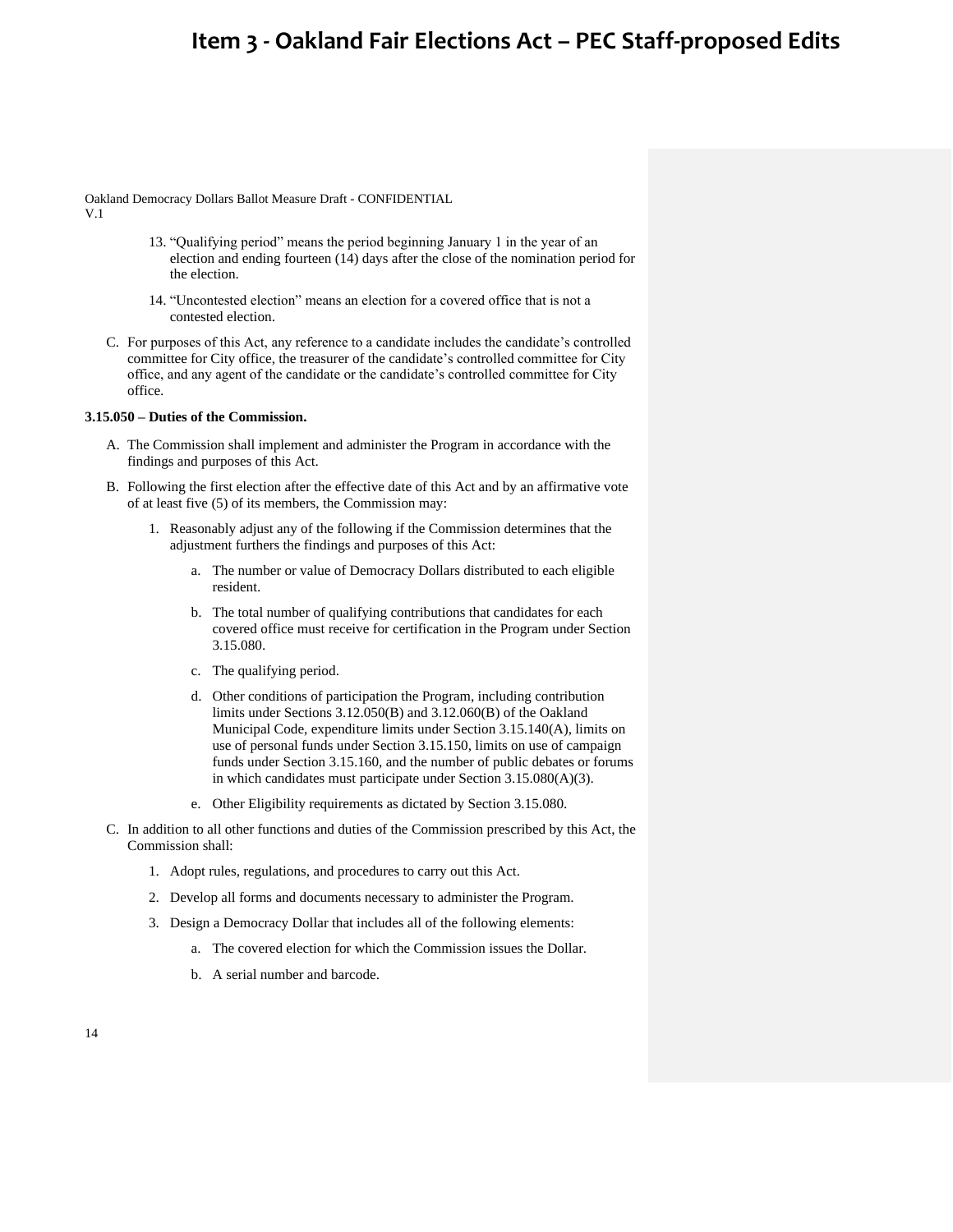13. "Qualifying period" means the period beginning January 1 in the year of an election and ending fourteen (14) days after the close of the nomination period for the election.

14. "Uncontested election" means an election for a covered office that is not a contested election.

C. For purposes of this Act, any reference to a candidate includes the candidate's controlled committee for City office, the treasurer of the candidate's controlled committee for City office, and any agent of the candidate or the candidate's controlled committee for City office.

**3.15.050 – Duties of the Commission.**

A. The Commission shall implement and administer the Program in accordance with the findings and purposes of this Act.

B. Following the first election after the effective date of this Act and by an affirmative vote of at least five (5) of its members, the Commission may:

1. Reasonably adjust any of the following if the Commission determines that the adjustment furthers the findings and purposes of this Act:

   a. The number or value of Democracy Dollars distributed to each eligible resident.

   b. The total number of qualifying contributions that candidates for each covered office must receive for certification in the Program under Section 3.15.080.

   c. The qualifying period.

   d. Other conditions of participation the Program, including contribution limits under Sections 3.12.050(B) and 3.12.060(B) of the Oakland Municipal Code, expenditure limits under Section 3.15.140(A), limits on use of personal funds under Section 3.15.150, limits on use of campaign funds under Section 3.15.160, and the number of public debates or forums in which candidates must participate under Section 3.15.080(A)(3).

   e. Other Eligibility requirements as dictated by Section 3.15.080.

C. In addition to all other functions and duties of the Commission prescribed by this Act, the Commission shall:

1. Adopt rules, regulations, and procedures to carry out this Act.

2. Develop all forms and documents necessary to administer the Program.

3. Design a Democracy Dollar that includes all of the following elements:

   a. The covered election for which the Commission issues the Dollar.

   b. A serial number and barcode.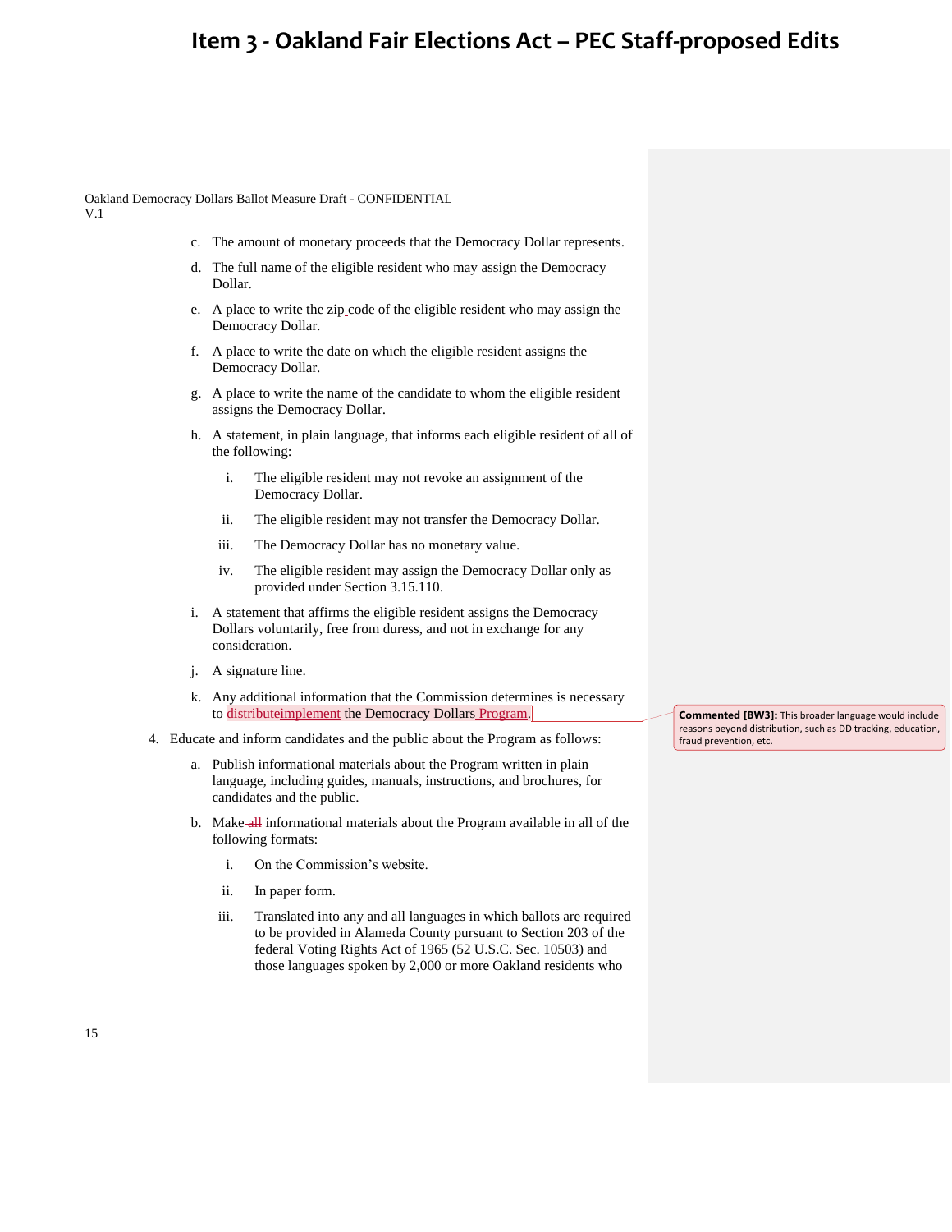c. The amount of monetary proceeds that the Democracy Dollar represents.

d. The full name of the eligible resident who may assign the Democracy Dollar.

e. A place to write the zip code of the eligible resident who may assign the Democracy Dollar.

f. A place to write the date on which the eligible resident assigns the Democracy Dollar.

g. A place to write the name of the candidate to whom the eligible resident assigns the Democracy Dollar.

h. A statement, in plain language, that informs each eligible resident of all of the following:

   i. The eligible resident may not revoke an assignment of the Democracy Dollar.

   ii. The eligible resident may not transfer the Democracy Dollar.

   iii. The Democracy Dollar has no monetary value.

   iv. The eligible resident may assign the Democracy Dollar only as provided under Section 3.15.110.

i. A statement that affirms the eligible resident assigns the Democracy Dollars voluntarily, free from duress, and not in exchange for any consideration.

j. A signature line.

k. Any additional information that the Commission determines is necessary to ~~distribute~~implement the Democracy Dollars Program.

> **Commented [BW3]:** This broader language would include reasons beyond distribution, such as DD tracking, education, fraud prevention, etc.

4. Educate and inform candidates and the public about the Program as follows:

   a. Publish informational materials about the Program written in plain language, including guides, manuals, instructions, and brochures, for candidates and the public.

   b. Make ~~all~~ informational materials about the Program available in all of the following formats:

      i. On the Commission's website.

      ii. In paper form.

      iii. Translated into any and all languages in which ballots are required to be provided in Alameda County pursuant to Section 203 of the federal Voting Rights Act of 1965 (52 U.S.C. Sec. 10503) and those languages spoken by 2,000 or more Oakland residents who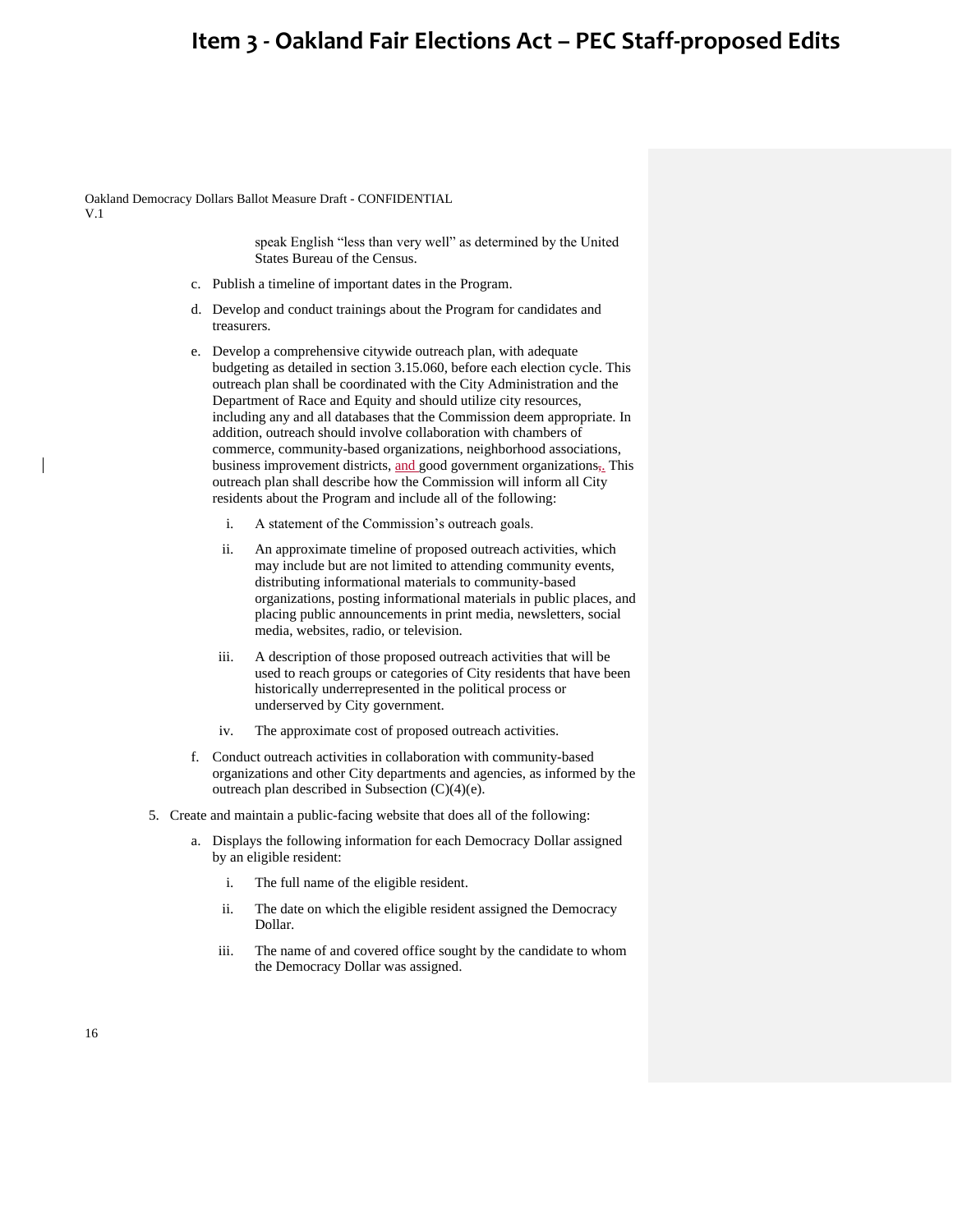speak English “less than very well” as determined by the United States Bureau of the Census.

c. Publish a timeline of important dates in the Program.

d. Develop and conduct trainings about the Program for candidates and treasurers.

e. Develop a comprehensive citywide outreach plan, with adequate budgeting as detailed in section 3.15.060, before each election cycle. This outreach plan shall be coordinated with the City Administration and the Department of Race and Equity and should utilize city resources, including any and all databases that the Commission deem appropriate. In addition, outreach should involve collaboration with chambers of commerce, community-based organizations, neighborhood associations, business improvement districts, and good government organizations. This outreach plan shall describe how the Commission will inform all City residents about the Program and include all of the following:

   i. A statement of the Commission’s outreach goals.

   ii. An approximate timeline of proposed outreach activities, which may include but are not limited to attending community events, distributing informational materials to community-based organizations, posting informational materials in public places, and placing public announcements in print media, newsletters, social media, websites, radio, or television.

   iii. A description of those proposed outreach activities that will be used to reach groups or categories of City residents that have been historically underrepresented in the political process or underserved by City government.

   iv. The approximate cost of proposed outreach activities.

f. Conduct outreach activities in collaboration with community-based organizations and other City departments and agencies, as informed by the outreach plan described in Subsection (C)(4)(e).

5. Create and maintain a public-facing website that does all of the following:

   a. Displays the following information for each Democracy Dollar assigned by an eligible resident:

      i. The full name of the eligible resident.

      ii. The date on which the eligible resident assigned the Democracy Dollar.

      iii. The name of and covered office sought by the candidate to whom the Democracy Dollar was assigned.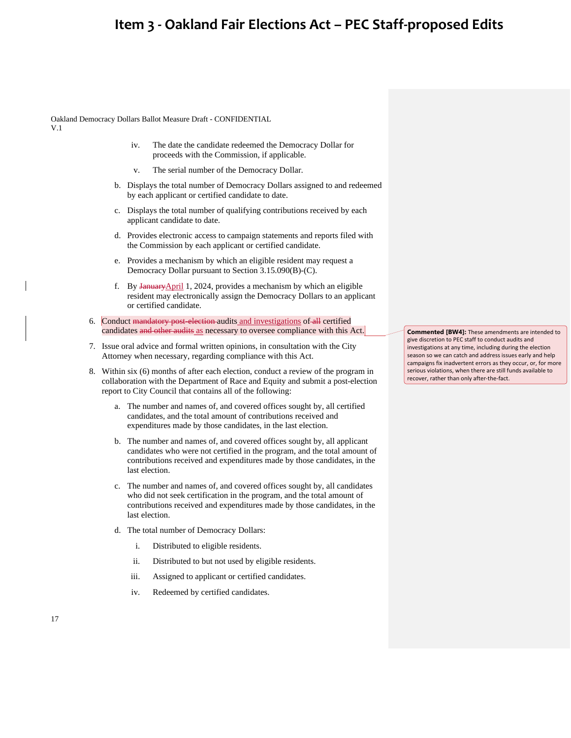# Item 3 - Oakland Fair Elections Act – PEC Staff-proposed Edits

Oakland Democracy Dollars Ballot Measure Draft - CONFIDENTIAL
V.1

iv. The date the candidate redeemed the Democracy Dollar for proceeds with the Commission, if applicable.

v. The serial number of the Democracy Dollar.

b. Displays the total number of Democracy Dollars assigned to and redeemed by each applicant or certified candidate to date.

c. Displays the total number of qualifying contributions received by each applicant candidate to date.

d. Provides electronic access to campaign statements and reports filed with the Commission by each applicant or certified candidate.

e. Provides a mechanism by which an eligible resident may request a Democracy Dollar pursuant to Section 3.15.090(B)-(C).

f. By ~~January~~April 1, 2024, provides a mechanism by which an eligible resident may electronically assign the Democracy Dollars to an applicant or certified candidate.

6. Conduct ~~mandatory post-election~~ audits and investigations of ~~all~~ certified candidates ~~and other audits~~ as necessary to oversee compliance with this Act.

> **Commented [BW4]:** These amendments are intended to give discretion to PEC staff to conduct audits and investigations at any time, including during the election season so we can catch and address issues early and help campaigns fix inadvertent errors as they occur, or, for more serious violations, when there are still funds available to recover, rather than only after-the-fact.

7. Issue oral advice and formal written opinions, in consultation with the City Attorney when necessary, regarding compliance with this Act.

8. Within six (6) months of after each election, conduct a review of the program in collaboration with the Department of Race and Equity and submit a post-election report to City Council that contains all of the following:

a. The number and names of, and covered offices sought by, all certified candidates, and the total amount of contributions received and expenditures made by those candidates, in the last election.

b. The number and names of, and covered offices sought by, all applicant candidates who were not certified in the program, and the total amount of contributions received and expenditures made by those candidates, in the last election.

c. The number and names of, and covered offices sought by, all candidates who did not seek certification in the program, and the total amount of contributions received and expenditures made by those candidates, in the last election.

d. The total number of Democracy Dollars:

i. Distributed to eligible residents.

ii. Distributed to but not used by eligible residents.

iii. Assigned to applicant or certified candidates.

iv. Redeemed by certified candidates.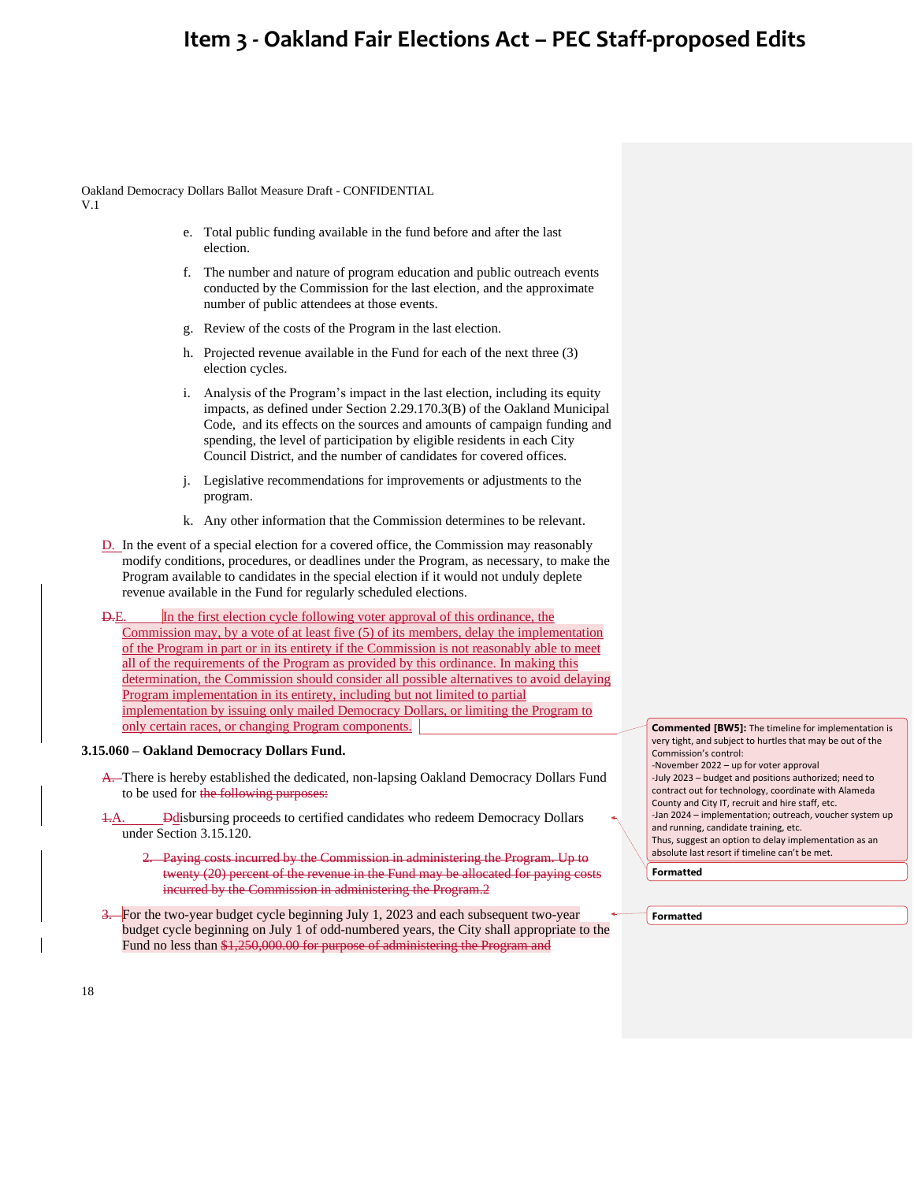# Item 3 - Oakland Fair Elections Act – PEC Staff-proposed Edits

Oakland Democracy Dollars Ballot Measure Draft - CONFIDENTIAL
V.1

e. Total public funding available in the fund before and after the last election.

f. The number and nature of program education and public outreach events conducted by the Commission for the last election, and the approximate number of public attendees at those events.

g. Review of the costs of the Program in the last election.

h. Projected revenue available in the Fund for each of the next three (3) election cycles.

i. Analysis of the Program's impact in the last election, including its equity impacts, as defined under Section 2.29.170.3(B) of the Oakland Municipal Code, and its effects on the sources and amounts of campaign funding and spending, the level of participation by eligible residents in each City Council District, and the number of candidates for covered offices.

j. Legislative recommendations for improvements or adjustments to the program.

k. Any other information that the Commission determines to be relevant.

D. In the event of a special election for a covered office, the Commission may reasonably modify conditions, procedures, or deadlines under the Program, as necessary, to make the Program available to candidates in the special election if it would not unduly deplete revenue available in the Fund for regularly scheduled elections.

~~D.~~E. In the first election cycle following voter approval of this ordinance, the Commission may, by a vote of at least five (5) of its members, delay the implementation of the Program in part or in its entirety if the Commission is not reasonably able to meet all of the requirements of the Program as provided by this ordinance. In making this determination, the Commission should consider all possible alternatives to avoid delaying Program implementation in its entirety, including but not limited to partial implementation by issuing only mailed Democracy Dollars, or limiting the Program to only certain races, or changing Program components.

**Commented [BW5]:** The timeline for implementation is very tight, and subject to hurtles that may be out of the Commission's control:
-November 2022 – up for voter approval
-July 2023 – budget and positions authorized; need to contract out for technology, coordinate with Alameda County and City IT, recruit and hire staff, etc.
-Jan 2024 – implementation; outreach, voucher system up and running, candidate training, etc.
Thus, suggest an option to delay implementation as an absolute last resort if timeline can't be met.

### 3.15.060 – Oakland Democracy Dollars Fund.

~~A.~~ There is hereby established the dedicated, non-lapsing Oakland Democracy Dollars Fund to be used for ~~the following purposes:~~

~~1.~~A. ~~D~~disbursing proceeds to certified candidates who redeem Democracy Dollars under Section 3.15.120.

~~2. Paying costs incurred by the Commission in administering the Program. Up to twenty (20) percent of the revenue in the Fund may be allocated for paying costs incurred by the Commission in administering the Program.2~~

~~3.~~ For the two-year budget cycle beginning July 1, 2023 and each subsequent two-year budget cycle beginning on July 1 of odd-numbered years, the City shall appropriate to the Fund no less than ~~$1,250,000.00 for purpose of administering the Program and~~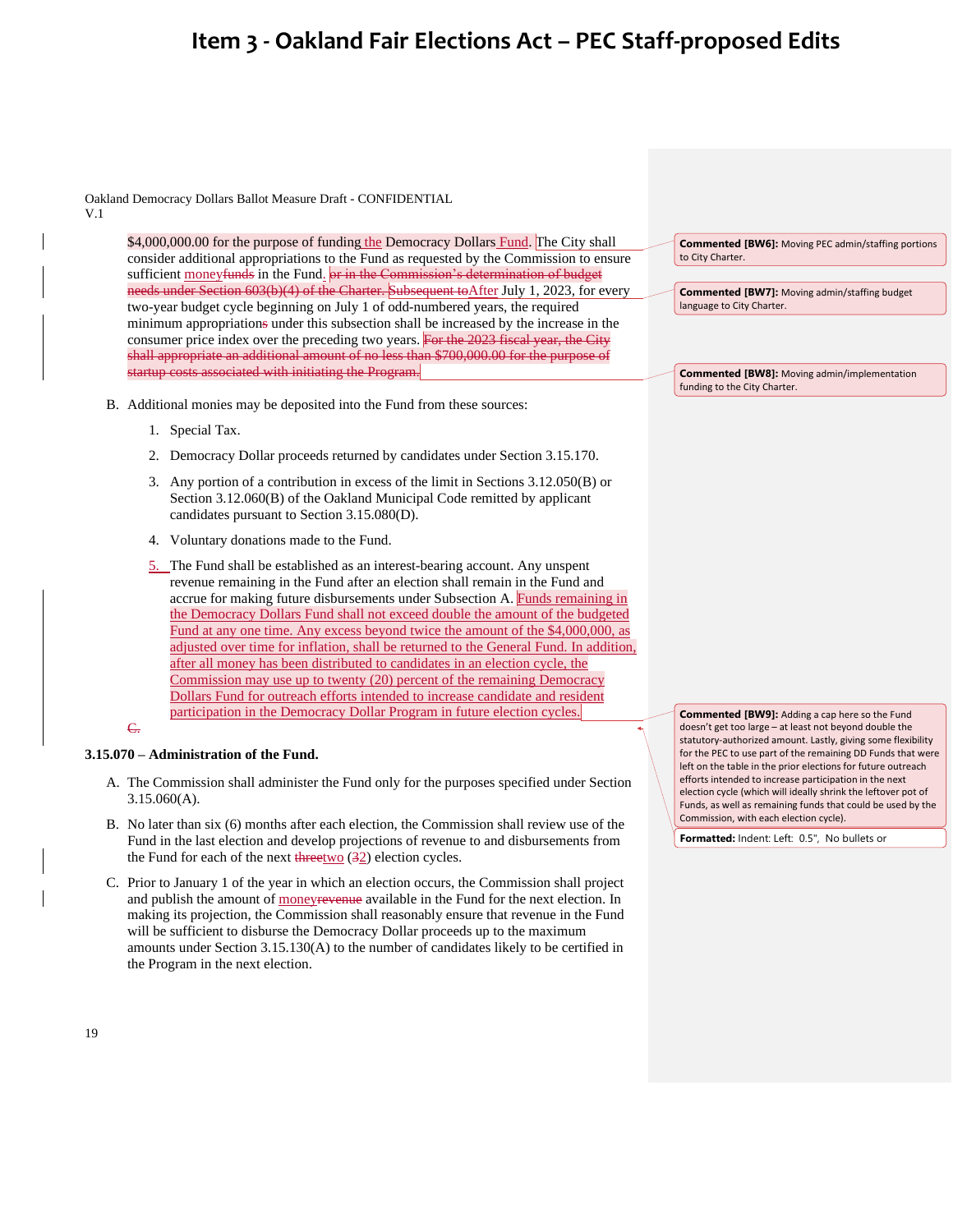# Item 3 - Oakland Fair Elections Act – PEC Staff-proposed Edits

Oakland Democracy Dollars Ballot Measure Draft - CONFIDENTIAL
V.1

$4,000,000.00 for the purpose of funding the Democracy Dollars Fund. The City shall consider additional appropriations to the Fund as requested by the Commission to ensure sufficient moneyfunds in the Fund. ~~or in the Commission's determination of budget needs under Section 603(b)(4) of the Charter.~~ ~~Subsequent to~~After July 1, 2023, for every two-year budget cycle beginning on July 1 of odd-numbered years, the required minimum appropriations under this subsection shall be increased by the increase in the consumer price index over the preceding two years. ~~For the 2023 fiscal year, the City shall appropriate an additional amount of no less than $700,000.00 for the purpose of startup costs associated with initiating the Program.~~

B. Additional monies may be deposited into the Fund from these sources:

1. Special Tax.
2. Democracy Dollar proceeds returned by candidates under Section 3.15.170.
3. Any portion of a contribution in excess of the limit in Sections 3.12.050(B) or Section 3.12.060(B) of the Oakland Municipal Code remitted by applicant candidates pursuant to Section 3.15.080(D).
4. Voluntary donations made to the Fund.
5. The Fund shall be established as an interest-bearing account. Any unspent revenue remaining in the Fund after an election shall remain in the Fund and accrue for making future disbursements under Subsection A. Funds remaining in the Democracy Dollars Fund shall not exceed double the amount of the budgeted Fund at any one time. Any excess beyond twice the amount of the $4,000,000, as adjusted over time for inflation, shall be returned to the General Fund. In addition, after all money has been distributed to candidates in an election cycle, the Commission may use up to twenty (20) percent of the remaining Democracy Dollars Fund for outreach efforts intended to increase candidate and resident participation in the Democracy Dollar Program in future election cycles.

~~C.~~

**3.15.070 – Administration of the Fund.**

A. The Commission shall administer the Fund only for the purposes specified under Section 3.15.060(A).

B. No later than six (6) months after each election, the Commission shall review use of the Fund in the last election and develop projections of revenue to and disbursements from the Fund for each of the next ~~three~~two (~~3~~2) election cycles.

C. Prior to January 1 of the year in which an election occurs, the Commission shall project and publish the amount of money~~revenue~~ available in the Fund for the next election. In making its projection, the Commission shall reasonably ensure that revenue in the Fund will be sufficient to disburse the Democracy Dollar proceeds up to the maximum amounts under Section 3.15.130(A) to the number of candidates likely to be certified in the Program in the next election.

**Commented [BW6]:** Moving PEC admin/staffing portions to City Charter.

**Commented [BW7]:** Moving admin/staffing budget language to City Charter.

**Commented [BW8]:** Moving admin/implementation funding to the City Charter.

**Commented [BW9]:** Adding a cap here so the Fund doesn't get too large – at least not beyond double the statutory-authorized amount. Lastly, giving some flexibility for the PEC to use part of the remaining DD Funds that were left on the table in the prior elections for future outreach efforts intended to increase participation in the next election cycle (which will ideally shrink the leftover pot of Funds, as well as remaining funds that could be used by the Commission, with each election cycle).

**Formatted:** Indent: Left: 0.5", No bullets or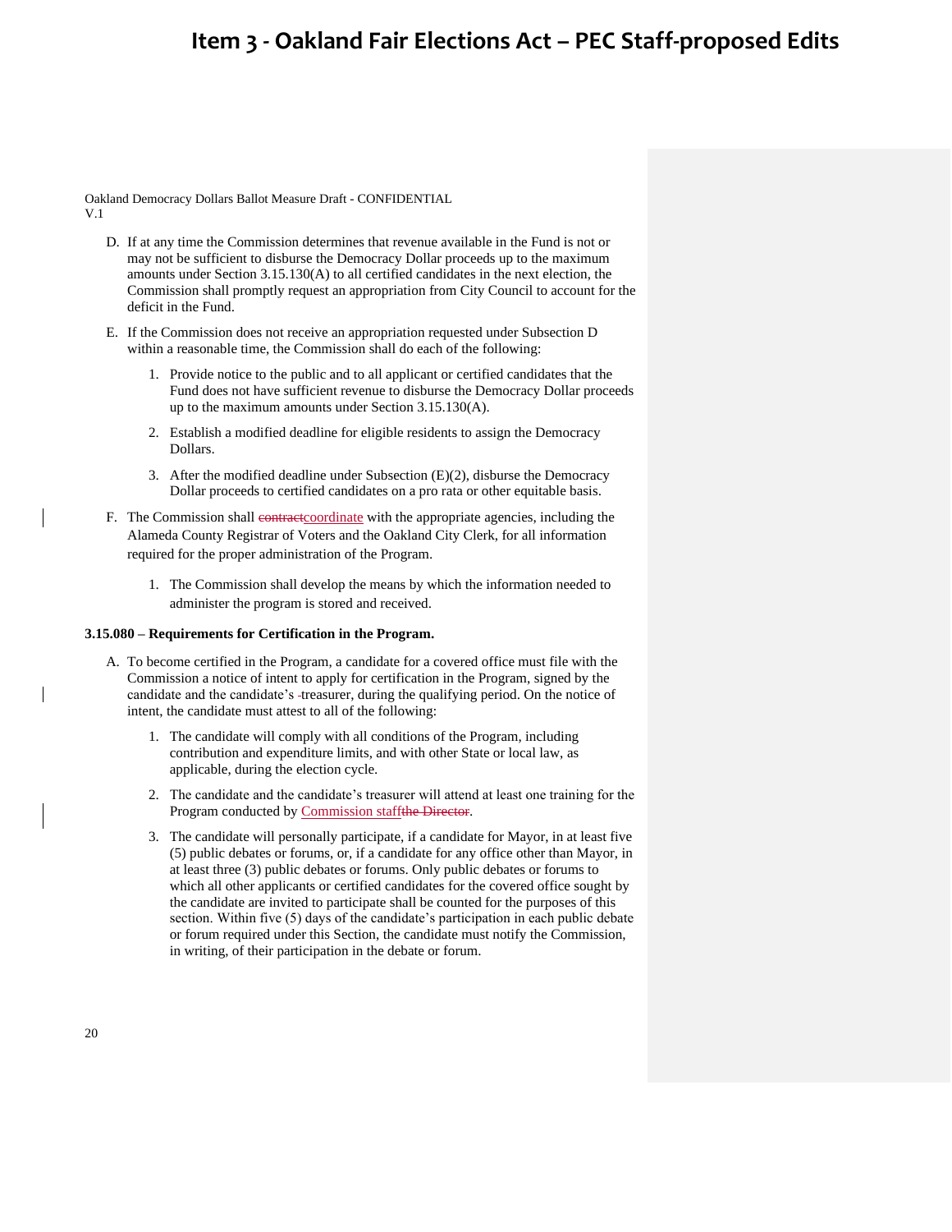Oakland Democracy Dollars Ballot Measure Draft - CONFIDENTIAL
V.1

D. If at any time the Commission determines that revenue available in the Fund is not or may not be sufficient to disburse the Democracy Dollar proceeds up to the maximum amounts under Section 3.15.130(A) to all certified candidates in the next election, the Commission shall promptly request an appropriation from City Council to account for the deficit in the Fund.

E. If the Commission does not receive an appropriation requested under Subsection D within a reasonable time, the Commission shall do each of the following:

   1. Provide notice to the public and to all applicant or certified candidates that the Fund does not have sufficient revenue to disburse the Democracy Dollar proceeds up to the maximum amounts under Section 3.15.130(A).

   2. Establish a modified deadline for eligible residents to assign the Democracy Dollars.

   3. After the modified deadline under Subsection (E)(2), disburse the Democracy Dollar proceeds to certified candidates on a pro rata or other equitable basis.

F. The Commission shall ~~contract~~coordinate with the appropriate agencies, including the Alameda County Registrar of Voters and the Oakland City Clerk, for all information required for the proper administration of the Program.

   1. The Commission shall develop the means by which the information needed to administer the program is stored and received.

**3.15.080 – Requirements for Certification in the Program.**

A. To become certified in the Program, a candidate for a covered office must file with the Commission a notice of intent to apply for certification in the Program, signed by the candidate and the candidate's treasurer, during the qualifying period. On the notice of intent, the candidate must attest to all of the following:

   1. The candidate will comply with all conditions of the Program, including contribution and expenditure limits, and with other State or local law, as applicable, during the election cycle.

   2. The candidate and the candidate's treasurer will attend at least one training for the Program conducted by Commission staff~~the Director~~.

   3. The candidate will personally participate, if a candidate for Mayor, in at least five (5) public debates or forums, or, if a candidate for any office other than Mayor, in at least three (3) public debates or forums. Only public debates or forums to which all other applicants or certified candidates for the covered office sought by the candidate are invited to participate shall be counted for the purposes of this section. Within five (5) days of the candidate's participation in each public debate or forum required under this Section, the candidate must notify the Commission, in writing, of their participation in the debate or forum.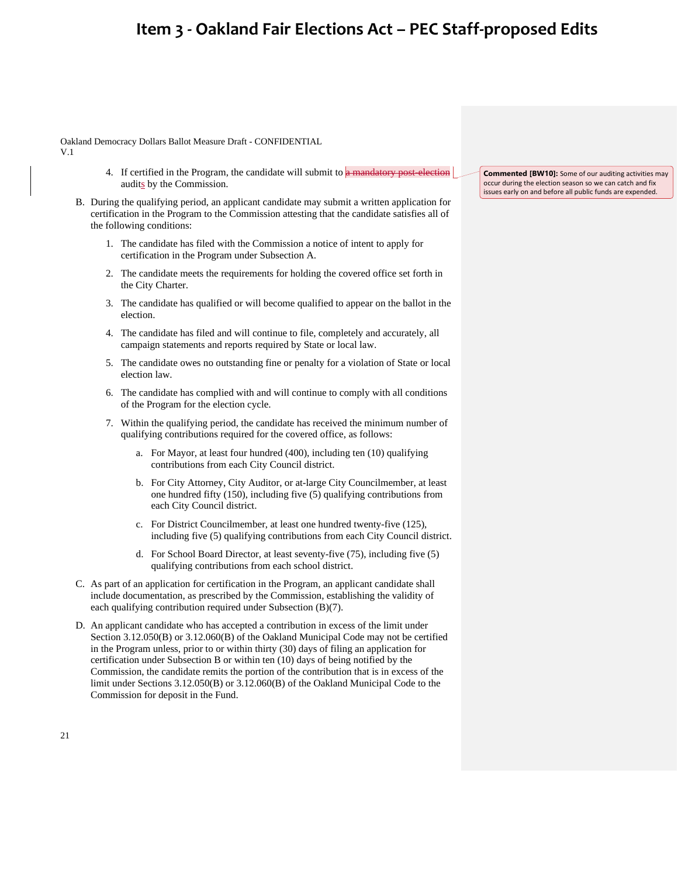Oakland Democracy Dollars Ballot Measure Draft - CONFIDENTIAL
V.1

4. If certified in the Program, the candidate will submit to ~~a mandatory post-election~~ audits by the Commission.

> **Commented [BW10]:** Some of our auditing activities may occur during the election season so we can catch and fix issues early on and before all public funds are expended.

B. During the qualifying period, an applicant candidate may submit a written application for certification in the Program to the Commission attesting that the candidate satisfies all of the following conditions:

   1. The candidate has filed with the Commission a notice of intent to apply for certification in the Program under Subsection A.

   2. The candidate meets the requirements for holding the covered office set forth in the City Charter.

   3. The candidate has qualified or will become qualified to appear on the ballot in the election.

   4. The candidate has filed and will continue to file, completely and accurately, all campaign statements and reports required by State or local law.

   5. The candidate owes no outstanding fine or penalty for a violation of State or local election law.

   6. The candidate has complied with and will continue to comply with all conditions of the Program for the election cycle.

   7. Within the qualifying period, the candidate has received the minimum number of qualifying contributions required for the covered office, as follows:

      a. For Mayor, at least four hundred (400), including ten (10) qualifying contributions from each City Council district.

      b. For City Attorney, City Auditor, or at-large City Councilmember, at least one hundred fifty (150), including five (5) qualifying contributions from each City Council district.

      c. For District Councilmember, at least one hundred twenty-five (125), including five (5) qualifying contributions from each City Council district.

      d. For School Board Director, at least seventy-five (75), including five (5) qualifying contributions from each school district.

C. As part of an application for certification in the Program, an applicant candidate shall include documentation, as prescribed by the Commission, establishing the validity of each qualifying contribution required under Subsection (B)(7).

D. An applicant candidate who has accepted a contribution in excess of the limit under Section 3.12.050(B) or 3.12.060(B) of the Oakland Municipal Code may not be certified in the Program unless, prior to or within thirty (30) days of filing an application for certification under Subsection B or within ten (10) days of being notified by the Commission, the candidate remits the portion of the contribution that is in excess of the limit under Sections 3.12.050(B) or 3.12.060(B) of the Oakland Municipal Code to the Commission for deposit in the Fund.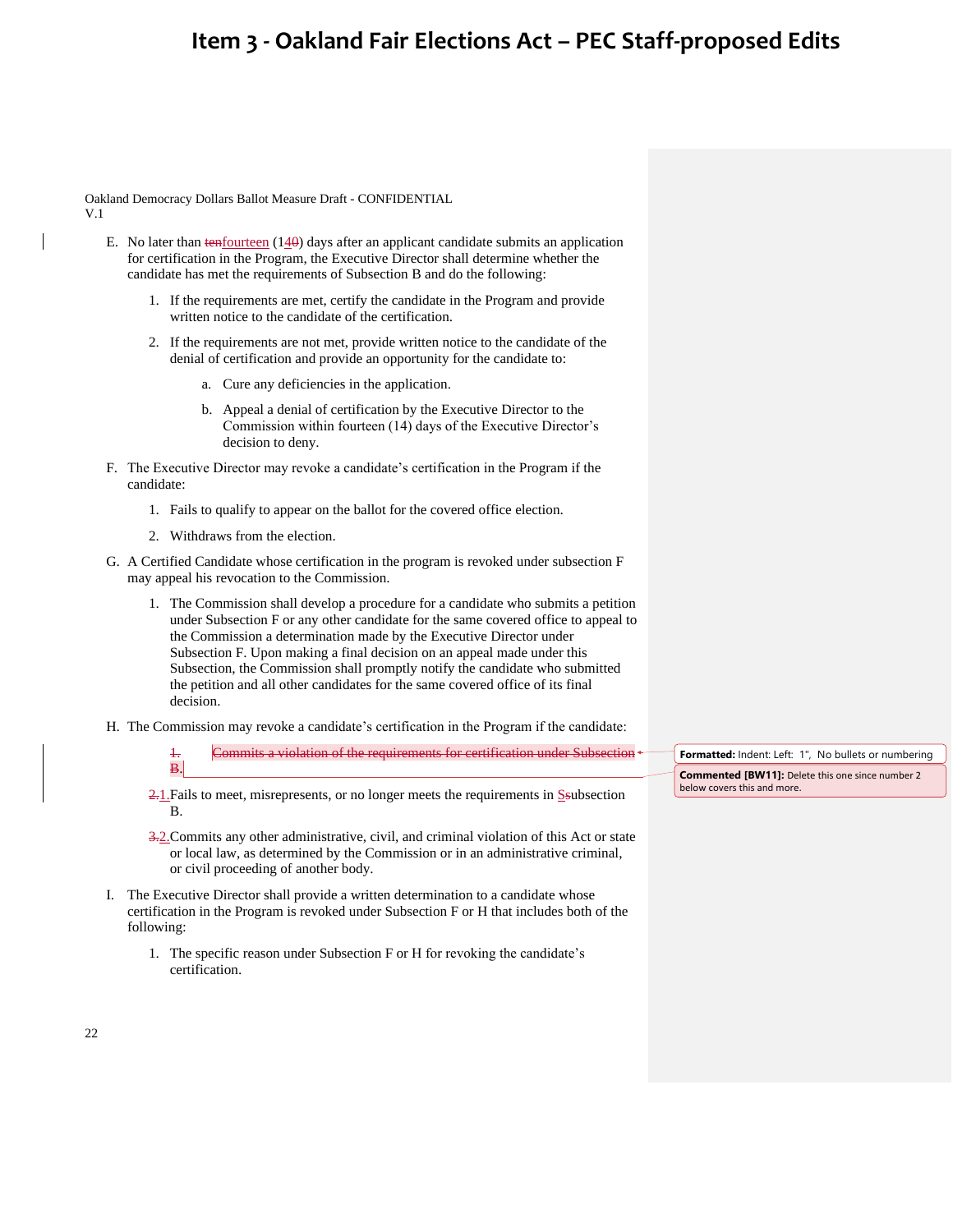# Item 3 - Oakland Fair Elections Act – PEC Staff-proposed Edits

Oakland Democracy Dollars Ballot Measure Draft - CONFIDENTIAL
V.1

E. No later than ~~ten~~fourteen (14~~0~~) days after an applicant candidate submits an application for certification in the Program, the Executive Director shall determine whether the candidate has met the requirements of Subsection B and do the following:

   1. If the requirements are met, certify the candidate in the Program and provide written notice to the candidate of the certification.

   2. If the requirements are not met, provide written notice to the candidate of the denial of certification and provide an opportunity for the candidate to:

      a. Cure any deficiencies in the application.

      b. Appeal a denial of certification by the Executive Director to the Commission within fourteen (14) days of the Executive Director's decision to deny.

F. The Executive Director may revoke a candidate's certification in the Program if the candidate:

   1. Fails to qualify to appear on the ballot for the covered office election.

   2. Withdraws from the election.

G. A Certified Candidate whose certification in the program is revoked under subsection F may appeal his revocation to the Commission.

   1. The Commission shall develop a procedure for a candidate who submits a petition under Subsection F or any other candidate for the same covered office to appeal to the Commission a determination made by the Executive Director under Subsection F. Upon making a final decision on an appeal made under this Subsection, the Commission shall promptly notify the candidate who submitted the petition and all other candidates for the same covered office of its final decision.

H. The Commission may revoke a candidate's certification in the Program if the candidate:

   ~~1. Commits a violation of the requirements for certification under Subsection B.~~

   ~~2.~~1. Fails to meet, misrepresents, or no longer meets the requirements in ~~S~~subsection B.

   ~~3.~~2. Commits any other administrative, civil, and criminal violation of this Act or state or local law, as determined by the Commission or in an administrative criminal, or civil proceeding of another body.

I. The Executive Director shall provide a written determination to a candidate whose certification in the Program is revoked under Subsection F or H that includes both of the following:

   1. The specific reason under Subsection F or H for revoking the candidate's certification.

**Formatted:** Indent: Left: 1", No bullets or numbering

**Commented [BW11]:** Delete this one since number 2 below covers this and more.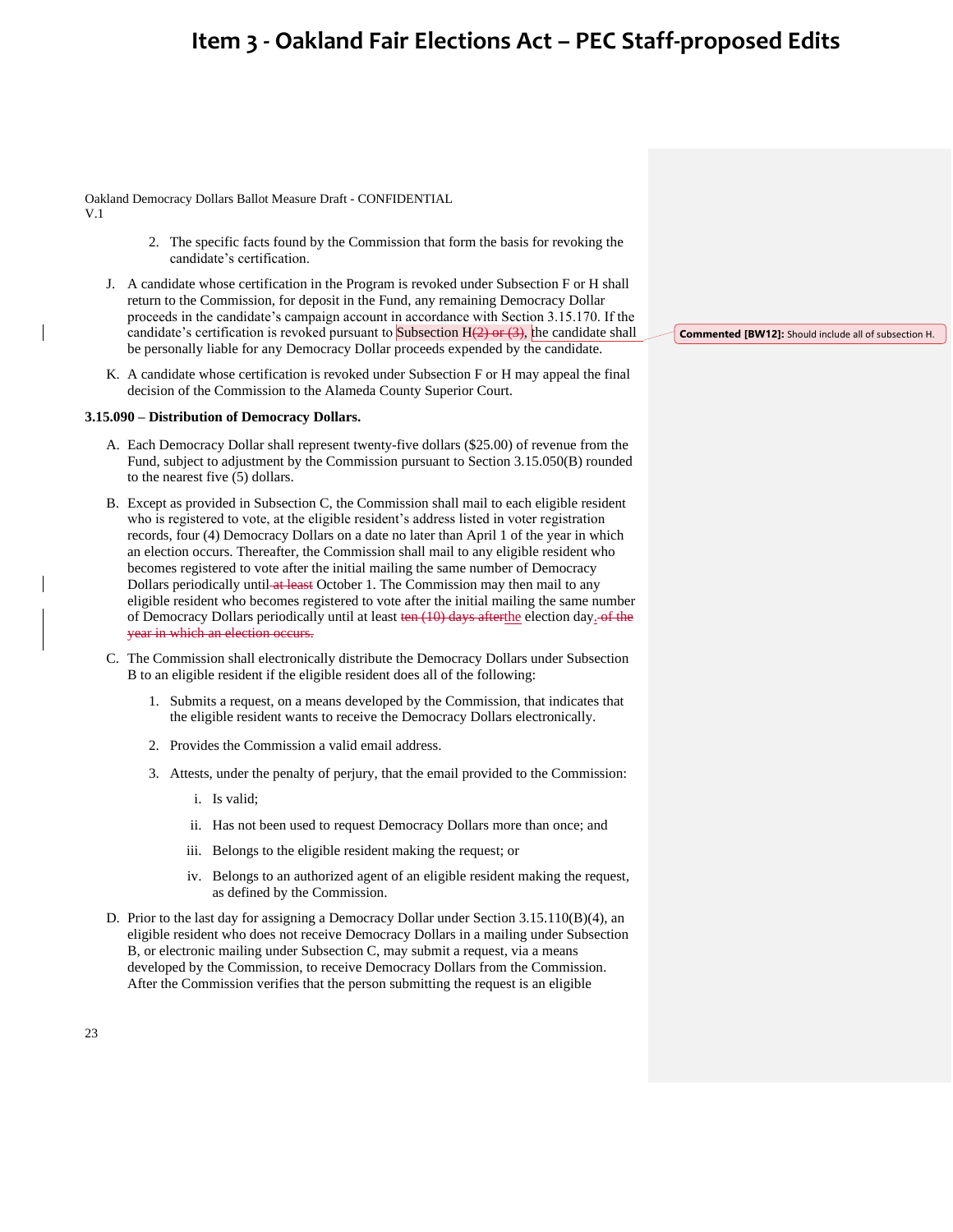# Item 3 - Oakland Fair Elections Act – PEC Staff-proposed Edits

Oakland Democracy Dollars Ballot Measure Draft - CONFIDENTIAL
V.1

2. The specific facts found by the Commission that form the basis for revoking the candidate's certification.

J. A candidate whose certification in the Program is revoked under Subsection F or H shall return to the Commission, for deposit in the Fund, any remaining Democracy Dollar proceeds in the candidate's campaign account in accordance with Section 3.15.170. If the candidate's certification is revoked pursuant to Subsection H~~(2) or (3)~~, the candidate shall be personally liable for any Democracy Dollar proceeds expended by the candidate.

**Commented [BW12]:** Should include all of subsection H.

K. A candidate whose certification is revoked under Subsection F or H may appeal the final decision of the Commission to the Alameda County Superior Court.

**3.15.090 – Distribution of Democracy Dollars.**

A. Each Democracy Dollar shall represent twenty-five dollars ($25.00) of revenue from the Fund, subject to adjustment by the Commission pursuant to Section 3.15.050(B) rounded to the nearest five (5) dollars.

B. Except as provided in Subsection C, the Commission shall mail to each eligible resident who is registered to vote, at the eligible resident's address listed in voter registration records, four (4) Democracy Dollars on a date no later than April 1 of the year in which an election occurs. Thereafter, the Commission shall mail to any eligible resident who becomes registered to vote after the initial mailing the same number of Democracy Dollars periodically until ~~at least~~ October 1. The Commission may then mail to any eligible resident who becomes registered to vote after the initial mailing the same number of Democracy Dollars periodically until at least ~~ten (10) days after~~the election day. ~~of the year in which an election occurs.~~

C. The Commission shall electronically distribute the Democracy Dollars under Subsection B to an eligible resident if the eligible resident does all of the following:

1. Submits a request, on a means developed by the Commission, that indicates that the eligible resident wants to receive the Democracy Dollars electronically.

2. Provides the Commission a valid email address.

3. Attests, under the penalty of perjury, that the email provided to the Commission:

    i. Is valid;

    ii. Has not been used to request Democracy Dollars more than once; and

    iii. Belongs to the eligible resident making the request; or

    iv. Belongs to an authorized agent of an eligible resident making the request, as defined by the Commission.

D. Prior to the last day for assigning a Democracy Dollar under Section 3.15.110(B)(4), an eligible resident who does not receive Democracy Dollars in a mailing under Subsection B, or electronic mailing under Subsection C, may submit a request, via a means developed by the Commission, to receive Democracy Dollars from the Commission. After the Commission verifies that the person submitting the request is an eligible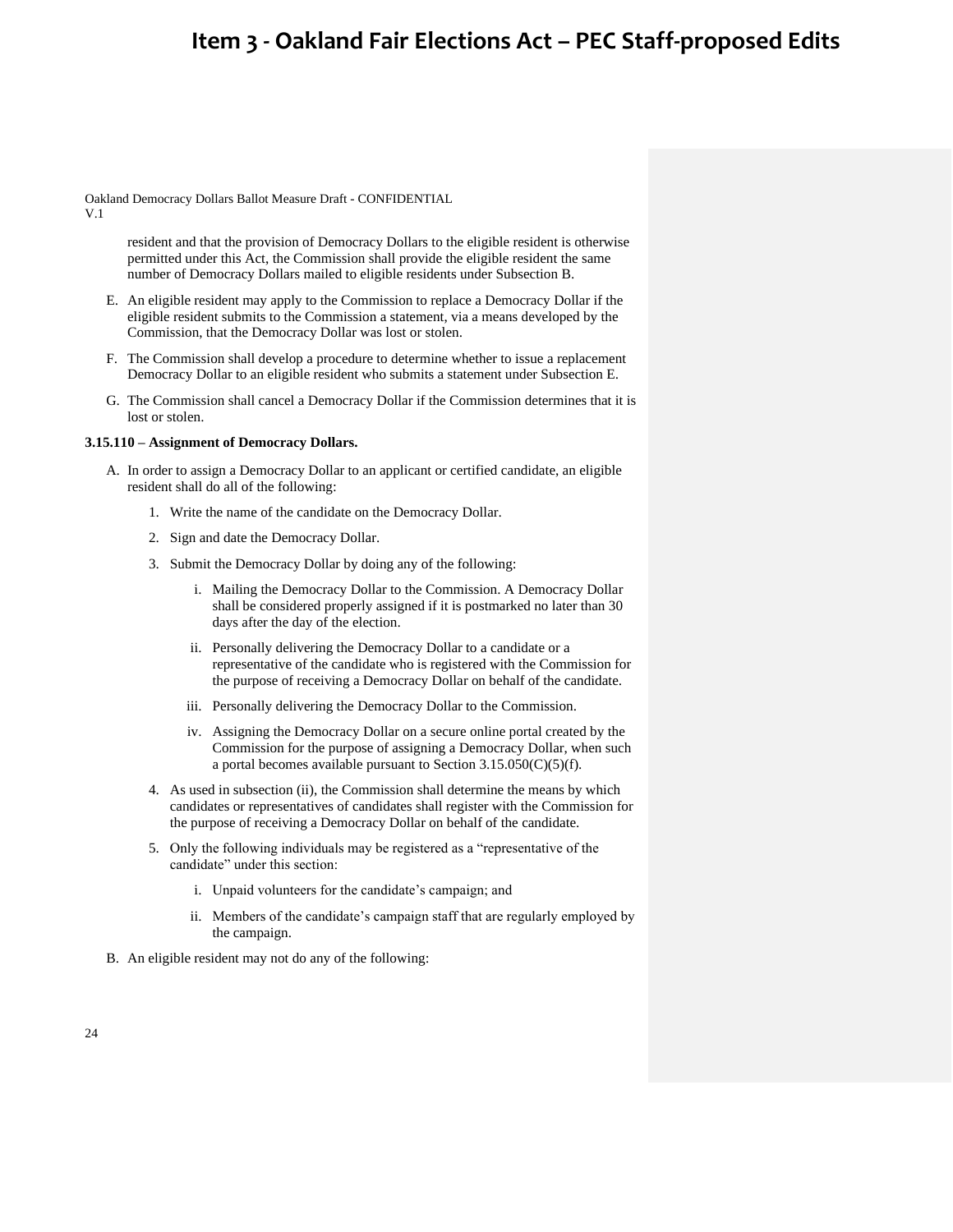resident and that the provision of Democracy Dollars to the eligible resident is otherwise permitted under this Act, the Commission shall provide the eligible resident the same number of Democracy Dollars mailed to eligible residents under Subsection B.

E. An eligible resident may apply to the Commission to replace a Democracy Dollar if the eligible resident submits to the Commission a statement, via a means developed by the Commission, that the Democracy Dollar was lost or stolen.

F. The Commission shall develop a procedure to determine whether to issue a replacement Democracy Dollar to an eligible resident who submits a statement under Subsection E.

G. The Commission shall cancel a Democracy Dollar if the Commission determines that it is lost or stolen.

**3.15.110 – Assignment of Democracy Dollars.**

A. In order to assign a Democracy Dollar to an applicant or certified candidate, an eligible resident shall do all of the following:

   1. Write the name of the candidate on the Democracy Dollar.

   2. Sign and date the Democracy Dollar.

   3. Submit the Democracy Dollar by doing any of the following:

      i. Mailing the Democracy Dollar to the Commission. A Democracy Dollar shall be considered properly assigned if it is postmarked no later than 30 days after the day of the election.

      ii. Personally delivering the Democracy Dollar to a candidate or a representative of the candidate who is registered with the Commission for the purpose of receiving a Democracy Dollar on behalf of the candidate.

      iii. Personally delivering the Democracy Dollar to the Commission.

      iv. Assigning the Democracy Dollar on a secure online portal created by the Commission for the purpose of assigning a Democracy Dollar, when such a portal becomes available pursuant to Section 3.15.050(C)(5)(f).

   4. As used in subsection (ii), the Commission shall determine the means by which candidates or representatives of candidates shall register with the Commission for the purpose of receiving a Democracy Dollar on behalf of the candidate.

   5. Only the following individuals may be registered as a "representative of the candidate" under this section:

      i. Unpaid volunteers for the candidate's campaign; and

      ii. Members of the candidate's campaign staff that are regularly employed by the campaign.

B. An eligible resident may not do any of the following: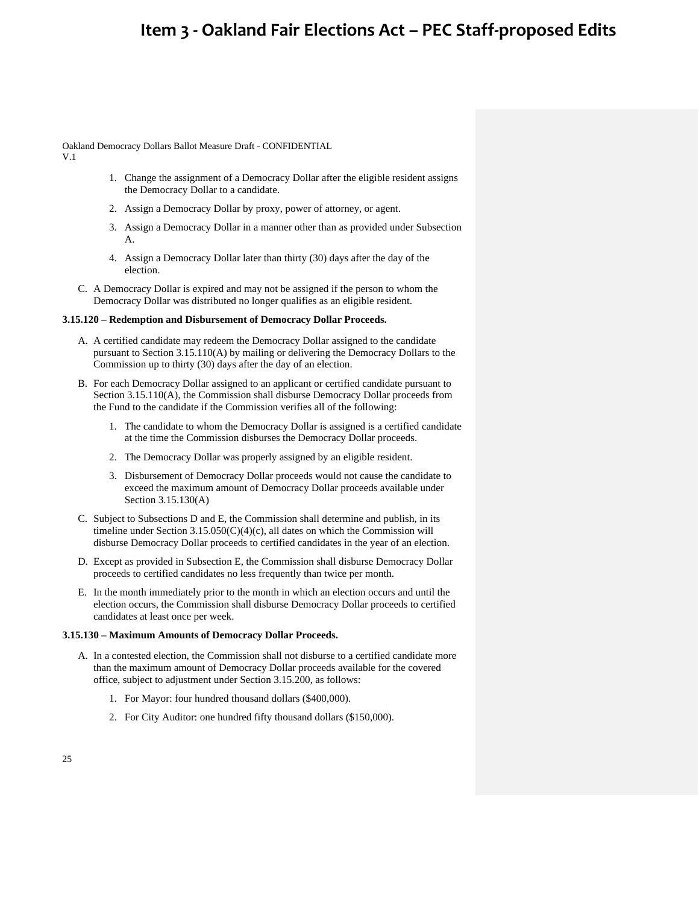1. Change the assignment of a Democracy Dollar after the eligible resident assigns the Democracy Dollar to a candidate.
2. Assign a Democracy Dollar by proxy, power of attorney, or agent.
3. Assign a Democracy Dollar in a manner other than as provided under Subsection A.
4. Assign a Democracy Dollar later than thirty (30) days after the day of the election.

C. A Democracy Dollar is expired and may not be assigned if the person to whom the Democracy Dollar was distributed no longer qualifies as an eligible resident.

**3.15.120 – Redemption and Disbursement of Democracy Dollar Proceeds.**

A. A certified candidate may redeem the Democracy Dollar assigned to the candidate pursuant to Section 3.15.110(A) by mailing or delivering the Democracy Dollars to the Commission up to thirty (30) days after the day of an election.

B. For each Democracy Dollar assigned to an applicant or certified candidate pursuant to Section 3.15.110(A), the Commission shall disburse Democracy Dollar proceeds from the Fund to the candidate if the Commission verifies all of the following:

1. The candidate to whom the Democracy Dollar is assigned is a certified candidate at the time the Commission disburses the Democracy Dollar proceeds.
2. The Democracy Dollar was properly assigned by an eligible resident.
3. Disbursement of Democracy Dollar proceeds would not cause the candidate to exceed the maximum amount of Democracy Dollar proceeds available under Section 3.15.130(A)

C. Subject to Subsections D and E, the Commission shall determine and publish, in its timeline under Section 3.15.050(C)(4)(c), all dates on which the Commission will disburse Democracy Dollar proceeds to certified candidates in the year of an election.

D. Except as provided in Subsection E, the Commission shall disburse Democracy Dollar proceeds to certified candidates no less frequently than twice per month.

E. In the month immediately prior to the month in which an election occurs and until the election occurs, the Commission shall disburse Democracy Dollar proceeds to certified candidates at least once per week.

**3.15.130 – Maximum Amounts of Democracy Dollar Proceeds.**

A. In a contested election, the Commission shall not disburse to a certified candidate more than the maximum amount of Democracy Dollar proceeds available for the covered office, subject to adjustment under Section 3.15.200, as follows:

1. For Mayor: four hundred thousand dollars ($400,000).
2. For City Auditor: one hundred fifty thousand dollars ($150,000).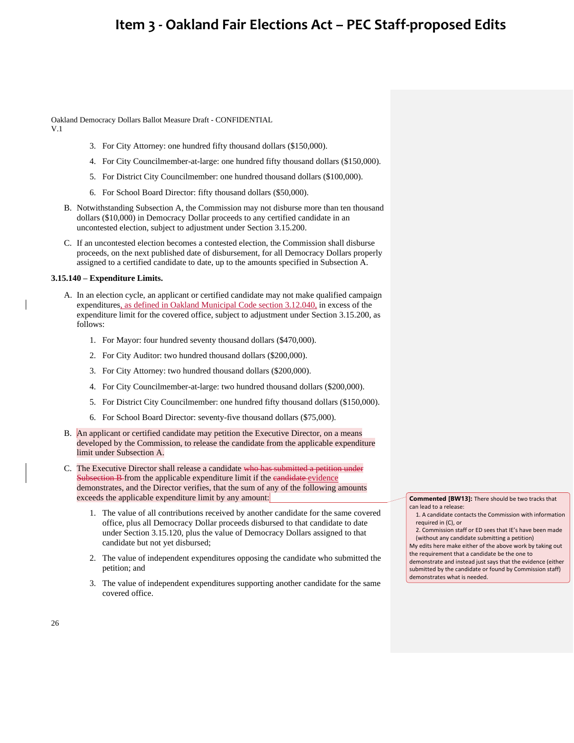# Item 3 - Oakland Fair Elections Act – PEC Staff-proposed Edits

Oakland Democracy Dollars Ballot Measure Draft - CONFIDENTIAL
V.1

3. For City Attorney: one hundred fifty thousand dollars ($150,000).
4. For City Councilmember-at-large: one hundred fifty thousand dollars ($150,000).
5. For District City Councilmember: one hundred thousand dollars ($100,000).
6. For School Board Director: fifty thousand dollars ($50,000).

B. Notwithstanding Subsection A, the Commission may not disburse more than ten thousand dollars ($10,000) in Democracy Dollar proceeds to any certified candidate in an uncontested election, subject to adjustment under Section 3.15.200.

C. If an uncontested election becomes a contested election, the Commission shall disburse proceeds, on the next published date of disbursement, for all Democracy Dollars properly assigned to a certified candidate to date, up to the amounts specified in Subsection A.

**3.15.140 – Expenditure Limits.**

A. In an election cycle, an applicant or certified candidate may not make qualified campaign expenditures, as defined in Oakland Municipal Code section 3.12.040, in excess of the expenditure limit for the covered office, subject to adjustment under Section 3.15.200, as follows:

1. For Mayor: four hundred seventy thousand dollars ($470,000).
2. For City Auditor: two hundred thousand dollars ($200,000).
3. For City Attorney: two hundred thousand dollars ($200,000).
4. For City Councilmember-at-large: two hundred thousand dollars ($200,000).
5. For District City Councilmember: one hundred fifty thousand dollars ($150,000).
6. For School Board Director: seventy-five thousand dollars ($75,000).

B. An applicant or certified candidate may petition the Executive Director, on a means developed by the Commission, to release the candidate from the applicable expenditure limit under Subsection A.

C. The Executive Director shall release a candidate ~~who has submitted a petition under Subsection B~~ from the applicable expenditure limit if the ~~candidate~~ evidence demonstrates, and the Director verifies, that the sum of any of the following amounts exceeds the applicable expenditure limit by any amount:

1. The value of all contributions received by another candidate for the same covered office, plus all Democracy Dollar proceeds disbursed to that candidate to date under Section 3.15.120, plus the value of Democracy Dollars assigned to that candidate but not yet disbursed;
2. The value of independent expenditures opposing the candidate who submitted the petition; and
3. The value of independent expenditures supporting another candidate for the same covered office.

> **Commented [BW13]:** There should be two tracks that can lead to a release:
> 1. A candidate contacts the Commission with information required in (C), or
> 2. Commission staff or ED sees that IE's have been made (without any candidate submitting a petition)
>
> My edits here make either of the above work by taking out the requirement that a candidate be the one to demonstrate and instead just says that the evidence (either submitted by the candidate or found by Commission staff) demonstrates what is needed.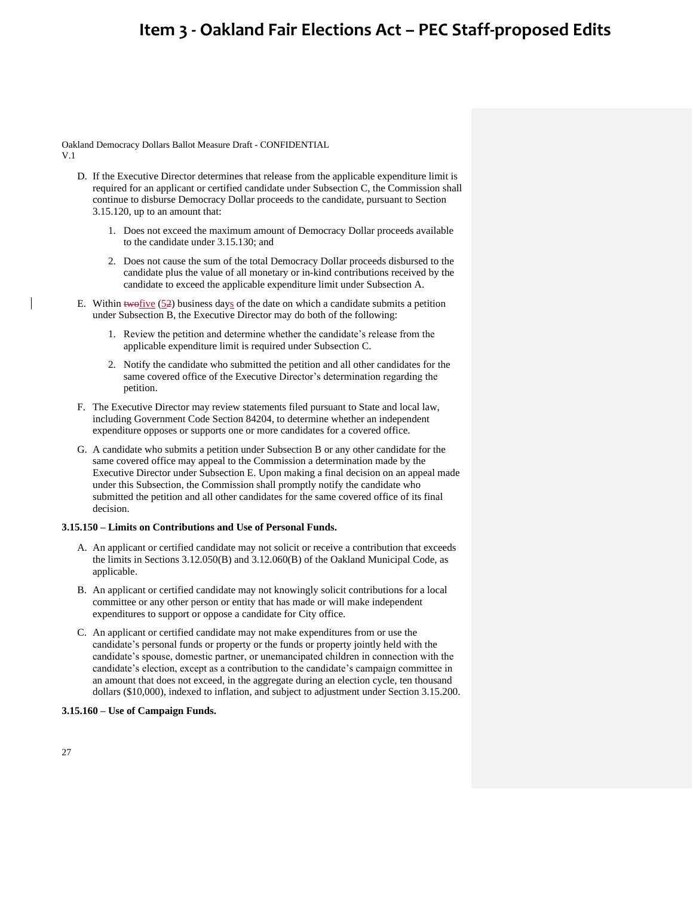D. If the Executive Director determines that release from the applicable expenditure limit is required for an applicant or certified candidate under Subsection C, the Commission shall continue to disburse Democracy Dollar proceeds to the candidate, pursuant to Section 3.15.120, up to an amount that:

   1. Does not exceed the maximum amount of Democracy Dollar proceeds available to the candidate under 3.15.130; and

   2. Does not cause the sum of the total Democracy Dollar proceeds disbursed to the candidate plus the value of all monetary or in-kind contributions received by the candidate to exceed the applicable expenditure limit under Subsection A.

E. Within ~~two~~five (~~2~~5) business days of the date on which a candidate submits a petition under Subsection B, the Executive Director may do both of the following:

   1. Review the petition and determine whether the candidate's release from the applicable expenditure limit is required under Subsection C.

   2. Notify the candidate who submitted the petition and all other candidates for the same covered office of the Executive Director's determination regarding the petition.

F. The Executive Director may review statements filed pursuant to State and local law, including Government Code Section 84204, to determine whether an independent expenditure opposes or supports one or more candidates for a covered office.

G. A candidate who submits a petition under Subsection B or any other candidate for the same covered office may appeal to the Commission a determination made by the Executive Director under Subsection E. Upon making a final decision on an appeal made under this Subsection, the Commission shall promptly notify the candidate who submitted the petition and all other candidates for the same covered office of its final decision.

**3.15.150 – Limits on Contributions and Use of Personal Funds.**

A. An applicant or certified candidate may not solicit or receive a contribution that exceeds the limits in Sections 3.12.050(B) and 3.12.060(B) of the Oakland Municipal Code, as applicable.

B. An applicant or certified candidate may not knowingly solicit contributions for a local committee or any other person or entity that has made or will make independent expenditures to support or oppose a candidate for City office.

C. An applicant or certified candidate may not make expenditures from or use the candidate's personal funds or property or the funds or property jointly held with the candidate's spouse, domestic partner, or unemancipated children in connection with the candidate's election, except as a contribution to the candidate's campaign committee in an amount that does not exceed, in the aggregate during an election cycle, ten thousand dollars ($10,000), indexed to inflation, and subject to adjustment under Section 3.15.200.

**3.15.160 – Use of Campaign Funds.**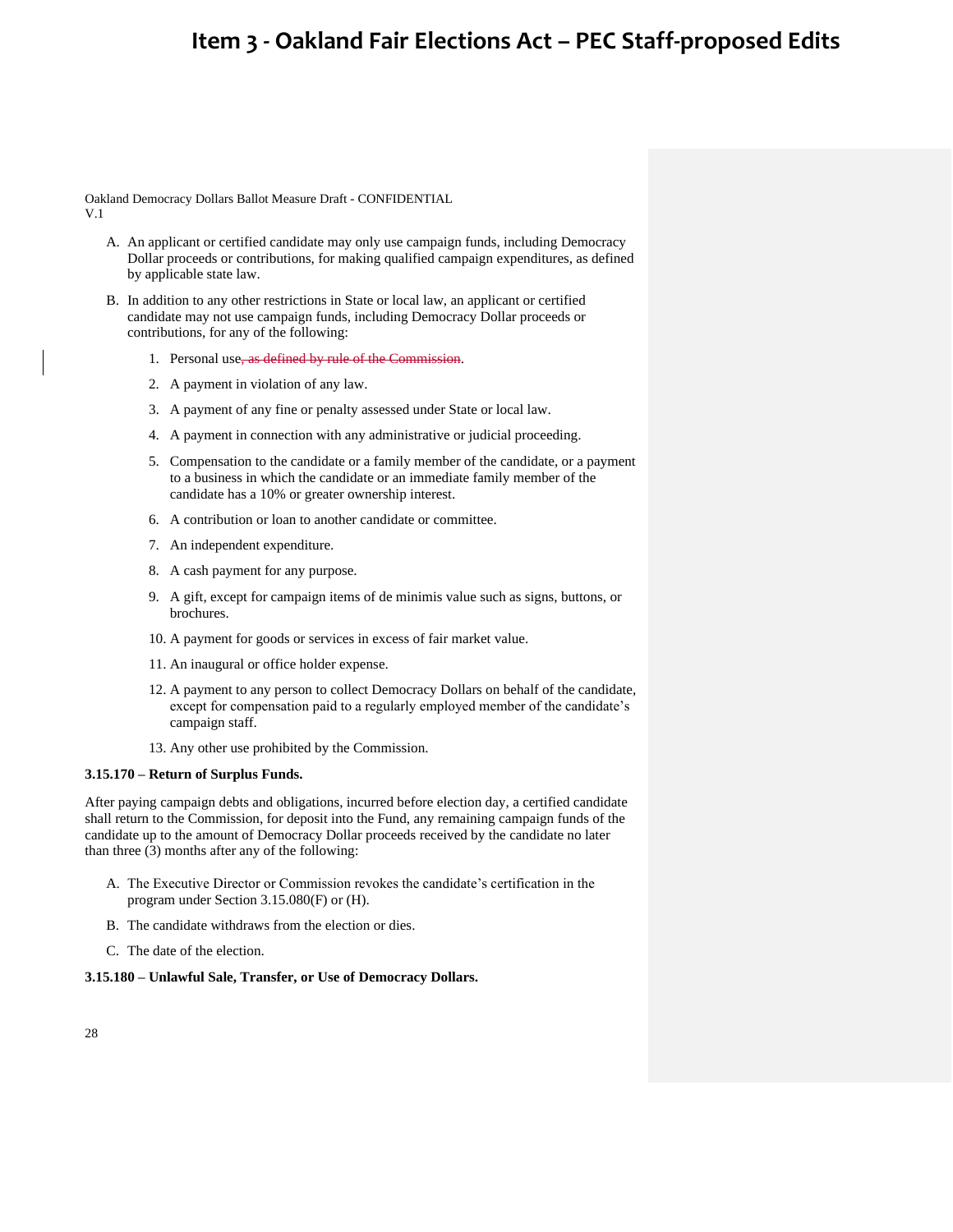# Item 3 - Oakland Fair Elections Act – PEC Staff-proposed Edits

Oakland Democracy Dollars Ballot Measure Draft - CONFIDENTIAL
V.1

A. An applicant or certified candidate may only use campaign funds, including Democracy Dollar proceeds or contributions, for making qualified campaign expenditures, as defined by applicable state law.

B. In addition to any other restrictions in State or local law, an applicant or certified candidate may not use campaign funds, including Democracy Dollar proceeds or contributions, for any of the following:

   1. Personal use~~, as defined by rule of the Commission~~.
   2. A payment in violation of any law.
   3. A payment of any fine or penalty assessed under State or local law.
   4. A payment in connection with any administrative or judicial proceeding.
   5. Compensation to the candidate or a family member of the candidate, or a payment to a business in which the candidate or an immediate family member of the candidate has a 10% or greater ownership interest.
   6. A contribution or loan to another candidate or committee.
   7. An independent expenditure.
   8. A cash payment for any purpose.
   9. A gift, except for campaign items of de minimis value such as signs, buttons, or brochures.
   10. A payment for goods or services in excess of fair market value.
   11. An inaugural or office holder expense.
   12. A payment to any person to collect Democracy Dollars on behalf of the candidate, except for compensation paid to a regularly employed member of the candidate's campaign staff.
   13. Any other use prohibited by the Commission.

**3.15.170 – Return of Surplus Funds.**

After paying campaign debts and obligations, incurred before election day, a certified candidate shall return to the Commission, for deposit into the Fund, any remaining campaign funds of the candidate up to the amount of Democracy Dollar proceeds received by the candidate no later than three (3) months after any of the following:

A. The Executive Director or Commission revokes the candidate's certification in the program under Section 3.15.080(F) or (H).

B. The candidate withdraws from the election or dies.

C. The date of the election.

**3.15.180 – Unlawful Sale, Transfer, or Use of Democracy Dollars.**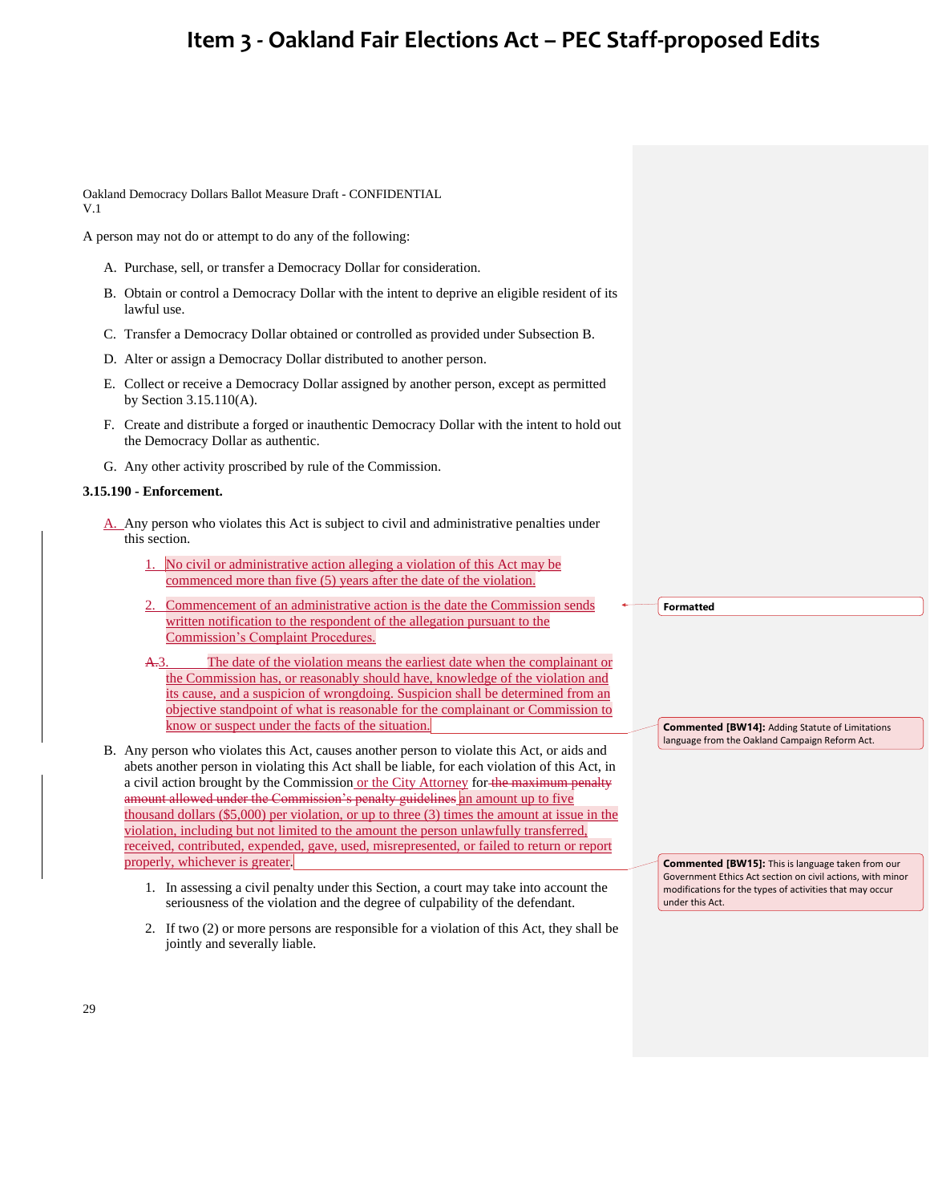# Item 3 - Oakland Fair Elections Act – PEC Staff-proposed Edits

Oakland Democracy Dollars Ballot Measure Draft - CONFIDENTIAL
V.1

A person may not do or attempt to do any of the following:

A. Purchase, sell, or transfer a Democracy Dollar for consideration.

B. Obtain or control a Democracy Dollar with the intent to deprive an eligible resident of its lawful use.

C. Transfer a Democracy Dollar obtained or controlled as provided under Subsection B.

D. Alter or assign a Democracy Dollar distributed to another person.

E. Collect or receive a Democracy Dollar assigned by another person, except as permitted by Section 3.15.110(A).

F. Create and distribute a forged or inauthentic Democracy Dollar with the intent to hold out the Democracy Dollar as authentic.

G. Any other activity proscribed by rule of the Commission.

**3.15.190 - Enforcement.**

A. Any person who violates this Act is subject to civil and administrative penalties under this section.

1. No civil or administrative action alleging a violation of this Act may be commenced more than five (5) years after the date of the violation.

2. Commencement of an administrative action is the date the Commission sends written notification to the respondent of the allegation pursuant to the Commission's Complaint Procedures.

3. The date of the violation means the earliest date when the complainant or the Commission has, or reasonably should have, knowledge of the violation and its cause, and a suspicion of wrongdoing. Suspicion shall be determined from an objective standpoint of what is reasonable for the complainant or Commission to know or suspect under the facts of the situation.

B. Any person who violates this Act, causes another person to violate this Act, or aids and abets another person in violating this Act shall be liable, for each violation of this Act, in a civil action brought by the Commission or the City Attorney for ~~the maximum penalty amount allowed under the Commission's penalty guidelines~~ an amount up to five thousand dollars ($5,000) per violation, or up to three (3) times the amount at issue in the violation, including but not limited to the amount the person unlawfully transferred, received, contributed, expended, gave, used, misrepresented, or failed to return or report properly, whichever is greater.

1. In assessing a civil penalty under this Section, a court may take into account the seriousness of the violation and the degree of culpability of the defendant.

2. If two (2) or more persons are responsible for a violation of this Act, they shall be jointly and severally liable.

Formatted

Commented [BW14]: Adding Statute of Limitations language from the Oakland Campaign Reform Act.

Commented [BW15]: This is language taken from our Government Ethics Act section on civil actions, with minor modifications for the types of activities that may occur under this Act.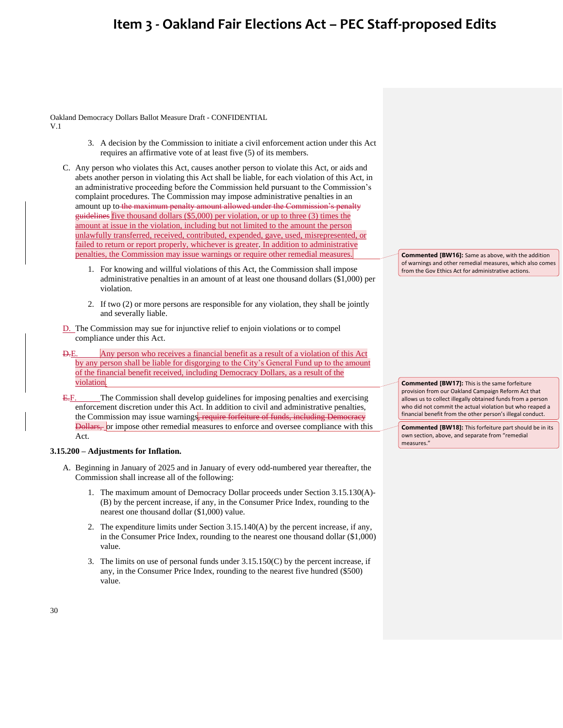# Item 3 - Oakland Fair Elections Act – PEC Staff-proposed Edits

Oakland Democracy Dollars Ballot Measure Draft - CONFIDENTIAL
V.1

3. A decision by the Commission to initiate a civil enforcement action under this Act requires an affirmative vote of at least five (5) of its members.

C. Any person who violates this Act, causes another person to violate this Act, or aids and abets another person in violating this Act shall be liable, for each violation of this Act, in an administrative proceeding before the Commission held pursuant to the Commission's complaint procedures. The Commission may impose administrative penalties in an amount up to ~~the maximum penalty amount allowed under the Commission's penalty guidelines~~ five thousand dollars ($5,000) per violation, or up to three (3) times the amount at issue in the violation, including but not limited to the amount the person unlawfully transferred, received, contributed, expended, gave, used, misrepresented, or failed to return or report properly, whichever is greater. In addition to administrative penalties, the Commission may issue warnings or require other remedial measures.

   1. For knowing and willful violations of this Act, the Commission shall impose administrative penalties in an amount of at least one thousand dollars ($1,000) per violation.

   2. If two (2) or more persons are responsible for any violation, they shall be jointly and severally liable.

D. The Commission may sue for injunctive relief to enjoin violations or to compel compliance under this Act.

~~D.~~E. Any person who receives a financial benefit as a result of a violation of this Act by any person shall be liable for disgorging to the City's General Fund up to the amount of the financial benefit received, including Democracy Dollars, as a result of the violation.

~~E.~~F. The Commission shall develop guidelines for imposing penalties and exercising enforcement discretion under this Act. In addition to civil and administrative penalties, the Commission may issue warnings~~, require forfeiture of funds, including Democracy Dollars,~~ or impose other remedial measures to enforce and oversee compliance with this Act.

**3.15.200 – Adjustments for Inflation.**

A. Beginning in January of 2025 and in January of every odd-numbered year thereafter, the Commission shall increase all of the following:

   1. The maximum amount of Democracy Dollar proceeds under Section 3.15.130(A)-(B) by the percent increase, if any, in the Consumer Price Index, rounding to the nearest one thousand dollar ($1,000) value.

   2. The expenditure limits under Section 3.15.140(A) by the percent increase, if any, in the Consumer Price Index, rounding to the nearest one thousand dollar ($1,000) value.

   3. The limits on use of personal funds under 3.15.150(C) by the percent increase, if any, in the Consumer Price Index, rounding to the nearest five hundred ($500) value.

**Commented [BW16]:** Same as above, with the addition of warnings and other remedial measures, which also comes from the Gov Ethics Act for administrative actions.

**Commented [BW17]:** This is the same forfeiture provision from our Oakland Campaign Reform Act that allows us to collect illegally obtained funds from a person who did not commit the actual violation but who reaped a financial benefit from the other person's illegal conduct.

**Commented [BW18]:** This forfeiture part should be in its own section, above, and separate from "remedial measures."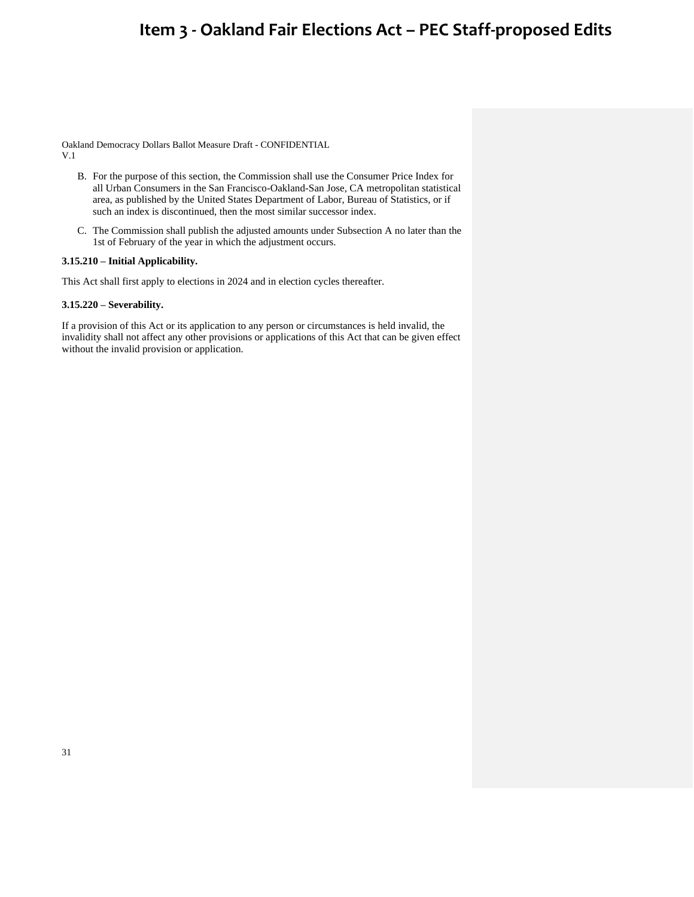B. For the purpose of this section, the Commission shall use the Consumer Price Index for all Urban Consumers in the San Francisco-Oakland-San Jose, CA metropolitan statistical area, as published by the United States Department of Labor, Bureau of Statistics, or if such an index is discontinued, then the most similar successor index.

C. The Commission shall publish the adjusted amounts under Subsection A no later than the 1st of February of the year in which the adjustment occurs.

**3.15.210 – Initial Applicability.**

This Act shall first apply to elections in 2024 and in election cycles thereafter.

**3.15.220 – Severability.**

If a provision of this Act or its application to any person or circumstances is held invalid, the invalidity shall not affect any other provisions or applications of this Act that can be given effect without the invalid provision or application.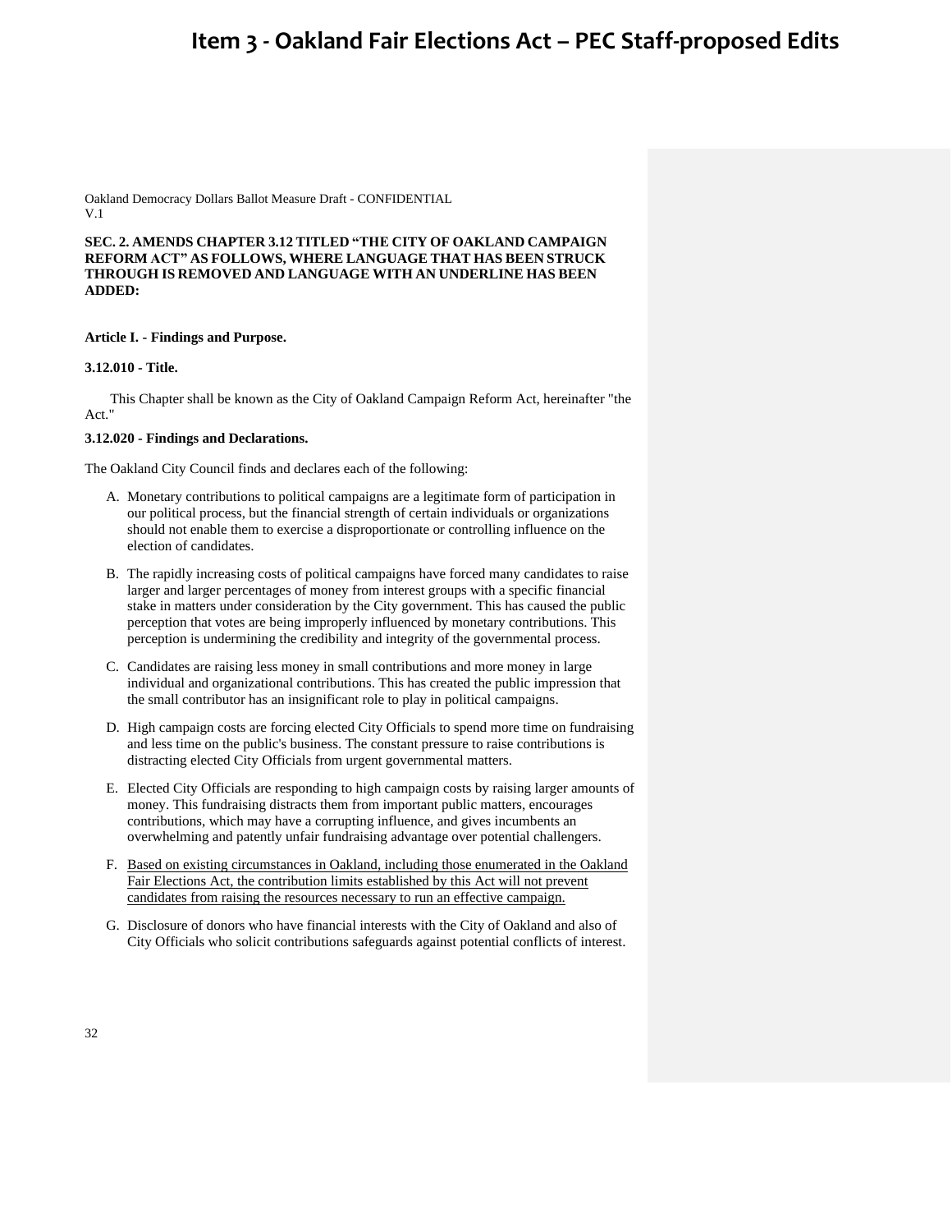# Item 3 - Oakland Fair Elections Act – PEC Staff-proposed Edits

Oakland Democracy Dollars Ballot Measure Draft - CONFIDENTIAL
V.1

**SEC. 2. AMENDS CHAPTER 3.12 TITLED "THE CITY OF OAKLAND CAMPAIGN REFORM ACT" AS FOLLOWS, WHERE LANGUAGE THAT HAS BEEN STRUCK THROUGH IS REMOVED AND LANGUAGE WITH AN UNDERLINE HAS BEEN ADDED:**

**Article I. - Findings and Purpose.**

**3.12.010 - Title.**

This Chapter shall be known as the City of Oakland Campaign Reform Act, hereinafter "the Act."

**3.12.020 - Findings and Declarations.**

The Oakland City Council finds and declares each of the following:

A. Monetary contributions to political campaigns are a legitimate form of participation in our political process, but the financial strength of certain individuals or organizations should not enable them to exercise a disproportionate or controlling influence on the election of candidates.

B. The rapidly increasing costs of political campaigns have forced many candidates to raise larger and larger percentages of money from interest groups with a specific financial stake in matters under consideration by the City government. This has caused the public perception that votes are being improperly influenced by monetary contributions. This perception is undermining the credibility and integrity of the governmental process.

C. Candidates are raising less money in small contributions and more money in large individual and organizational contributions. This has created the public impression that the small contributor has an insignificant role to play in political campaigns.

D. High campaign costs are forcing elected City Officials to spend more time on fundraising and less time on the public's business. The constant pressure to raise contributions is distracting elected City Officials from urgent governmental matters.

E. Elected City Officials are responding to high campaign costs by raising larger amounts of money. This fundraising distracts them from important public matters, encourages contributions, which may have a corrupting influence, and gives incumbents an overwhelming and patently unfair fundraising advantage over potential challengers.

F. <u>Based on existing circumstances in Oakland, including those enumerated in the Oakland Fair Elections Act, the contribution limits established by this Act will not prevent candidates from raising the resources necessary to run an effective campaign.</u>

G. Disclosure of donors who have financial interests with the City of Oakland and also of City Officials who solicit contributions safeguards against potential conflicts of interest.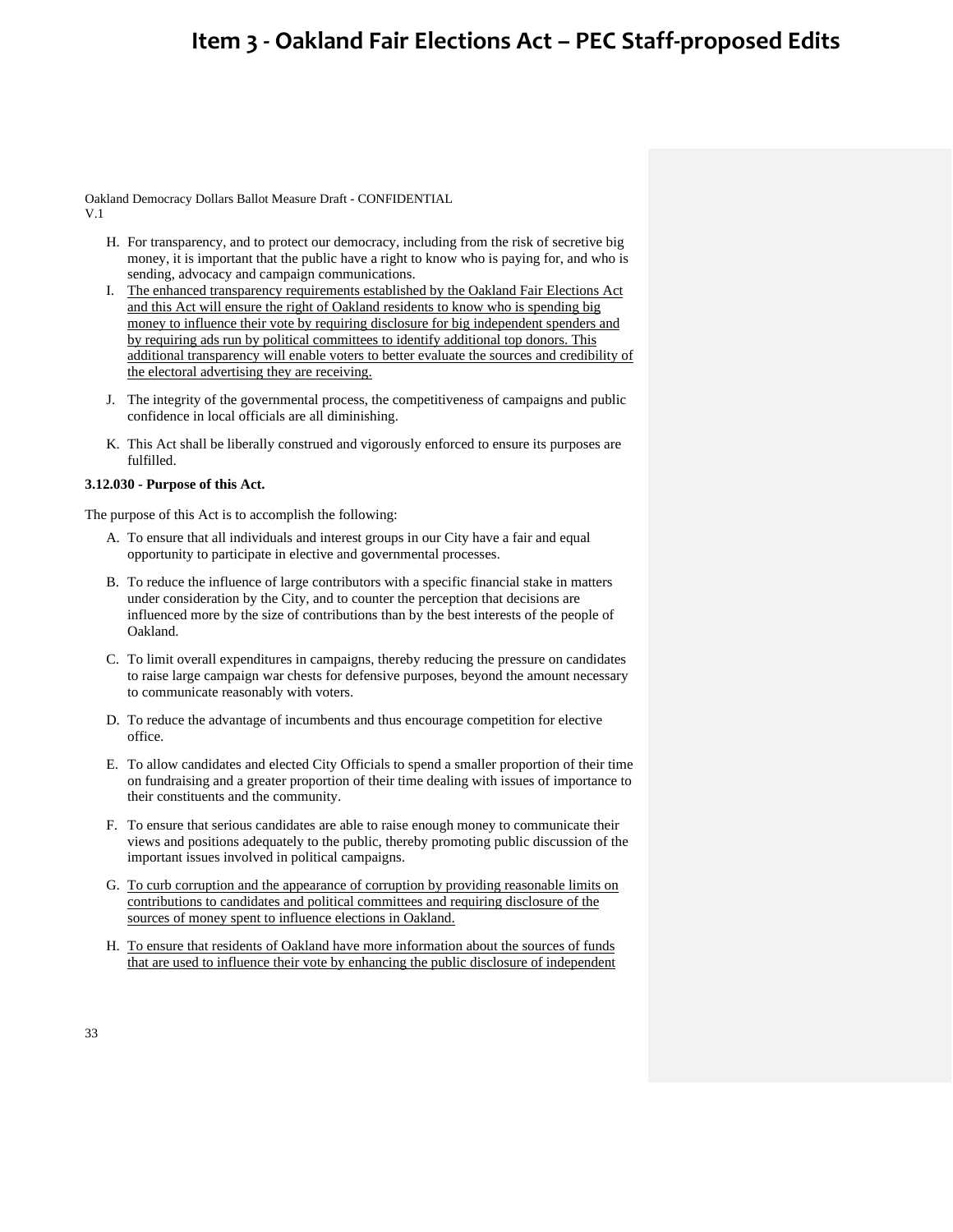Oakland Democracy Dollars Ballot Measure Draft - CONFIDENTIAL
V.1

H. For transparency, and to protect our democracy, including from the risk of secretive big money, it is important that the public have a right to know who is paying for, and who is sending, advocacy and campaign communications.

I. <u>The enhanced transparency requirements established by the Oakland Fair Elections Act and this Act will ensure the right of Oakland residents to know who is spending big money to influence their vote by requiring disclosure for big independent spenders and by requiring ads run by political committees to identify additional top donors. This additional transparency will enable voters to better evaluate the sources and credibility of the electoral advertising they are receiving.</u>

J. The integrity of the governmental process, the competitiveness of campaigns and public confidence in local officials are all diminishing.

K. This Act shall be liberally construed and vigorously enforced to ensure its purposes are fulfilled.

**3.12.030 - Purpose of this Act.**

The purpose of this Act is to accomplish the following:

A. To ensure that all individuals and interest groups in our City have a fair and equal opportunity to participate in elective and governmental processes.

B. To reduce the influence of large contributors with a specific financial stake in matters under consideration by the City, and to counter the perception that decisions are influenced more by the size of contributions than by the best interests of the people of Oakland.

C. To limit overall expenditures in campaigns, thereby reducing the pressure on candidates to raise large campaign war chests for defensive purposes, beyond the amount necessary to communicate reasonably with voters.

D. To reduce the advantage of incumbents and thus encourage competition for elective office.

E. To allow candidates and elected City Officials to spend a smaller proportion of their time on fundraising and a greater proportion of their time dealing with issues of importance to their constituents and the community.

F. To ensure that serious candidates are able to raise enough money to communicate their views and positions adequately to the public, thereby promoting public discussion of the important issues involved in political campaigns.

G. <u>To curb corruption and the appearance of corruption by providing reasonable limits on contributions to candidates and political committees and requiring disclosure of the sources of money spent to influence elections in Oakland.</u>

H. <u>To ensure that residents of Oakland have more information about the sources of funds that are used to influence their vote by enhancing the public disclosure of independent</u>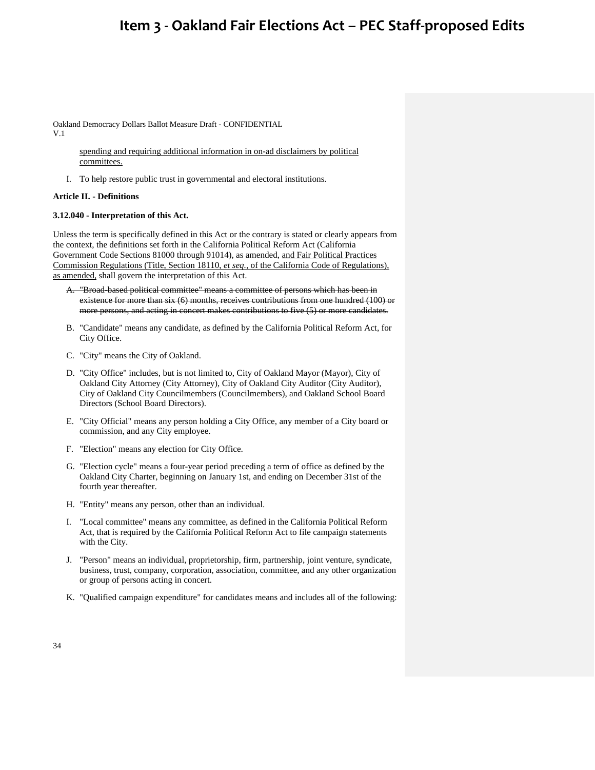Oakland Democracy Dollars Ballot Measure Draft - CONFIDENTIAL
V.1

<u>spending and requiring additional information in on-ad disclaimers by political committees.</u>

I. To help restore public trust in governmental and electoral institutions.

**Article II. - Definitions**

**3.12.040 - Interpretation of this Act.**

Unless the term is specifically defined in this Act or the contrary is stated or clearly appears from the context, the definitions set forth in the California Political Reform Act (California Government Code Sections 81000 through 91014), as amended, <u>and Fair Political Practices Commission Regulations (Title, Section 18110, *et seq.*, of the California Code of Regulations), as amended,</u> shall govern the interpretation of this Act.

A. ~~"Broad-based political committee" means a committee of persons which has been in existence for more than six (6) months, receives contributions from one hundred (100) or more persons, and acting in concert makes contributions to five (5) or more candidates.~~

B. "Candidate" means any candidate, as defined by the California Political Reform Act, for City Office.

C. "City" means the City of Oakland.

D. "City Office" includes, but is not limited to, City of Oakland Mayor (Mayor), City of Oakland City Attorney (City Attorney), City of Oakland City Auditor (City Auditor), City of Oakland City Councilmembers (Councilmembers), and Oakland School Board Directors (School Board Directors).

E. "City Official" means any person holding a City Office, any member of a City board or commission, and any City employee.

F. "Election" means any election for City Office.

G. "Election cycle" means a four-year period preceding a term of office as defined by the Oakland City Charter, beginning on January 1st, and ending on December 31st of the fourth year thereafter.

H. "Entity" means any person, other than an individual.

I. "Local committee" means any committee, as defined in the California Political Reform Act, that is required by the California Political Reform Act to file campaign statements with the City.

J. "Person" means an individual, proprietorship, firm, partnership, joint venture, syndicate, business, trust, company, corporation, association, committee, and any other organization or group of persons acting in concert.

K. "Qualified campaign expenditure" for candidates means and includes all of the following: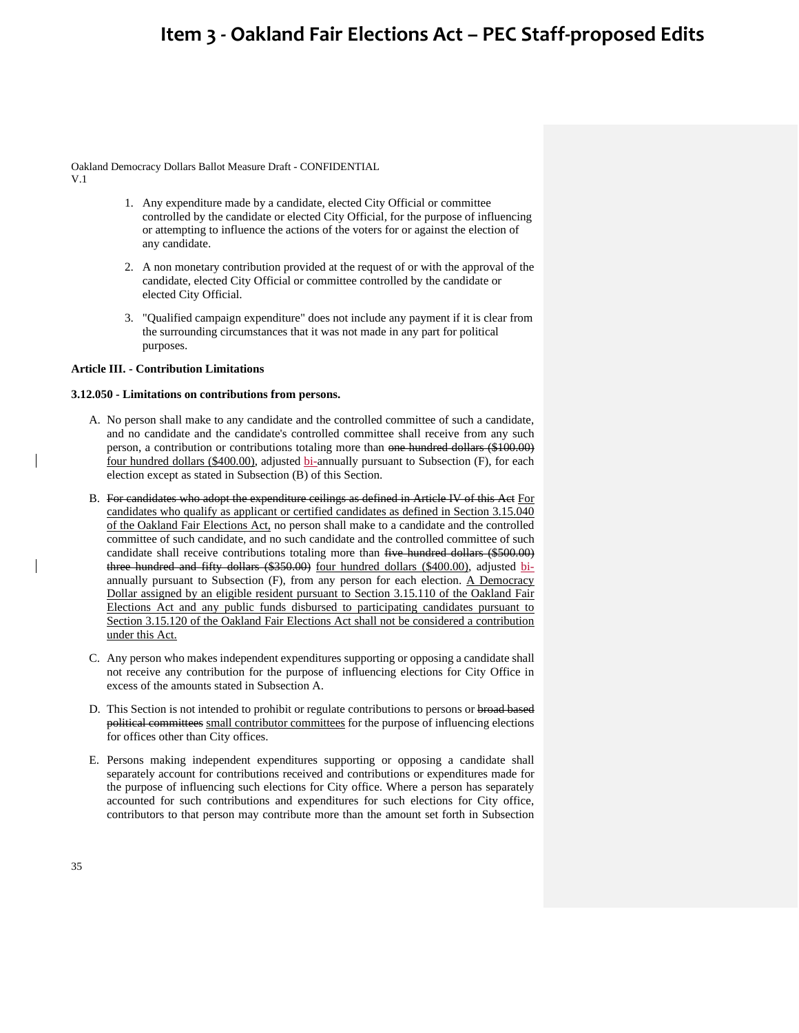# Item 3 - Oakland Fair Elections Act – PEC Staff-proposed Edits

Oakland Democracy Dollars Ballot Measure Draft - CONFIDENTIAL
V.1

1. Any expenditure made by a candidate, elected City Official or committee controlled by the candidate or elected City Official, for the purpose of influencing or attempting to influence the actions of the voters for or against the election of any candidate.
2. A non monetary contribution provided at the request of or with the approval of the candidate, elected City Official or committee controlled by the candidate or elected City Official.
3. "Qualified campaign expenditure" does not include any payment if it is clear from the surrounding circumstances that it was not made in any part for political purposes.

**Article III. - Contribution Limitations**

**3.12.050 - Limitations on contributions from persons.**

A. No person shall make to any candidate and the controlled committee of such a candidate, and no candidate and the candidate's controlled committee shall receive from any such person, a contribution or contributions totaling more than ~~one hundred dollars ($100.00)~~ four hundred dollars ($400.00), adjusted bi-annually pursuant to Subsection (F), for each election except as stated in Subsection (B) of this Section.

B. ~~For candidates who adopt the expenditure ceilings as defined in Article IV of this Act~~ For candidates who qualify as applicant or certified candidates as defined in Section 3.15.040 of the Oakland Fair Elections Act, no person shall make to a candidate and the controlled committee of such candidate, and no such candidate and the controlled committee of such candidate shall receive contributions totaling more than ~~five hundred dollars ($500.00)~~ ~~three hundred and fifty dollars ($350.00)~~ four hundred dollars ($400.00), adjusted bi-annually pursuant to Subsection (F), from any person for each election. A Democracy Dollar assigned by an eligible resident pursuant to Section 3.15.110 of the Oakland Fair Elections Act and any public funds disbursed to participating candidates pursuant to Section 3.15.120 of the Oakland Fair Elections Act shall not be considered a contribution under this Act.

C. Any person who makes independent expenditures supporting or opposing a candidate shall not receive any contribution for the purpose of influencing elections for City Office in excess of the amounts stated in Subsection A.

D. This Section is not intended to prohibit or regulate contributions to persons or ~~broad based political committees~~ small contributor committees for the purpose of influencing elections for offices other than City offices.

E. Persons making independent expenditures supporting or opposing a candidate shall separately account for contributions received and contributions or expenditures made for the purpose of influencing such elections for City office. Where a person has separately accounted for such contributions and expenditures for such elections for City office, contributors to that person may contribute more than the amount set forth in Subsection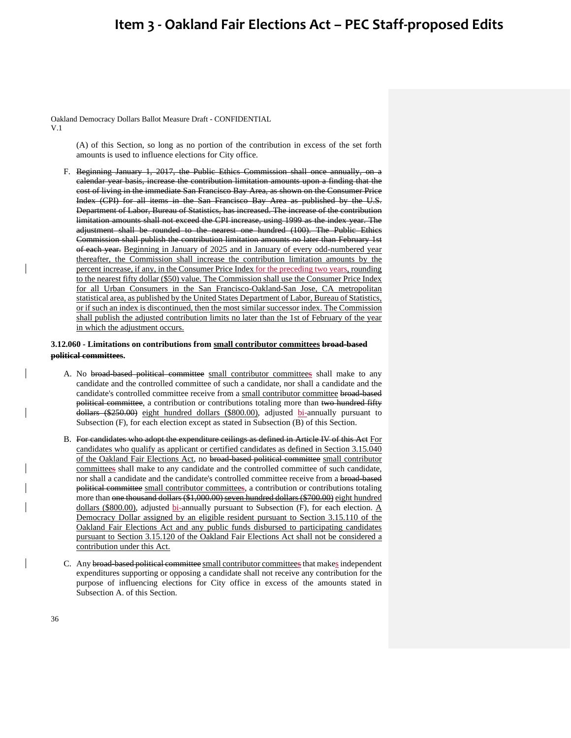Oakland Democracy Dollars Ballot Measure Draft - CONFIDENTIAL
V.1

(A) of this Section, so long as no portion of the contribution in excess of the set forth amounts is used to influence elections for City office.

F. ~~Beginning January 1, 2017, the Public Ethics Commission shall once annually, on a calendar year basis, increase the contribution limitation amounts upon a finding that the cost of living in the immediate San Francisco Bay Area, as shown on the Consumer Price Index (CPI) for all items in the San Francisco Bay Area as published by the U.S. Department of Labor, Bureau of Statistics, has increased. The increase of the contribution limitation amounts shall not exceed the CPI increase, using 1999 as the index year. The adjustment shall be rounded to the nearest one hundred (100). The Public Ethics Commission shall publish the contribution limitation amounts no later than February 1st of each year.~~ <u>Beginning in January of 2025 and in January of every odd-numbered year thereafter, the Commission shall increase the contribution limitation amounts by the percent increase, if any, in the Consumer Price Index for the preceding two years, rounding to the nearest fifty dollar ($50) value. The Commission shall use the Consumer Price Index for all Urban Consumers in the San Francisco-Oakland-San Jose, CA metropolitan statistical area, as published by the United States Department of Labor, Bureau of Statistics, or if such an index is discontinued, then the most similar successor index. The Commission shall publish the adjusted contribution limits no later than the 1st of February of the year in which the adjustment occurs.</u>

**3.12.060 - Limitations on contributions from <u>small contributor committees</u> ~~broad-based political committees~~.**

A. No ~~broad-based political committee~~ <u>small contributor committee~~s~~</u> shall make to any candidate and the controlled committee of such a candidate, nor shall a candidate and the candidate's controlled committee receive from a <u>small contributor committee</u> ~~broad-based political committee~~, a contribution or contributions totaling more than ~~two hundred fifty dollars ($250.00)~~ <u>eight hundred dollars ($800.00)</u>, adjusted <u>bi-</u>annually pursuant to Subsection (F), for each election except as stated in Subsection (B) of this Section.

B. ~~For candidates who adopt the expenditure ceilings as defined in Article IV of this Act~~ <u>For candidates who qualify as applicant or certified candidates as defined in Section 3.15.040 of the Oakland Fair Elections Act</u>, no ~~broad-based political committee~~ <u>small contributor committee~~s~~</u> shall make to any candidate and the controlled committee of such candidate, nor shall a candidate and the candidate's controlled committee receive from a ~~broad-based political committee~~ <u>small contributor committees</u>, a contribution or contributions totaling more than ~~one thousand dollars ($1,000.00)~~ ~~<u>seven hundred dollars ($700.00)</u>~~ <u>eight hundred dollars ($800.00)</u>, adjusted <u>bi-</u>annually pursuant to Subsection (F), for each election. <u>A Democracy Dollar assigned by an eligible resident pursuant to Section 3.15.110 of the Oakland Fair Elections Act and any public funds disbursed to participating candidates pursuant to Section 3.15.120 of the Oakland Fair Elections Act shall not be considered a contribution under this Act.</u>

C. Any ~~broad-based political committee~~ <u>small contributor committee~~s~~</u> that make<u>s</u> independent expenditures supporting or opposing a candidate shall not receive any contribution for the purpose of influencing elections for City office in excess of the amounts stated in Subsection A. of this Section.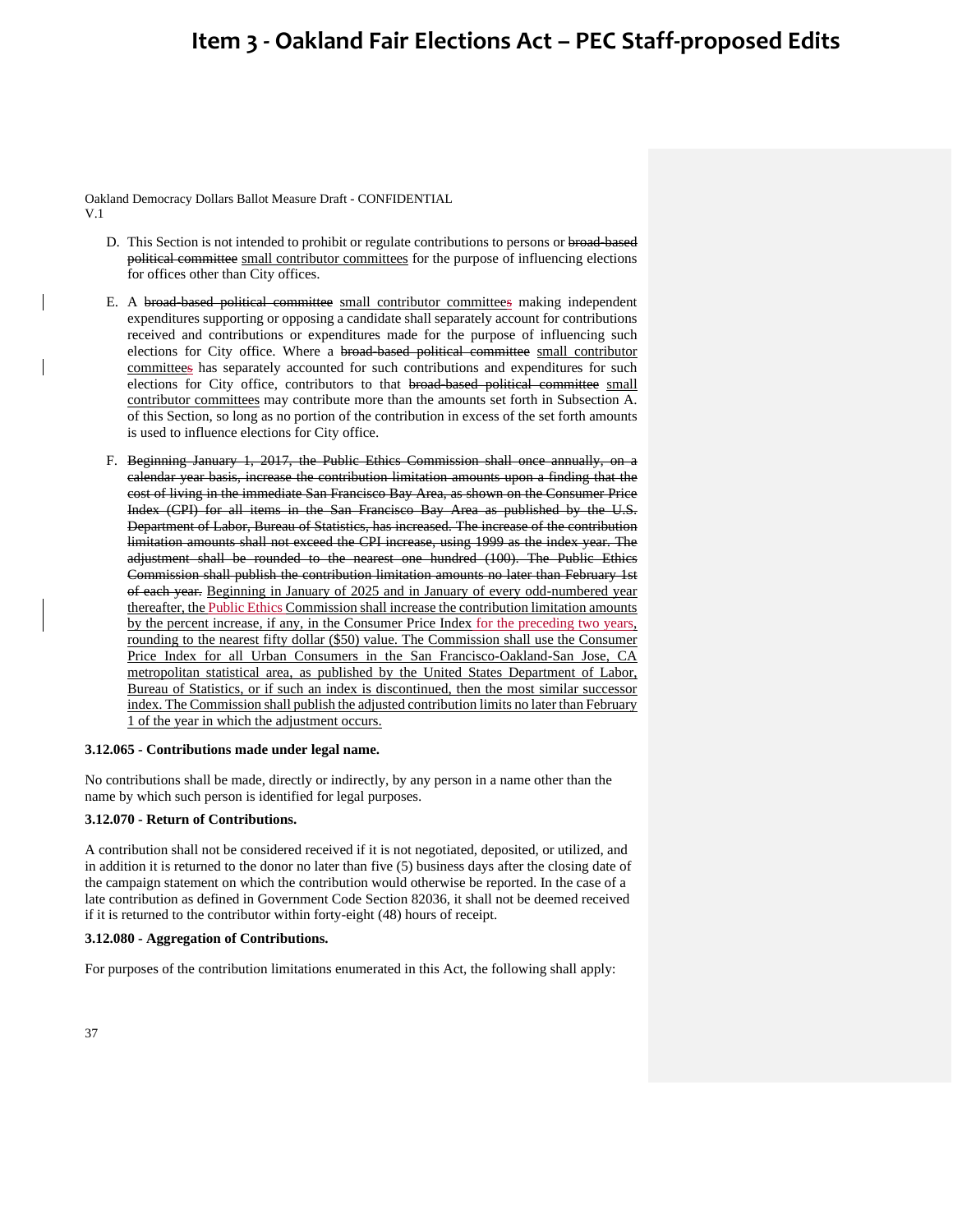Item 3 - Oakland Fair Elections Act – PEC Staff-proposed Edits

Oakland Democracy Dollars Ballot Measure Draft - CONFIDENTIAL
V.1

D. This Section is not intended to prohibit or regulate contributions to persons or ~~broad-based political committee~~ small contributor committees for the purpose of influencing elections for offices other than City offices.

E. A ~~broad-based political committee~~ small contributor committee~~s~~ making independent expenditures supporting or opposing a candidate shall separately account for contributions received and contributions or expenditures made for the purpose of influencing such elections for City office. Where a ~~broad-based political committee~~ small contributor committee~~s~~ has separately accounted for such contributions and expenditures for such elections for City office, contributors to that ~~broad-based political committee~~ small contributor committees may contribute more than the amounts set forth in Subsection A. of this Section, so long as no portion of the contribution in excess of the set forth amounts is used to influence elections for City office.

F. ~~Beginning January 1, 2017, the Public Ethics Commission shall once annually, on a calendar year basis, increase the contribution limitation amounts upon a finding that the cost of living in the immediate San Francisco Bay Area, as shown on the Consumer Price Index (CPI) for all items in the San Francisco Bay Area as published by the U.S. Department of Labor, Bureau of Statistics, has increased. The increase of the contribution limitation amounts shall not exceed the CPI increase, using 1999 as the index year. The adjustment shall be rounded to the nearest one hundred (100). The Public Ethics Commission shall publish the contribution limitation amounts no later than February 1st of each year.~~ Beginning in January of 2025 and in January of every odd-numbered year thereafter, the Public Ethics Commission shall increase the contribution limitation amounts by the percent increase, if any, in the Consumer Price Index for the preceding two years, rounding to the nearest fifty dollar ($50) value. The Commission shall use the Consumer Price Index for all Urban Consumers in the San Francisco-Oakland-San Jose, CA metropolitan statistical area, as published by the United States Department of Labor, Bureau of Statistics, or if such an index is discontinued, then the most similar successor index. The Commission shall publish the adjusted contribution limits no later than February 1 of the year in which the adjustment occurs.

**3.12.065 - Contributions made under legal name.**

No contributions shall be made, directly or indirectly, by any person in a name other than the name by which such person is identified for legal purposes.

**3.12.070 - Return of Contributions.**

A contribution shall not be considered received if it is not negotiated, deposited, or utilized, and in addition it is returned to the donor no later than five (5) business days after the closing date of the campaign statement on which the contribution would otherwise be reported. In the case of a late contribution as defined in Government Code Section 82036, it shall not be deemed received if it is returned to the contributor within forty-eight (48) hours of receipt.

**3.12.080 - Aggregation of Contributions.**

For purposes of the contribution limitations enumerated in this Act, the following shall apply: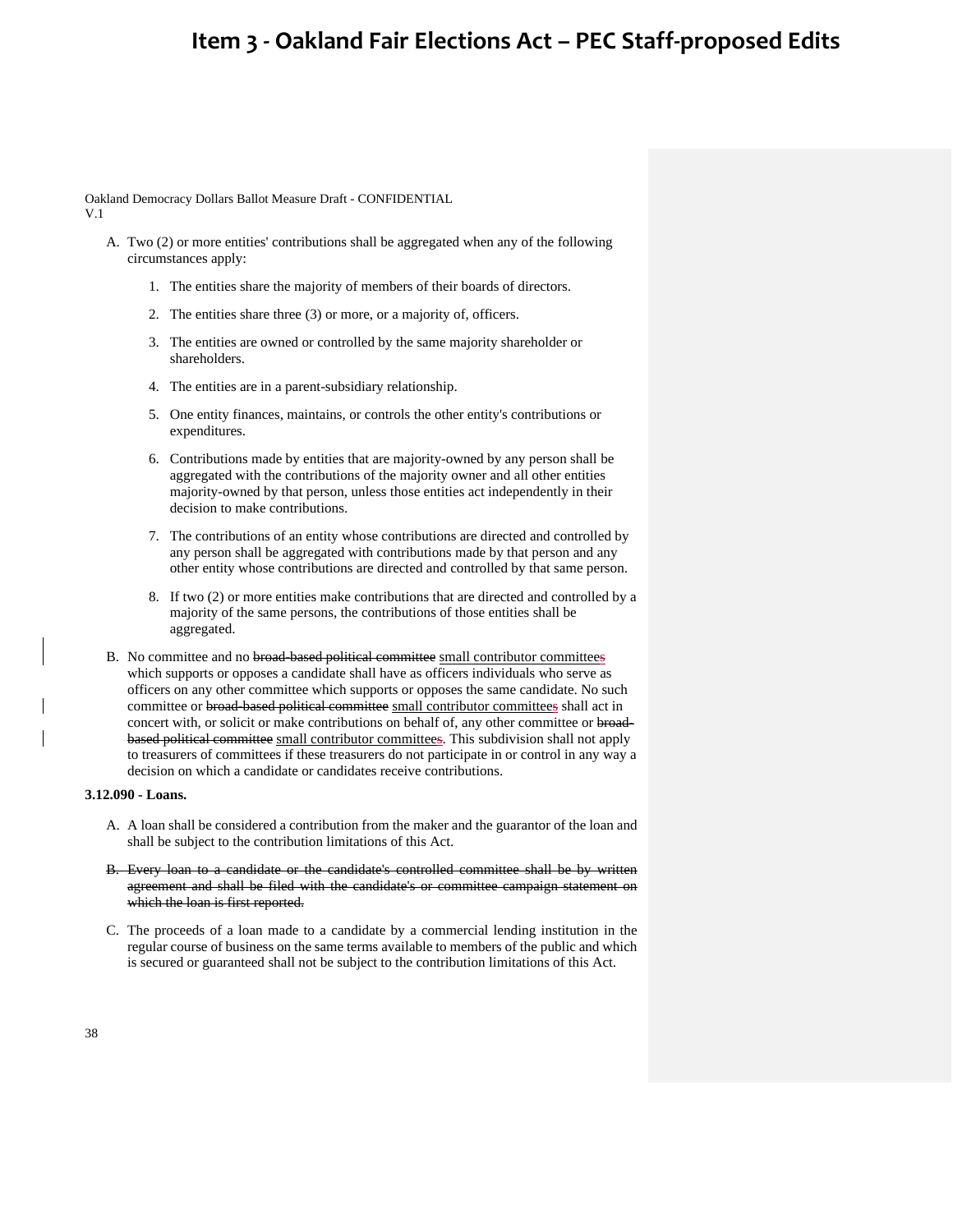A. Two (2) or more entities' contributions shall be aggregated when any of the following circumstances apply:

   1. The entities share the majority of members of their boards of directors.

   2. The entities share three (3) or more, or a majority of, officers.

   3. The entities are owned or controlled by the same majority shareholder or shareholders.

   4. The entities are in a parent-subsidiary relationship.

   5. One entity finances, maintains, or controls the other entity's contributions or expenditures.

   6. Contributions made by entities that are majority-owned by any person shall be aggregated with the contributions of the majority owner and all other entities majority-owned by that person, unless those entities act independently in their decision to make contributions.

   7. The contributions of an entity whose contributions are directed and controlled by any person shall be aggregated with contributions made by that person and any other entity whose contributions are directed and controlled by that same person.

   8. If two (2) or more entities make contributions that are directed and controlled by a majority of the same persons, the contributions of those entities shall be aggregated.

B. No committee and no ~~broad-based political committee~~ small contributor committees which supports or opposes a candidate shall have as officers individuals who serve as officers on any other committee which supports or opposes the same candidate. No such committee or ~~broad-based political committee~~ small contributor committees shall act in concert with, or solicit or make contributions on behalf of, any other committee or ~~broad-based political committee~~ small contributor committees. This subdivision shall not apply to treasurers of committees if these treasurers do not participate in or control in any way a decision on which a candidate or candidates receive contributions.

**3.12.090 - Loans.**

A. A loan shall be considered a contribution from the maker and the guarantor of the loan and shall be subject to the contribution limitations of this Act.

~~B. Every loan to a candidate or the candidate's controlled committee shall be by written agreement and shall be filed with the candidate's or committee campaign statement on which the loan is first reported.~~

C. The proceeds of a loan made to a candidate by a commercial lending institution in the regular course of business on the same terms available to members of the public and which is secured or guaranteed shall not be subject to the contribution limitations of this Act.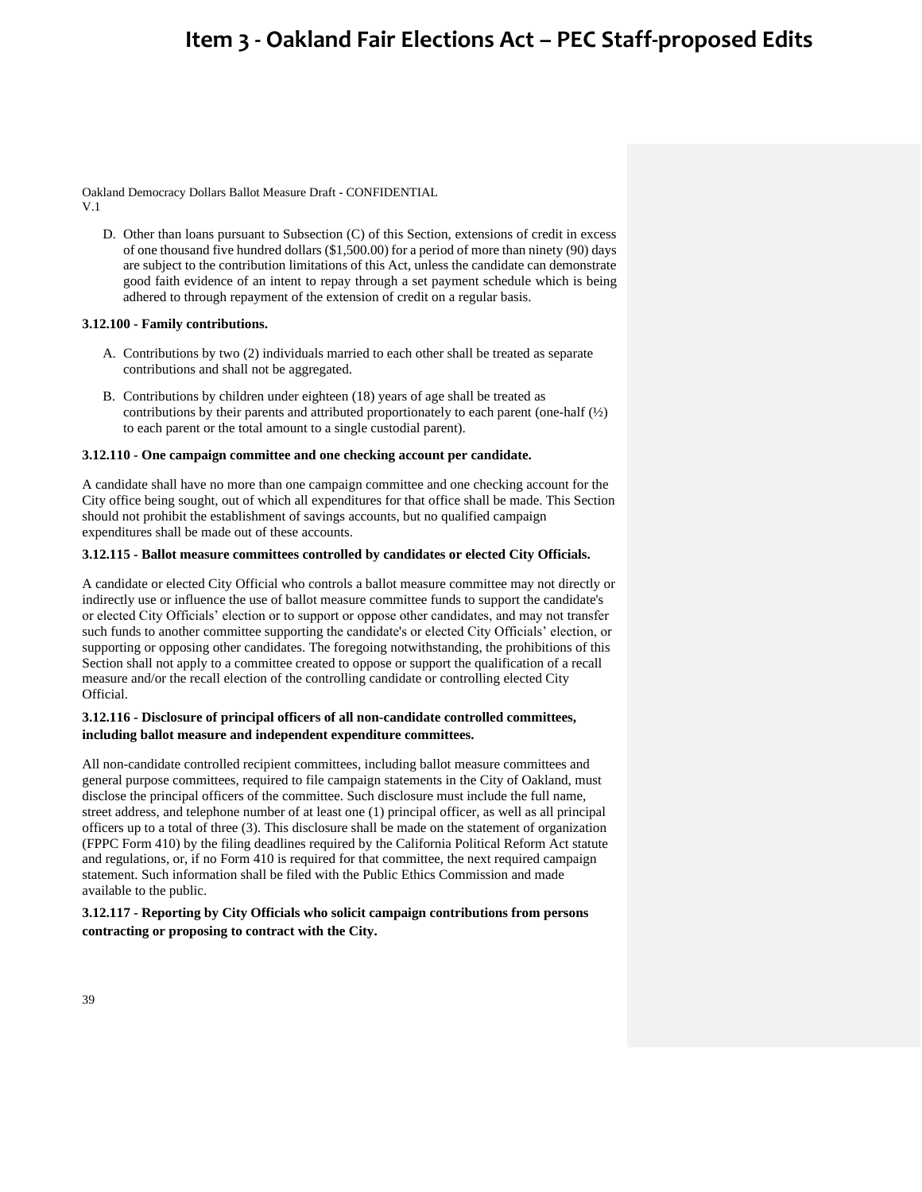D. Other than loans pursuant to Subsection (C) of this Section, extensions of credit in excess of one thousand five hundred dollars ($1,500.00) for a period of more than ninety (90) days are subject to the contribution limitations of this Act, unless the candidate can demonstrate good faith evidence of an intent to repay through a set payment schedule which is being adhered to through repayment of the extension of credit on a regular basis.

**3.12.100 - Family contributions.**

A. Contributions by two (2) individuals married to each other shall be treated as separate contributions and shall not be aggregated.

B. Contributions by children under eighteen (18) years of age shall be treated as contributions by their parents and attributed proportionately to each parent (one-half (½) to each parent or the total amount to a single custodial parent).

**3.12.110 - One campaign committee and one checking account per candidate.**

A candidate shall have no more than one campaign committee and one checking account for the City office being sought, out of which all expenditures for that office shall be made. This Section should not prohibit the establishment of savings accounts, but no qualified campaign expenditures shall be made out of these accounts.

**3.12.115 - Ballot measure committees controlled by candidates or elected City Officials.**

A candidate or elected City Official who controls a ballot measure committee may not directly or indirectly use or influence the use of ballot measure committee funds to support the candidate's or elected City Officials' election or to support or oppose other candidates, and may not transfer such funds to another committee supporting the candidate's or elected City Officials' election, or supporting or opposing other candidates. The foregoing notwithstanding, the prohibitions of this Section shall not apply to a committee created to oppose or support the qualification of a recall measure and/or the recall election of the controlling candidate or controlling elected City Official.

**3.12.116 - Disclosure of principal officers of all non-candidate controlled committees, including ballot measure and independent expenditure committees.**

All non-candidate controlled recipient committees, including ballot measure committees and general purpose committees, required to file campaign statements in the City of Oakland, must disclose the principal officers of the committee. Such disclosure must include the full name, street address, and telephone number of at least one (1) principal officer, as well as all principal officers up to a total of three (3). This disclosure shall be made on the statement of organization (FPPC Form 410) by the filing deadlines required by the California Political Reform Act statute and regulations, or, if no Form 410 is required for that committee, the next required campaign statement. Such information shall be filed with the Public Ethics Commission and made available to the public.

**3.12.117 - Reporting by City Officials who solicit campaign contributions from persons contracting or proposing to contract with the City.**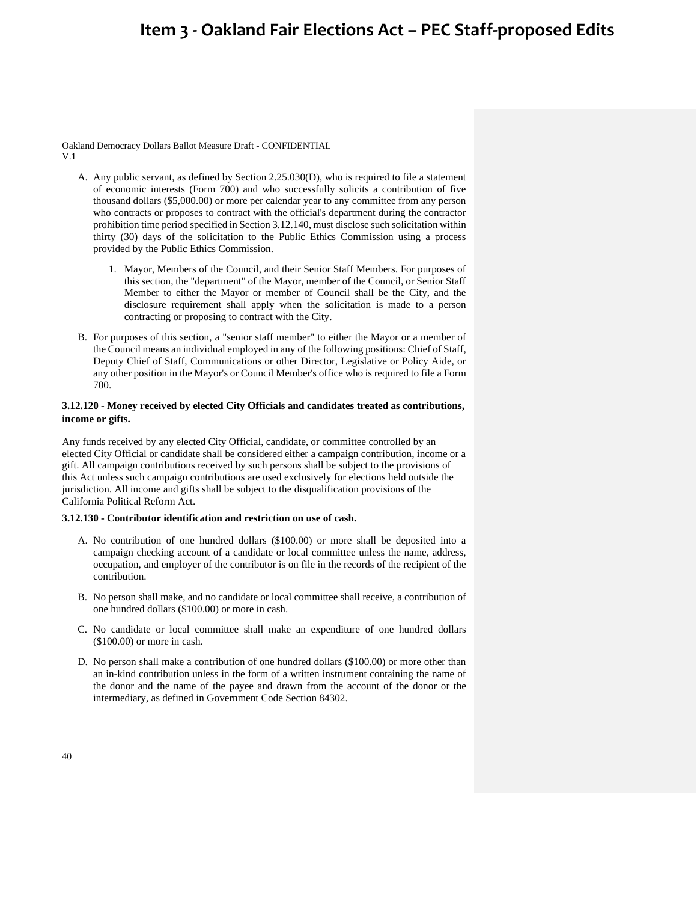Oakland Democracy Dollars Ballot Measure Draft - CONFIDENTIAL
V.1

A. Any public servant, as defined by Section 2.25.030(D), who is required to file a statement of economic interests (Form 700) and who successfully solicits a contribution of five thousand dollars ($5,000.00) or more per calendar year to any committee from any person who contracts or proposes to contract with the official's department during the contractor prohibition time period specified in Section 3.12.140, must disclose such solicitation within thirty (30) days of the solicitation to the Public Ethics Commission using a process provided by the Public Ethics Commission.

   1. Mayor, Members of the Council, and their Senior Staff Members. For purposes of this section, the "department" of the Mayor, member of the Council, or Senior Staff Member to either the Mayor or member of Council shall be the City, and the disclosure requirement shall apply when the solicitation is made to a person contracting or proposing to contract with the City.

B. For purposes of this section, a "senior staff member" to either the Mayor or a member of the Council means an individual employed in any of the following positions: Chief of Staff, Deputy Chief of Staff, Communications or other Director, Legislative or Policy Aide, or any other position in the Mayor's or Council Member's office who is required to file a Form 700.

**3.12.120 - Money received by elected City Officials and candidates treated as contributions, income or gifts.**

Any funds received by any elected City Official, candidate, or committee controlled by an elected City Official or candidate shall be considered either a campaign contribution, income or a gift. All campaign contributions received by such persons shall be subject to the provisions of this Act unless such campaign contributions are used exclusively for elections held outside the jurisdiction. All income and gifts shall be subject to the disqualification provisions of the California Political Reform Act.

**3.12.130 - Contributor identification and restriction on use of cash.**

A. No contribution of one hundred dollars ($100.00) or more shall be deposited into a campaign checking account of a candidate or local committee unless the name, address, occupation, and employer of the contributor is on file in the records of the recipient of the contribution.

B. No person shall make, and no candidate or local committee shall receive, a contribution of one hundred dollars ($100.00) or more in cash.

C. No candidate or local committee shall make an expenditure of one hundred dollars ($100.00) or more in cash.

D. No person shall make a contribution of one hundred dollars ($100.00) or more other than an in-kind contribution unless in the form of a written instrument containing the name of the donor and the name of the payee and drawn from the account of the donor or the intermediary, as defined in Government Code Section 84302.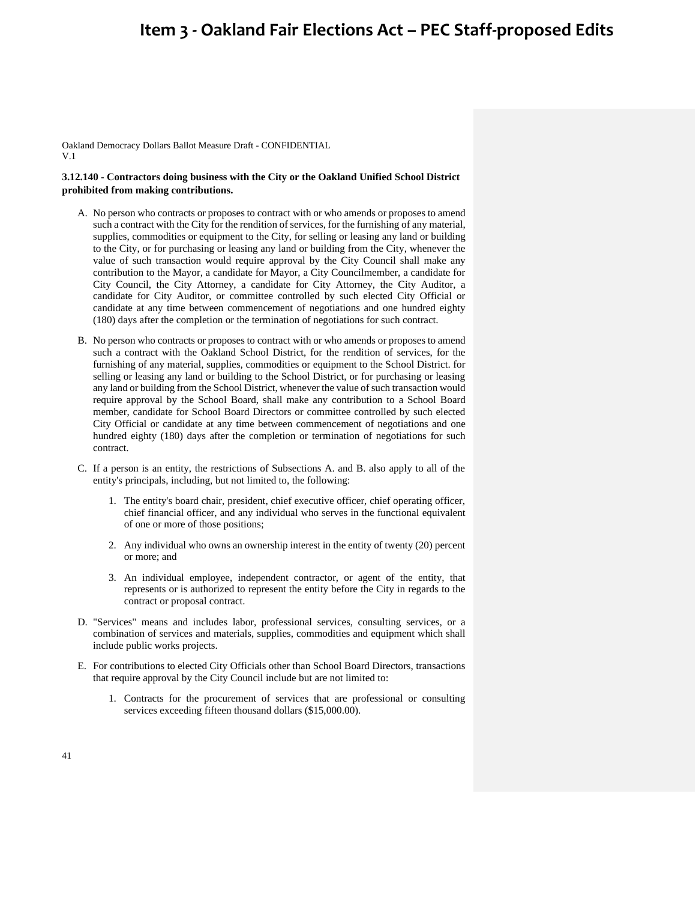Oakland Democracy Dollars Ballot Measure Draft - CONFIDENTIAL
V.1

**3.12.140 - Contractors doing business with the City or the Oakland Unified School District prohibited from making contributions.**

A. No person who contracts or proposes to contract with or who amends or proposes to amend such a contract with the City for the rendition of services, for the furnishing of any material, supplies, commodities or equipment to the City, for selling or leasing any land or building to the City, or for purchasing or leasing any land or building from the City, whenever the value of such transaction would require approval by the City Council shall make any contribution to the Mayor, a candidate for Mayor, a City Councilmember, a candidate for City Council, the City Attorney, a candidate for City Attorney, the City Auditor, a candidate for City Auditor, or committee controlled by such elected City Official or candidate at any time between commencement of negotiations and one hundred eighty (180) days after the completion or the termination of negotiations for such contract.

B. No person who contracts or proposes to contract with or who amends or proposes to amend such a contract with the Oakland School District, for the rendition of services, for the furnishing of any material, supplies, commodities or equipment to the School District. for selling or leasing any land or building to the School District, or for purchasing or leasing any land or building from the School District, whenever the value of such transaction would require approval by the School Board, shall make any contribution to a School Board member, candidate for School Board Directors or committee controlled by such elected City Official or candidate at any time between commencement of negotiations and one hundred eighty (180) days after the completion or termination of negotiations for such contract.

C. If a person is an entity, the restrictions of Subsections A. and B. also apply to all of the entity's principals, including, but not limited to, the following:

   1. The entity's board chair, president, chief executive officer, chief operating officer, chief financial officer, and any individual who serves in the functional equivalent of one or more of those positions;

   2. Any individual who owns an ownership interest in the entity of twenty (20) percent or more; and

   3. An individual employee, independent contractor, or agent of the entity, that represents or is authorized to represent the entity before the City in regards to the contract or proposal contract.

D. "Services" means and includes labor, professional services, consulting services, or a combination of services and materials, supplies, commodities and equipment which shall include public works projects.

E. For contributions to elected City Officials other than School Board Directors, transactions that require approval by the City Council include but are not limited to:

   1. Contracts for the procurement of services that are professional or consulting services exceeding fifteen thousand dollars ($15,000.00).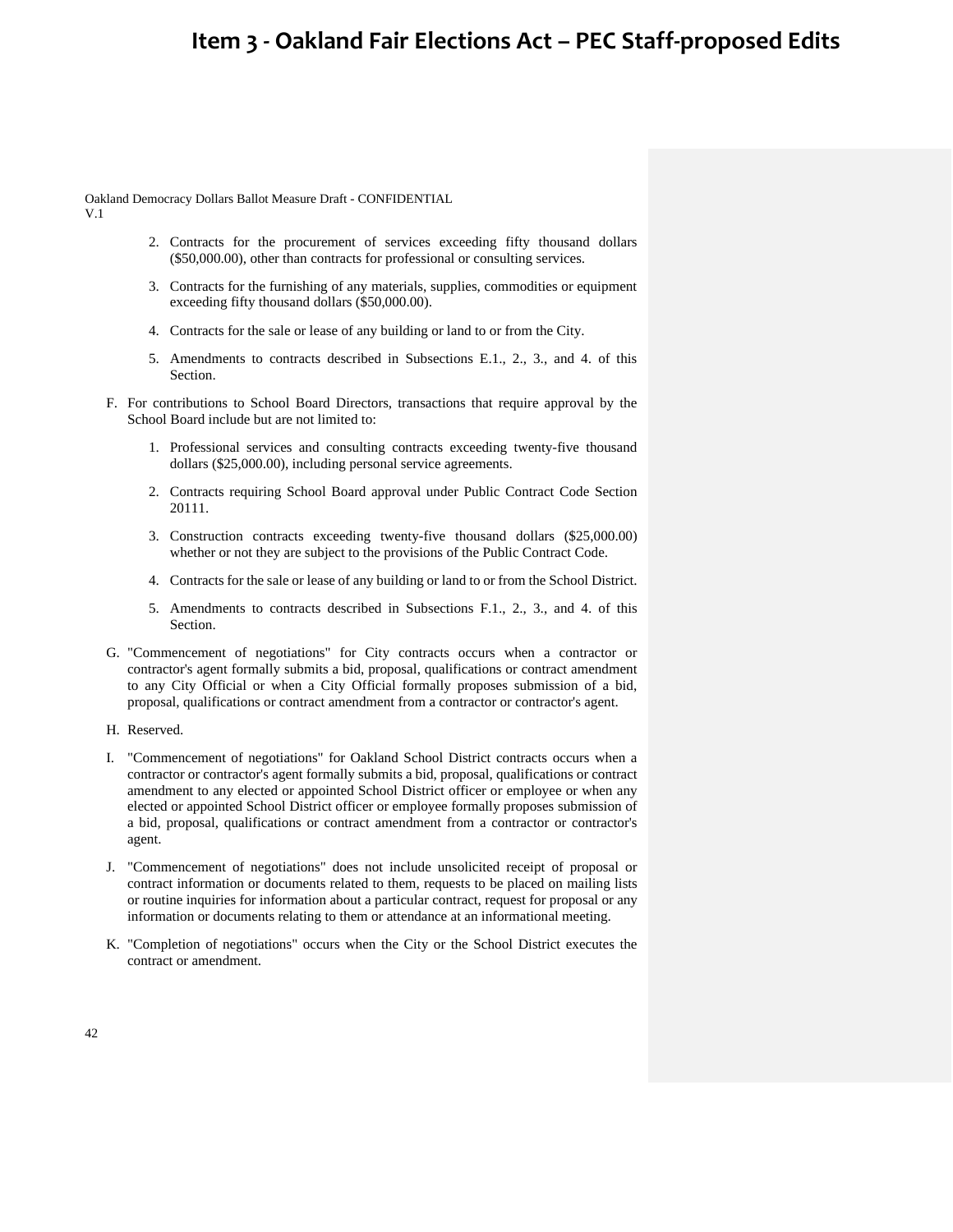2. Contracts for the procurement of services exceeding fifty thousand dollars ($50,000.00), other than contracts for professional or consulting services.

3. Contracts for the furnishing of any materials, supplies, commodities or equipment exceeding fifty thousand dollars ($50,000.00).

4. Contracts for the sale or lease of any building or land to or from the City.

5. Amendments to contracts described in Subsections E.1., 2., 3., and 4. of this Section.

F. For contributions to School Board Directors, transactions that require approval by the School Board include but are not limited to:

1. Professional services and consulting contracts exceeding twenty-five thousand dollars ($25,000.00), including personal service agreements.

2. Contracts requiring School Board approval under Public Contract Code Section 20111.

3. Construction contracts exceeding twenty-five thousand dollars ($25,000.00) whether or not they are subject to the provisions of the Public Contract Code.

4. Contracts for the sale or lease of any building or land to or from the School District.

5. Amendments to contracts described in Subsections F.1., 2., 3., and 4. of this Section.

G. "Commencement of negotiations" for City contracts occurs when a contractor or contractor's agent formally submits a bid, proposal, qualifications or contract amendment to any City Official or when a City Official formally proposes submission of a bid, proposal, qualifications or contract amendment from a contractor or contractor's agent.

H. Reserved.

I. "Commencement of negotiations" for Oakland School District contracts occurs when a contractor or contractor's agent formally submits a bid, proposal, qualifications or contract amendment to any elected or appointed School District officer or employee or when any elected or appointed School District officer or employee formally proposes submission of a bid, proposal, qualifications or contract amendment from a contractor or contractor's agent.

J. "Commencement of negotiations" does not include unsolicited receipt of proposal or contract information or documents related to them, requests to be placed on mailing lists or routine inquiries for information about a particular contract, request for proposal or any information or documents relating to them or attendance at an informational meeting.

K. "Completion of negotiations" occurs when the City or the School District executes the contract or amendment.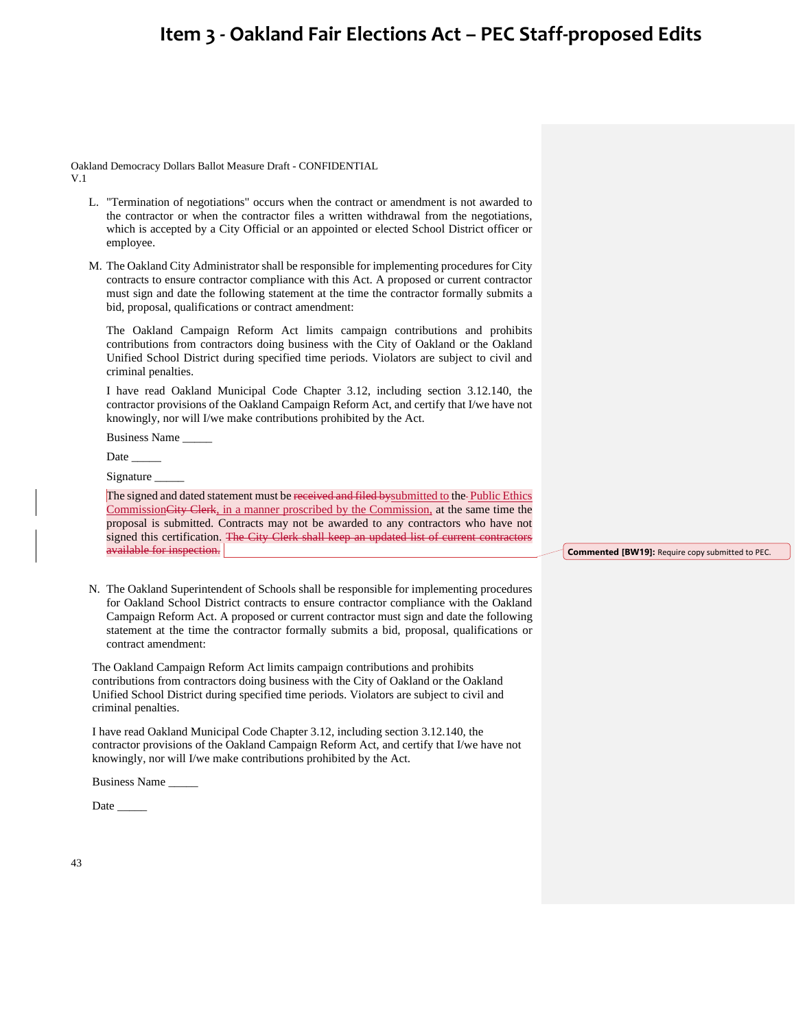Oakland Democracy Dollars Ballot Measure Draft - CONFIDENTIAL
V.1

L. "Termination of negotiations" occurs when the contract or amendment is not awarded to the contractor or when the contractor files a written withdrawal from the negotiations, which is accepted by a City Official or an appointed or elected School District officer or employee.

M. The Oakland City Administrator shall be responsible for implementing procedures for City contracts to ensure contractor compliance with this Act. A proposed or current contractor must sign and date the following statement at the time the contractor formally submits a bid, proposal, qualifications or contract amendment:

The Oakland Campaign Reform Act limits campaign contributions and prohibits contributions from contractors doing business with the City of Oakland or the Oakland Unified School District during specified time periods. Violators are subject to civil and criminal penalties.

I have read Oakland Municipal Code Chapter 3.12, including section 3.12.140, the contractor provisions of the Oakland Campaign Reform Act, and certify that I/we have not knowingly, nor will I/we make contributions prohibited by the Act.

Business Name _____

Date _____

Signature _____

The signed and dated statement must be ~~received and filed by~~submitted to the Public Ethics Commission~~City Clerk~~, in a manner proscribed by the Commission, at the same time the proposal is submitted. Contracts may not be awarded to any contractors who have not signed this certification. ~~The City Clerk shall keep an updated list of current contractors available for inspection.~~

**Commented [BW19]:** Require copy submitted to PEC.

N. The Oakland Superintendent of Schools shall be responsible for implementing procedures for Oakland School District contracts to ensure contractor compliance with the Oakland Campaign Reform Act. A proposed or current contractor must sign and date the following statement at the time the contractor formally submits a bid, proposal, qualifications or contract amendment:

The Oakland Campaign Reform Act limits campaign contributions and prohibits contributions from contractors doing business with the City of Oakland or the Oakland Unified School District during specified time periods. Violators are subject to civil and criminal penalties.

I have read Oakland Municipal Code Chapter 3.12, including section 3.12.140, the contractor provisions of the Oakland Campaign Reform Act, and certify that I/we have not knowingly, nor will I/we make contributions prohibited by the Act.

Business Name _____

Date _____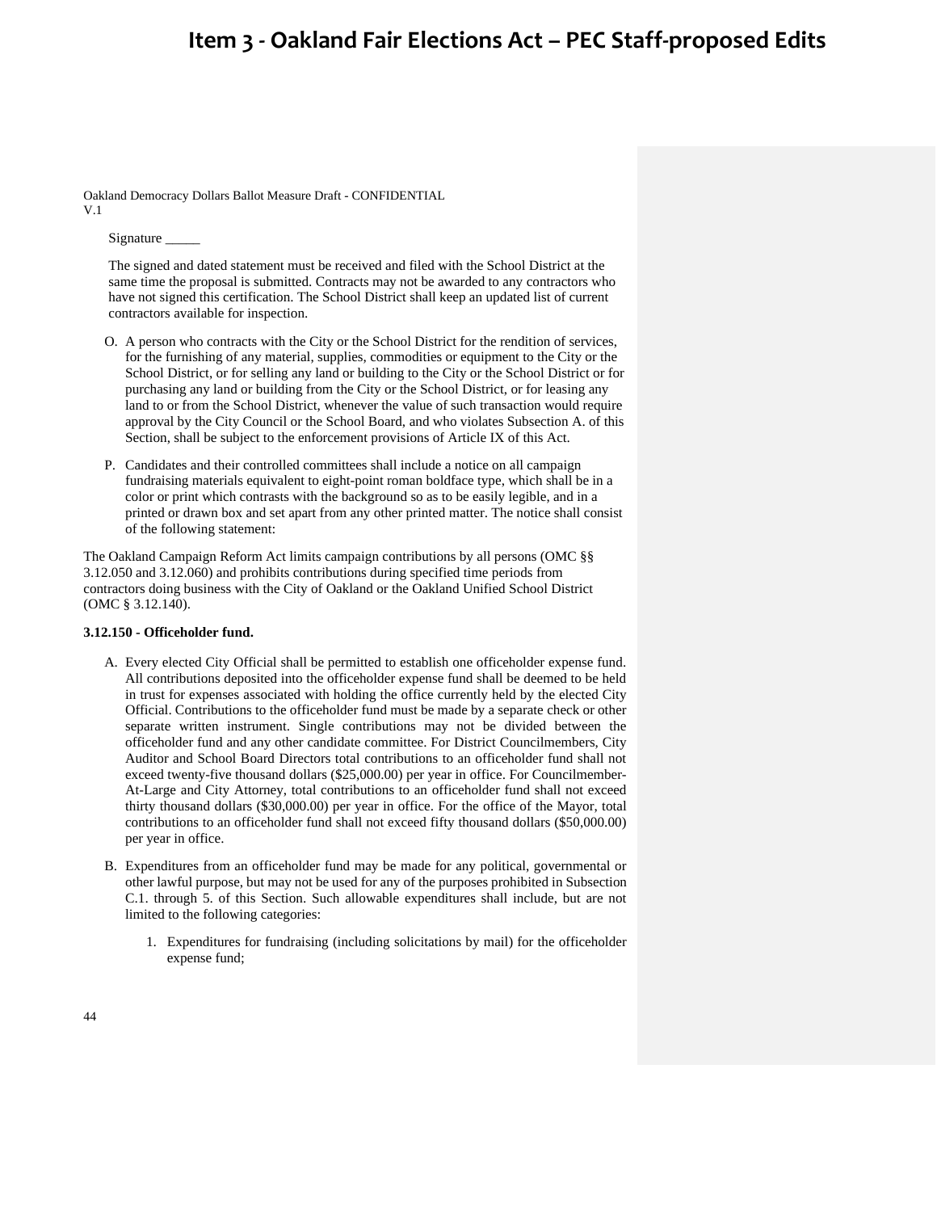Signature _____

The signed and dated statement must be received and filed with the School District at the same time the proposal is submitted. Contracts may not be awarded to any contractors who have not signed this certification. The School District shall keep an updated list of current contractors available for inspection.

O. A person who contracts with the City or the School District for the rendition of services, for the furnishing of any material, supplies, commodities or equipment to the City or the School District, or for selling any land or building to the City or the School District or for purchasing any land or building from the City or the School District, or for leasing any land to or from the School District, whenever the value of such transaction would require approval by the City Council or the School Board, and who violates Subsection A. of this Section, shall be subject to the enforcement provisions of Article IX of this Act.

P. Candidates and their controlled committees shall include a notice on all campaign fundraising materials equivalent to eight-point roman boldface type, which shall be in a color or print which contrasts with the background so as to be easily legible, and in a printed or drawn box and set apart from any other printed matter. The notice shall consist of the following statement:

The Oakland Campaign Reform Act limits campaign contributions by all persons (OMC §§ 3.12.050 and 3.12.060) and prohibits contributions during specified time periods from contractors doing business with the City of Oakland or the Oakland Unified School District (OMC § 3.12.140).

**3.12.150 - Officeholder fund.**

A. Every elected City Official shall be permitted to establish one officeholder expense fund. All contributions deposited into the officeholder expense fund shall be deemed to be held in trust for expenses associated with holding the office currently held by the elected City Official. Contributions to the officeholder fund must be made by a separate check or other separate written instrument. Single contributions may not be divided between the officeholder fund and any other candidate committee. For District Councilmembers, City Auditor and School Board Directors total contributions to an officeholder fund shall not exceed twenty-five thousand dollars ($25,000.00) per year in office. For Councilmember-At-Large and City Attorney, total contributions to an officeholder fund shall not exceed thirty thousand dollars ($30,000.00) per year in office. For the office of the Mayor, total contributions to an officeholder fund shall not exceed fifty thousand dollars ($50,000.00) per year in office.

B. Expenditures from an officeholder fund may be made for any political, governmental or other lawful purpose, but may not be used for any of the purposes prohibited in Subsection C.1. through 5. of this Section. Such allowable expenditures shall include, but are not limited to the following categories:

   1. Expenditures for fundraising (including solicitations by mail) for the officeholder expense fund;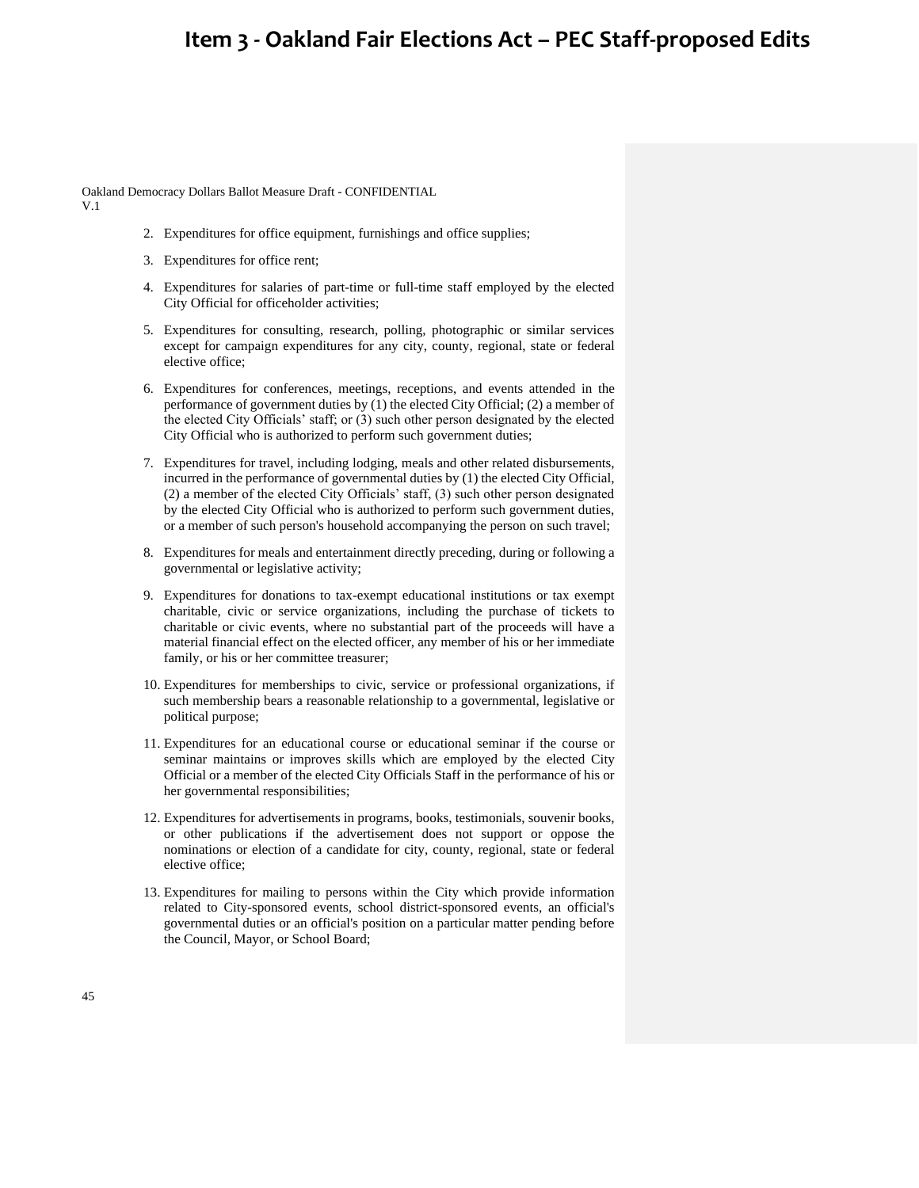2. Expenditures for office equipment, furnishings and office supplies;

3. Expenditures for office rent;

4. Expenditures for salaries of part-time or full-time staff employed by the elected City Official for officeholder activities;

5. Expenditures for consulting, research, polling, photographic or similar services except for campaign expenditures for any city, county, regional, state or federal elective office;

6. Expenditures for conferences, meetings, receptions, and events attended in the performance of government duties by (1) the elected City Official; (2) a member of the elected City Officials' staff; or (3) such other person designated by the elected City Official who is authorized to perform such government duties;

7. Expenditures for travel, including lodging, meals and other related disbursements, incurred in the performance of governmental duties by (1) the elected City Official, (2) a member of the elected City Officials' staff, (3) such other person designated by the elected City Official who is authorized to perform such government duties, or a member of such person's household accompanying the person on such travel;

8. Expenditures for meals and entertainment directly preceding, during or following a governmental or legislative activity;

9. Expenditures for donations to tax-exempt educational institutions or tax exempt charitable, civic or service organizations, including the purchase of tickets to charitable or civic events, where no substantial part of the proceeds will have a material financial effect on the elected officer, any member of his or her immediate family, or his or her committee treasurer;

10. Expenditures for memberships to civic, service or professional organizations, if such membership bears a reasonable relationship to a governmental, legislative or political purpose;

11. Expenditures for an educational course or educational seminar if the course or seminar maintains or improves skills which are employed by the elected City Official or a member of the elected City Officials Staff in the performance of his or her governmental responsibilities;

12. Expenditures for advertisements in programs, books, testimonials, souvenir books, or other publications if the advertisement does not support or oppose the nominations or election of a candidate for city, county, regional, state or federal elective office;

13. Expenditures for mailing to persons within the City which provide information related to City-sponsored events, school district-sponsored events, an official's governmental duties or an official's position on a particular matter pending before the Council, Mayor, or School Board;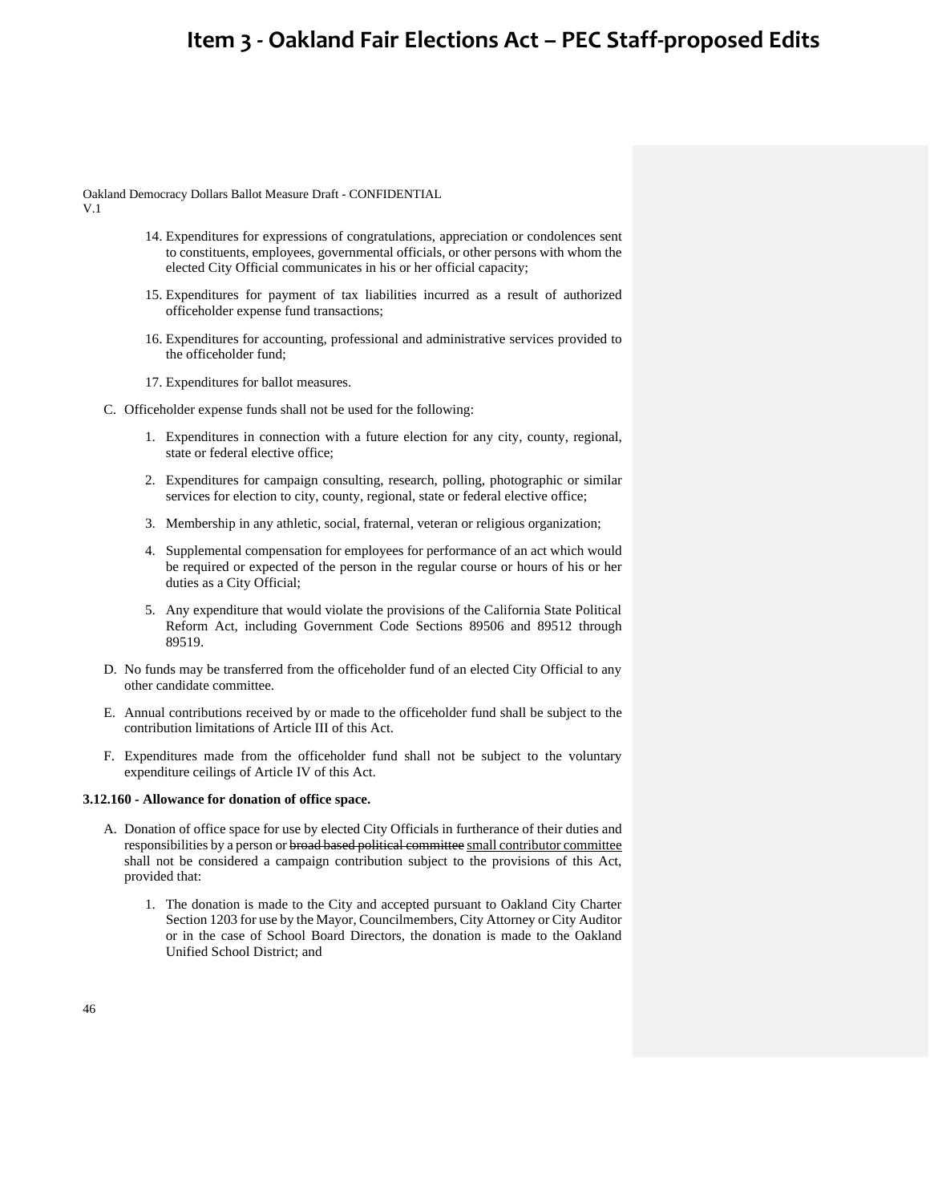14. Expenditures for expressions of congratulations, appreciation or condolences sent to constituents, employees, governmental officials, or other persons with whom the elected City Official communicates in his or her official capacity;

15. Expenditures for payment of tax liabilities incurred as a result of authorized officeholder expense fund transactions;

16. Expenditures for accounting, professional and administrative services provided to the officeholder fund;

17. Expenditures for ballot measures.

C. Officeholder expense funds shall not be used for the following:

   1. Expenditures in connection with a future election for any city, county, regional, state or federal elective office;

   2. Expenditures for campaign consulting, research, polling, photographic or similar services for election to city, county, regional, state or federal elective office;

   3. Membership in any athletic, social, fraternal, veteran or religious organization;

   4. Supplemental compensation for employees for performance of an act which would be required or expected of the person in the regular course or hours of his or her duties as a City Official;

   5. Any expenditure that would violate the provisions of the California State Political Reform Act, including Government Code Sections 89506 and 89512 through 89519.

D. No funds may be transferred from the officeholder fund of an elected City Official to any other candidate committee.

E. Annual contributions received by or made to the officeholder fund shall be subject to the contribution limitations of Article III of this Act.

F. Expenditures made from the officeholder fund shall not be subject to the voluntary expenditure ceilings of Article IV of this Act.

**3.12.160 - Allowance for donation of office space.**

A. Donation of office space for use by elected City Officials in furtherance of their duties and responsibilities by a person or ~~broad based political committee~~ small contributor committee shall not be considered a campaign contribution subject to the provisions of this Act, provided that:

   1. The donation is made to the City and accepted pursuant to Oakland City Charter Section 1203 for use by the Mayor, Councilmembers, City Attorney or City Auditor or in the case of School Board Directors, the donation is made to the Oakland Unified School District; and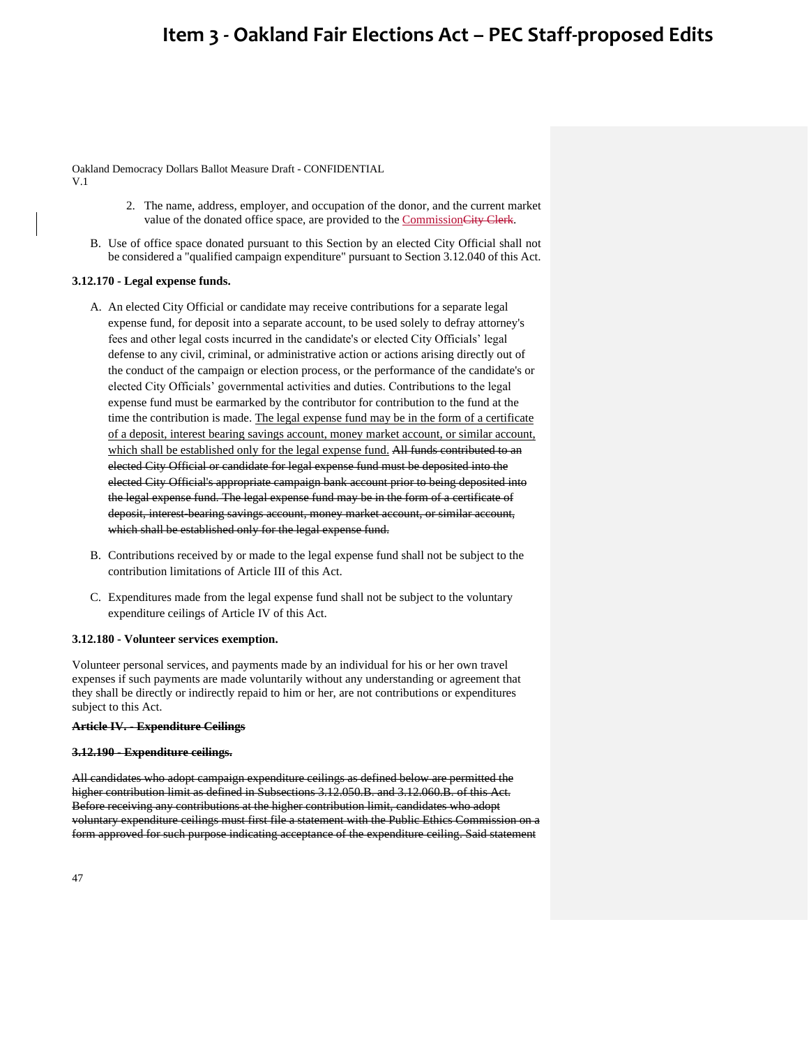Oakland Democracy Dollars Ballot Measure Draft - CONFIDENTIAL
V.1

2. The name, address, employer, and occupation of the donor, and the current market value of the donated office space, are provided to the <ins>Commission</ins>~~City Clerk~~.

B. Use of office space donated pursuant to this Section by an elected City Official shall not be considered a "qualified campaign expenditure" pursuant to Section 3.12.040 of this Act.

**3.12.170 - Legal expense funds.**

A. An elected City Official or candidate may receive contributions for a separate legal expense fund, for deposit into a separate account, to be used solely to defray attorney's fees and other legal costs incurred in the candidate's or elected City Officials' legal defense to any civil, criminal, or administrative action or actions arising directly out of the conduct of the campaign or election process, or the performance of the candidate's or elected City Officials' governmental activities and duties. Contributions to the legal expense fund must be earmarked by the contributor for contribution to the fund at the time the contribution is made. <ins>The legal expense fund may be in the form of a certificate of a deposit, interest bearing savings account, money market account, or similar account, which shall be established only for the legal expense fund.</ins> ~~All funds contributed to an elected City Official or candidate for legal expense fund must be deposited into the elected City Official's appropriate campaign bank account prior to being deposited into the legal expense fund. The legal expense fund may be in the form of a certificate of deposit, interest-bearing savings account, money market account, or similar account, which shall be established only for the legal expense fund.~~

B. Contributions received by or made to the legal expense fund shall not be subject to the contribution limitations of Article III of this Act.

C. Expenditures made from the legal expense fund shall not be subject to the voluntary expenditure ceilings of Article IV of this Act.

**3.12.180 - Volunteer services exemption.**

Volunteer personal services, and payments made by an individual for his or her own travel expenses if such payments are made voluntarily without any understanding or agreement that they shall be directly or indirectly repaid to him or her, are not contributions or expenditures subject to this Act.

~~**Article IV. - Expenditure Ceilings**~~

~~**3.12.190 - Expenditure ceilings.**~~

~~All candidates who adopt campaign expenditure ceilings as defined below are permitted the higher contribution limit as defined in Subsections 3.12.050.B. and 3.12.060.B. of this Act. Before receiving any contributions at the higher contribution limit, candidates who adopt voluntary expenditure ceilings must first file a statement with the Public Ethics Commission on a form approved for such purpose indicating acceptance of the expenditure ceiling. Said statement~~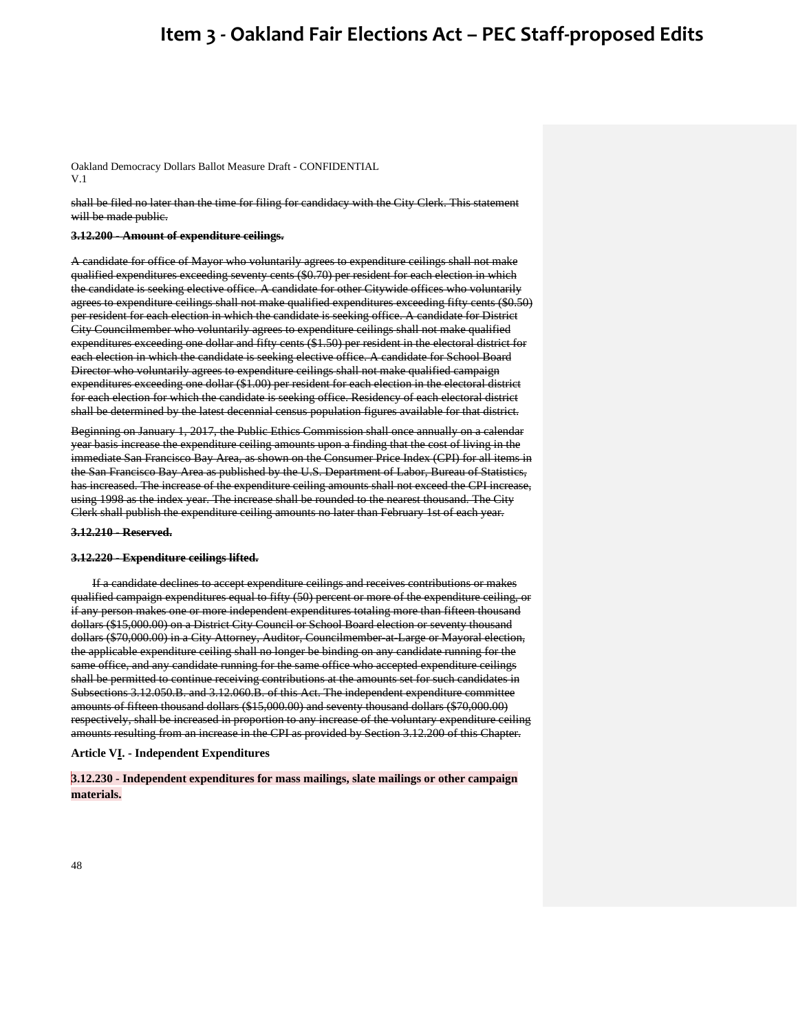shall be filed no later than the time for filing for candidacy with the City Clerk. This statement will be made public.

**3.12.200 - Amount of expenditure ceilings.**

A candidate for office of Mayor who voluntarily agrees to expenditure ceilings shall not make qualified expenditures exceeding seventy cents ($0.70) per resident for each election in which the candidate is seeking elective office. A candidate for other Citywide offices who voluntarily agrees to expenditure ceilings shall not make qualified expenditures exceeding fifty cents ($0.50) per resident for each election in which the candidate is seeking office. A candidate for District City Councilmember who voluntarily agrees to expenditure ceilings shall not make qualified expenditures exceeding one dollar and fifty cents ($1.50) per resident in the electoral district for each election in which the candidate is seeking elective office. A candidate for School Board Director who voluntarily agrees to expenditure ceilings shall not make qualified campaign expenditures exceeding one dollar ($1.00) per resident for each election in the electoral district for each election for which the candidate is seeking office. Residency of each electoral district shall be determined by the latest decennial census population figures available for that district.

Beginning on January 1, 2017, the Public Ethics Commission shall once annually on a calendar year basis increase the expenditure ceiling amounts upon a finding that the cost of living in the immediate San Francisco Bay Area, as shown on the Consumer Price Index (CPI) for all items in the San Francisco Bay Area as published by the U.S. Department of Labor, Bureau of Statistics, has increased. The increase of the expenditure ceiling amounts shall not exceed the CPI increase, using 1998 as the index year. The increase shall be rounded to the nearest thousand. The City Clerk shall publish the expenditure ceiling amounts no later than February 1st of each year.

**3.12.210 - Reserved.**

**3.12.220 - Expenditure ceilings lifted.**

If a candidate declines to accept expenditure ceilings and receives contributions or makes qualified campaign expenditures equal to fifty (50) percent or more of the expenditure ceiling, or if any person makes one or more independent expenditures totaling more than fifteen thousand dollars ($15,000.00) on a District City Council or School Board election or seventy thousand dollars ($70,000.00) in a City Attorney, Auditor, Councilmember-at-Large or Mayoral election, the applicable expenditure ceiling shall no longer be binding on any candidate running for the same office, and any candidate running for the same office who accepted expenditure ceilings shall be permitted to continue receiving contributions at the amounts set for such candidates in Subsections 3.12.050.B. and 3.12.060.B. of this Act. The independent expenditure committee amounts of fifteen thousand dollars ($15,000.00) and seventy thousand dollars ($70,000.00) respectively, shall be increased in proportion to any increase of the voluntary expenditure ceiling amounts resulting from an increase in the CPI as provided by Section 3.12.200 of this Chapter.

**Article VI. - Independent Expenditures**

**3.12.230 - Independent expenditures for mass mailings, slate mailings or other campaign materials.**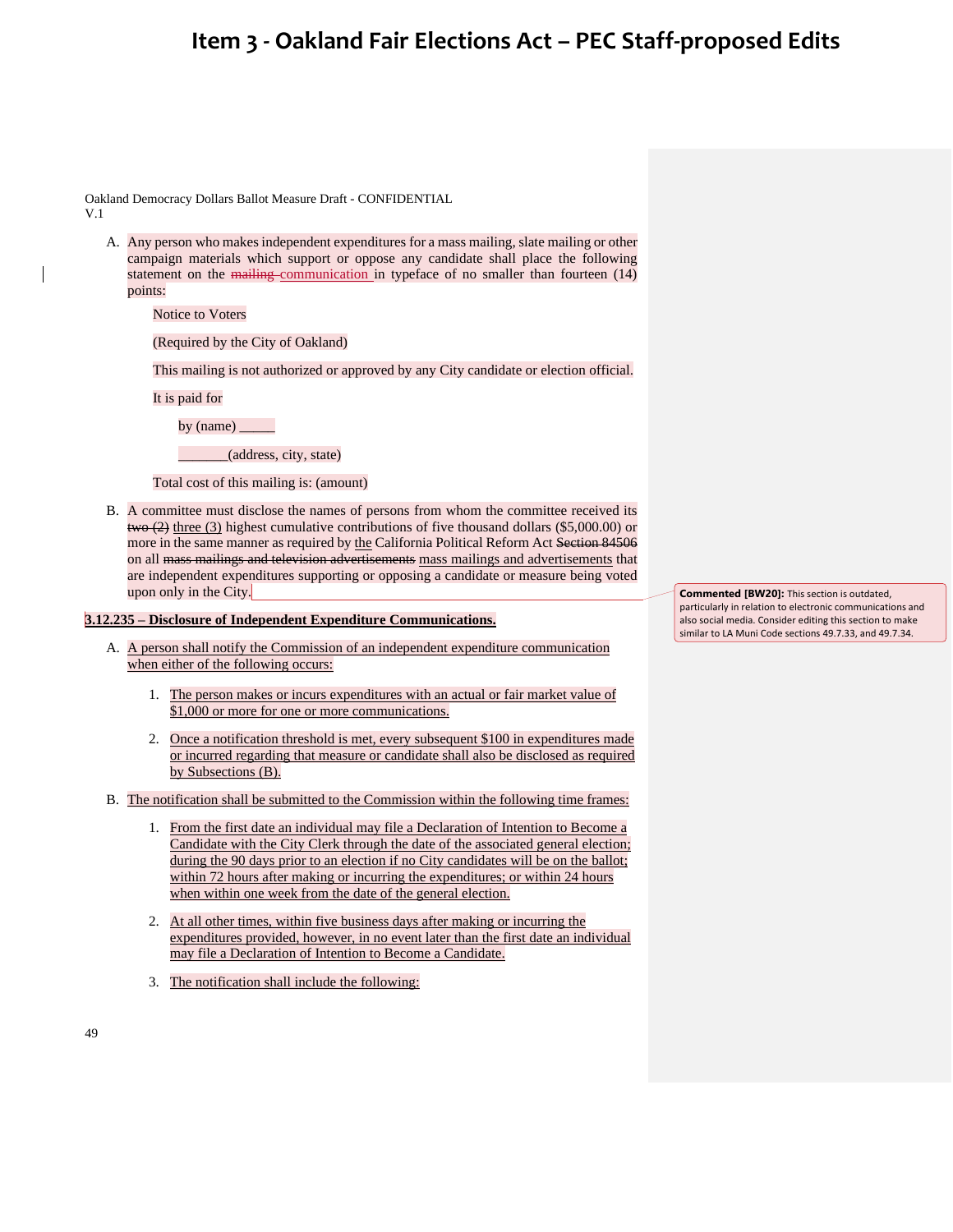Oakland Democracy Dollars Ballot Measure Draft - CONFIDENTIAL
V.1

A. Any person who makes independent expenditures for a mass mailing, slate mailing or other campaign materials which support or oppose any candidate shall place the following statement on the ~~mailing~~ communication in typeface of no smaller than fourteen (14) points:

   Notice to Voters

   (Required by the City of Oakland)

   This mailing is not authorized or approved by any City candidate or election official.

   It is paid for

   by (name) _____

   _______(address, city, state)

   Total cost of this mailing is: (amount)

B. A committee must disclose the names of persons from whom the committee received its ~~two (2)~~ three (3) highest cumulative contributions of five thousand dollars ($5,000.00) or more in the same manner as required by the California Political Reform Act ~~Section 84506~~ on all ~~mass mailings and television advertisements~~ mass mailings and advertisements that are independent expenditures supporting or opposing a candidate or measure being voted upon only in the City.

> **Commented [BW20]:** This section is outdated, particularly in relation to electronic communications and also social media. Consider editing this section to make similar to LA Muni Code sections 49.7.33, and 49.7.34.

**3.12.235 – Disclosure of Independent Expenditure Communications.**

A. A person shall notify the Commission of an independent expenditure communication when either of the following occurs:

   1. The person makes or incurs expenditures with an actual or fair market value of $1,000 or more for one or more communications.

   2. Once a notification threshold is met, every subsequent $100 in expenditures made or incurred regarding that measure or candidate shall also be disclosed as required by Subsections (B).

B. The notification shall be submitted to the Commission within the following time frames:

   1. From the first date an individual may file a Declaration of Intention to Become a Candidate with the City Clerk through the date of the associated general election; during the 90 days prior to an election if no City candidates will be on the ballot; within 72 hours after making or incurring the expenditures; or within 24 hours when within one week from the date of the general election.

   2. At all other times, within five business days after making or incurring the expenditures provided, however, in no event later than the first date an individual may file a Declaration of Intention to Become a Candidate.

   3. The notification shall include the following: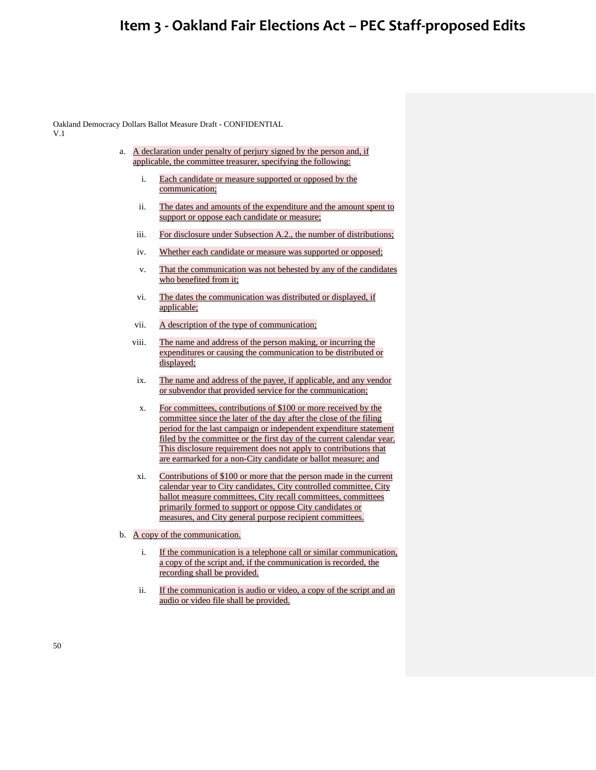a. A declaration under penalty of perjury signed by the person and, if applicable, the committee treasurer, specifying the following:

   i. Each candidate or measure supported or opposed by the communication;

   ii. The dates and amounts of the expenditure and the amount spent to support or oppose each candidate or measure;

   iii. For disclosure under Subsection A.2., the number of distributions;

   iv. Whether each candidate or measure was supported or opposed;

   v. That the communication was not behested by any of the candidates who benefited from it;

   vi. The dates the communication was distributed or displayed, if applicable;

   vii. A description of the type of communication;

   viii. The name and address of the person making, or incurring the expenditures or causing the communication to be distributed or displayed;

   ix. The name and address of the payee, if applicable, and any vendor or subvendor that provided service for the communication;

   x. For committees, contributions of $100 or more received by the committee since the later of the day after the close of the filing period for the last campaign or independent expenditure statement filed by the committee or the first day of the current calendar year. This disclosure requirement does not apply to contributions that are earmarked for a non-City candidate or ballot measure; and

   xi. Contributions of $100 or more that the person made in the current calendar year to City candidates, City controlled committee, City ballot measure committees, City recall committees, committees primarily formed to support or oppose City candidates or measures, and City general purpose recipient committees.

b. A copy of the communication.

   i. If the communication is a telephone call or similar communication, a copy of the script and, if the communication is recorded, the recording shall be provided.

   ii. If the communication is audio or video, a copy of the script and an audio or video file shall be provided.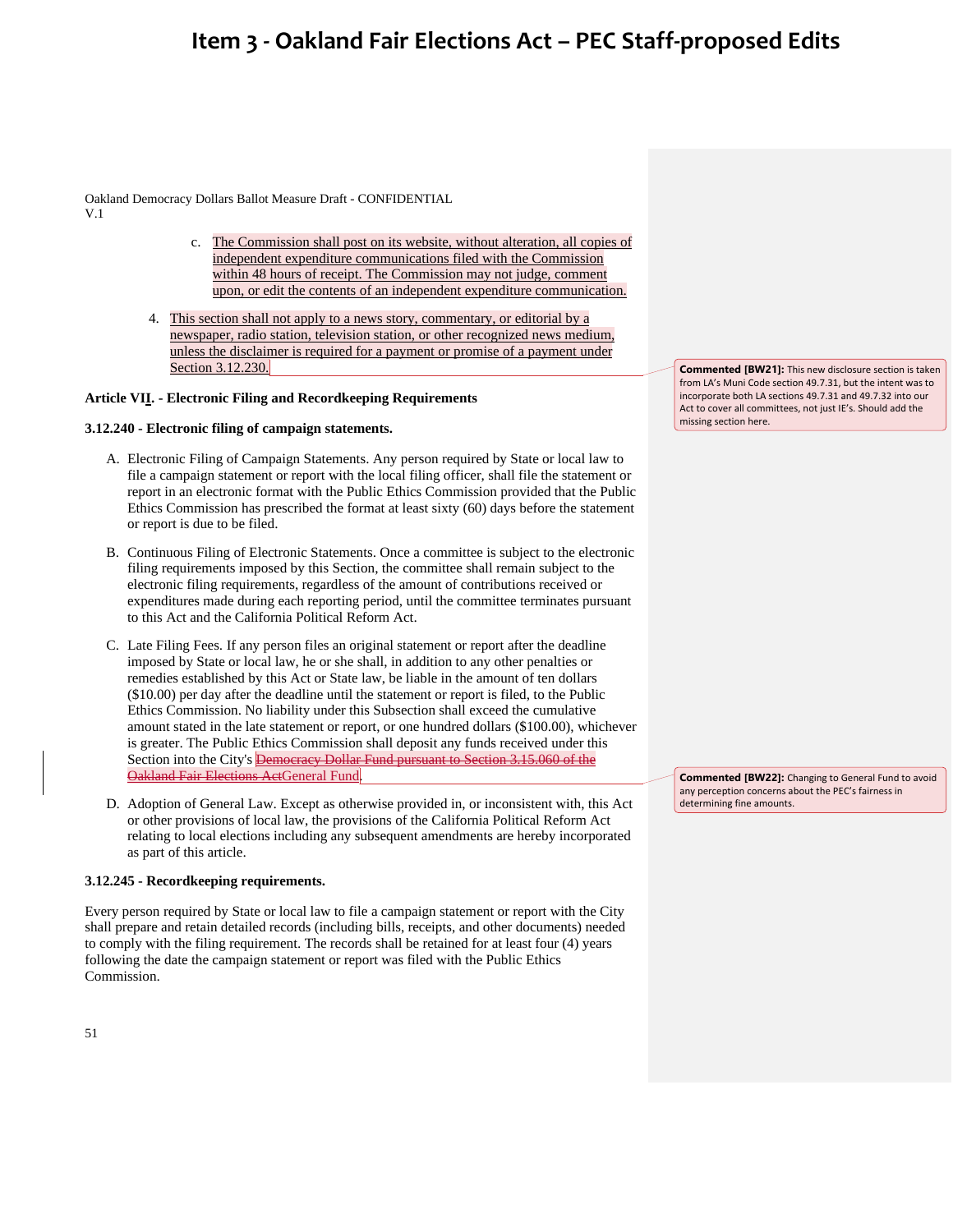# Item 3 - Oakland Fair Elections Act – PEC Staff-proposed Edits

Oakland Democracy Dollars Ballot Measure Draft - CONFIDENTIAL
V.1

c. The Commission shall post on its website, without alteration, all copies of independent expenditure communications filed with the Commission within 48 hours of receipt. The Commission may not judge, comment upon, or edit the contents of an independent expenditure communication.

4. This section shall not apply to a news story, commentary, or editorial by a newspaper, radio station, television station, or other recognized news medium, unless the disclaimer is required for a payment or promise of a payment under Section 3.12.230.

> **Commented [BW21]:** This new disclosure section is taken from LA's Muni Code section 49.7.31, but the intent was to incorporate both LA sections 49.7.31 and 49.7.32 into our Act to cover all committees, not just IE's. Should add the missing section here.

**Article VII. - Electronic Filing and Recordkeeping Requirements**

**3.12.240 - Electronic filing of campaign statements.**

A. Electronic Filing of Campaign Statements. Any person required by State or local law to file a campaign statement or report with the local filing officer, shall file the statement or report in an electronic format with the Public Ethics Commission provided that the Public Ethics Commission has prescribed the format at least sixty (60) days before the statement or report is due to be filed.

B. Continuous Filing of Electronic Statements. Once a committee is subject to the electronic filing requirements imposed by this Section, the committee shall remain subject to the electronic filing requirements, regardless of the amount of contributions received or expenditures made during each reporting period, until the committee terminates pursuant to this Act and the California Political Reform Act.

C. Late Filing Fees. If any person files an original statement or report after the deadline imposed by State or local law, he or she shall, in addition to any other penalties or remedies established by this Act or State law, be liable in the amount of ten dollars ($10.00) per day after the deadline until the statement or report is filed, to the Public Ethics Commission. No liability under this Subsection shall exceed the cumulative amount stated in the late statement or report, or one hundred dollars ($100.00), whichever is greater. The Public Ethics Commission shall deposit any funds received under this Section into the City's ~~Democracy Dollar Fund pursuant to Section 3.15.060 of the Oakland Fair Elections Act~~General Fund.

> **Commented [BW22]:** Changing to General Fund to avoid any perception concerns about the PEC's fairness in determining fine amounts.

D. Adoption of General Law. Except as otherwise provided in, or inconsistent with, this Act or other provisions of local law, the provisions of the California Political Reform Act relating to local elections including any subsequent amendments are hereby incorporated as part of this article.

**3.12.245 - Recordkeeping requirements.**

Every person required by State or local law to file a campaign statement or report with the City shall prepare and retain detailed records (including bills, receipts, and other documents) needed to comply with the filing requirement. The records shall be retained for at least four (4) years following the date the campaign statement or report was filed with the Public Ethics Commission.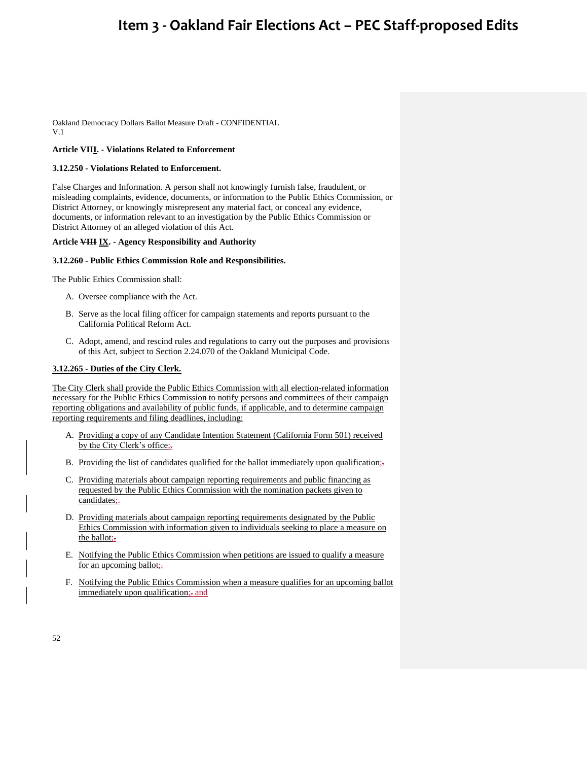Oakland Democracy Dollars Ballot Measure Draft - CONFIDENTIAL
V.1

**Article VIII. - Violations Related to Enforcement**

**3.12.250 - Violations Related to Enforcement.**

False Charges and Information. A person shall not knowingly furnish false, fraudulent, or misleading complaints, evidence, documents, or information to the Public Ethics Commission, or District Attorney, or knowingly misrepresent any material fact, or conceal any evidence, documents, or information relevant to an investigation by the Public Ethics Commission or District Attorney of an alleged violation of this Act.

**Article ~~VIII~~ IX. - Agency Responsibility and Authority**

**3.12.260 - Public Ethics Commission Role and Responsibilities.**

The Public Ethics Commission shall:

A. Oversee compliance with the Act.

B. Serve as the local filing officer for campaign statements and reports pursuant to the California Political Reform Act.

C. Adopt, amend, and rescind rules and regulations to carry out the purposes and provisions of this Act, subject to Section 2.24.070 of the Oakland Municipal Code.

**3.12.265 - Duties of the City Clerk.**

The City Clerk shall provide the Public Ethics Commission with all election-related information necessary for the Public Ethics Commission to notify persons and committees of their campaign reporting obligations and availability of public funds, if applicable, and to determine campaign reporting requirements and filing deadlines, including:

A. Providing a copy of any Candidate Intention Statement (California Form 501) received by the City Clerk's office;~~.~~

B. Providing the list of candidates qualified for the ballot immediately upon qualification;~~.~~

C. Providing materials about campaign reporting requirements and public financing as requested by the Public Ethics Commission with the nomination packets given to candidates;~~.~~

D. Providing materials about campaign reporting requirements designated by the Public Ethics Commission with information given to individuals seeking to place a measure on the ballot;~~.~~

E. Notifying the Public Ethics Commission when petitions are issued to qualify a measure for an upcoming ballot;~~.~~

F. Notifying the Public Ethics Commission when a measure qualifies for an upcoming ballot immediately upon qualification;~~.~~ and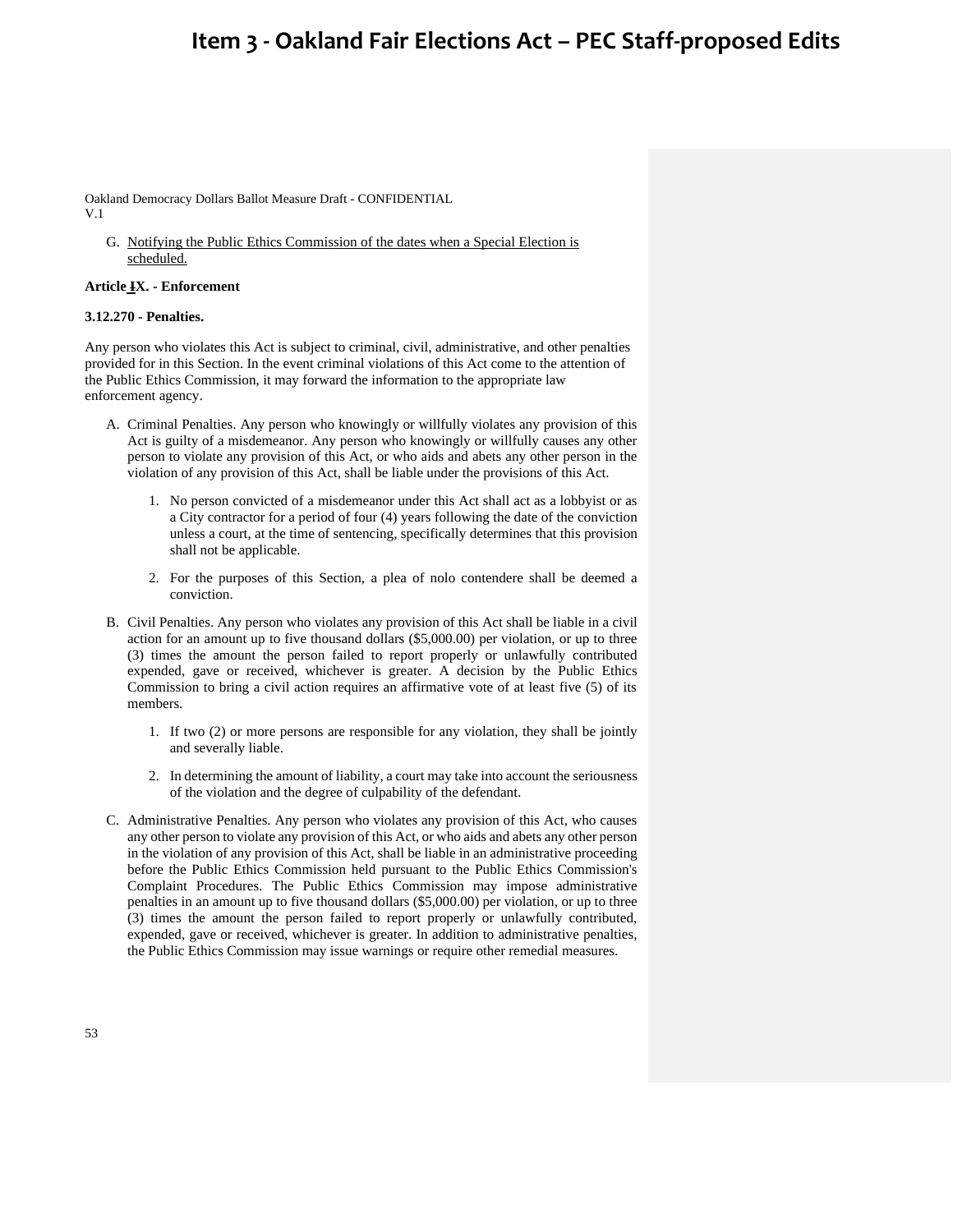G. Notifying the Public Ethics Commission of the dates when a Special Election is scheduled.

**Article IX. - Enforcement**

**3.12.270 - Penalties.**

Any person who violates this Act is subject to criminal, civil, administrative, and other penalties provided for in this Section. In the event criminal violations of this Act come to the attention of the Public Ethics Commission, it may forward the information to the appropriate law enforcement agency.

A. Criminal Penalties. Any person who knowingly or willfully violates any provision of this Act is guilty of a misdemeanor. Any person who knowingly or willfully causes any other person to violate any provision of this Act, or who aids and abets any other person in the violation of any provision of this Act, shall be liable under the provisions of this Act.

   1. No person convicted of a misdemeanor under this Act shall act as a lobbyist or as a City contractor for a period of four (4) years following the date of the conviction unless a court, at the time of sentencing, specifically determines that this provision shall not be applicable.

   2. For the purposes of this Section, a plea of nolo contendere shall be deemed a conviction.

B. Civil Penalties. Any person who violates any provision of this Act shall be liable in a civil action for an amount up to five thousand dollars ($5,000.00) per violation, or up to three (3) times the amount the person failed to report properly or unlawfully contributed expended, gave or received, whichever is greater. A decision by the Public Ethics Commission to bring a civil action requires an affirmative vote of at least five (5) of its members.

   1. If two (2) or more persons are responsible for any violation, they shall be jointly and severally liable.

   2. In determining the amount of liability, a court may take into account the seriousness of the violation and the degree of culpability of the defendant.

C. Administrative Penalties. Any person who violates any provision of this Act, who causes any other person to violate any provision of this Act, or who aids and abets any other person in the violation of any provision of this Act, shall be liable in an administrative proceeding before the Public Ethics Commission held pursuant to the Public Ethics Commission's Complaint Procedures. The Public Ethics Commission may impose administrative penalties in an amount up to five thousand dollars ($5,000.00) per violation, or up to three (3) times the amount the person failed to report properly or unlawfully contributed, expended, gave or received, whichever is greater. In addition to administrative penalties, the Public Ethics Commission may issue warnings or require other remedial measures.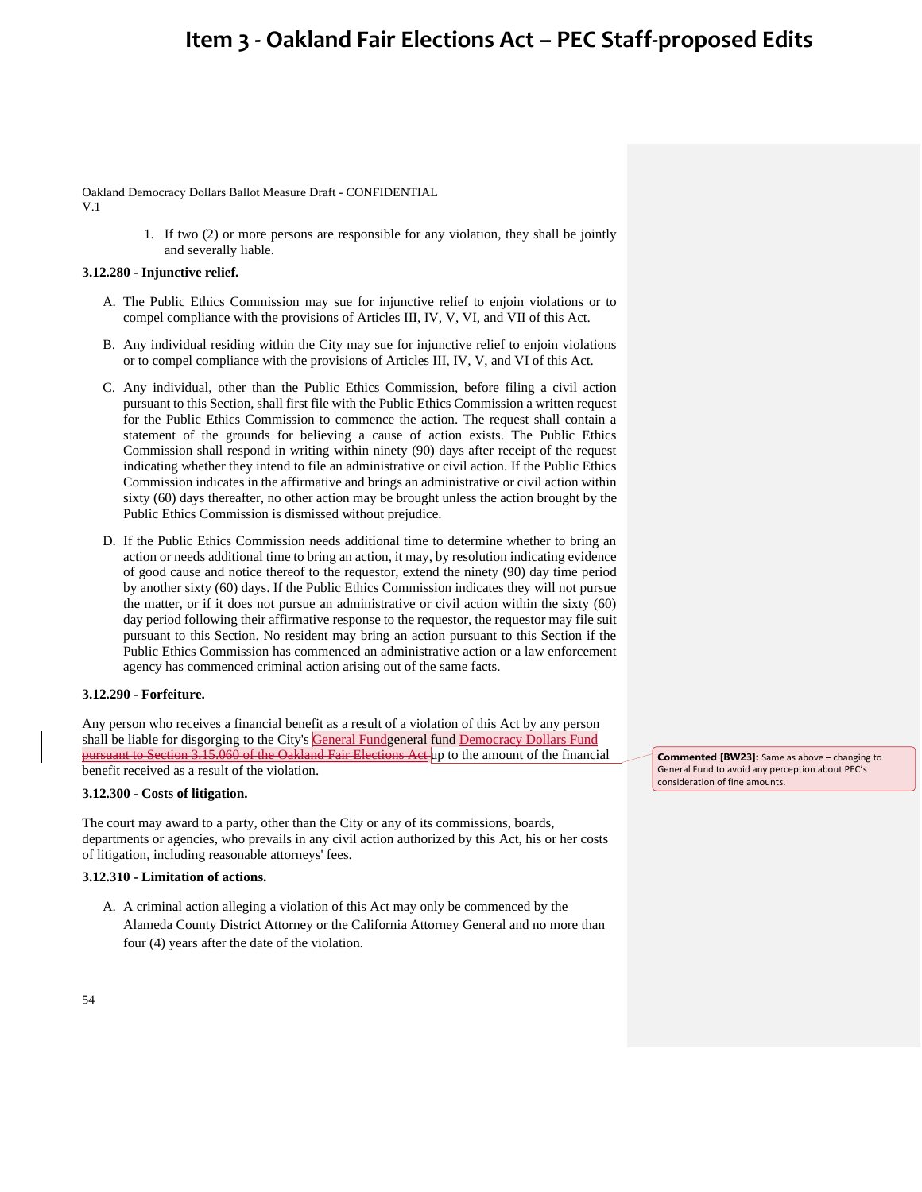# Item 3 - Oakland Fair Elections Act – PEC Staff-proposed Edits

Oakland Democracy Dollars Ballot Measure Draft - CONFIDENTIAL
V.1

1. If two (2) or more persons are responsible for any violation, they shall be jointly and severally liable.

**3.12.280 - Injunctive relief.**

A. The Public Ethics Commission may sue for injunctive relief to enjoin violations or to compel compliance with the provisions of Articles III, IV, V, VI, and VII of this Act.

B. Any individual residing within the City may sue for injunctive relief to enjoin violations or to compel compliance with the provisions of Articles III, IV, V, and VI of this Act.

C. Any individual, other than the Public Ethics Commission, before filing a civil action pursuant to this Section, shall first file with the Public Ethics Commission a written request for the Public Ethics Commission to commence the action. The request shall contain a statement of the grounds for believing a cause of action exists. The Public Ethics Commission shall respond in writing within ninety (90) days after receipt of the request indicating whether they intend to file an administrative or civil action. If the Public Ethics Commission indicates in the affirmative and brings an administrative or civil action within sixty (60) days thereafter, no other action may be brought unless the action brought by the Public Ethics Commission is dismissed without prejudice.

D. If the Public Ethics Commission needs additional time to determine whether to bring an action or needs additional time to bring an action, it may, by resolution indicating evidence of good cause and notice thereof to the requestor, extend the ninety (90) day time period by another sixty (60) days. If the Public Ethics Commission indicates they will not pursue the matter, or if it does not pursue an administrative or civil action within the sixty (60) day period following their affirmative response to the requestor, the requestor may file suit pursuant to this Section. No resident may bring an action pursuant to this Section if the Public Ethics Commission has commenced an administrative action or a law enforcement agency has commenced criminal action arising out of the same facts.

**3.12.290 - Forfeiture.**

Any person who receives a financial benefit as a result of a violation of this Act by any person shall be liable for disgorging to the City's General Fund~~general fund~~ ~~Democracy Dollars Fund pursuant to Section 3.15.060 of the Oakland Fair Elections Act~~ up to the amount of the financial benefit received as a result of the violation.

> **Commented [BW23]:** Same as above – changing to General Fund to avoid any perception about PEC's consideration of fine amounts.

**3.12.300 - Costs of litigation.**

The court may award to a party, other than the City or any of its commissions, boards, departments or agencies, who prevails in any civil action authorized by this Act, his or her costs of litigation, including reasonable attorneys' fees.

**3.12.310 - Limitation of actions.**

A. A criminal action alleging a violation of this Act may only be commenced by the Alameda County District Attorney or the California Attorney General and no more than four (4) years after the date of the violation.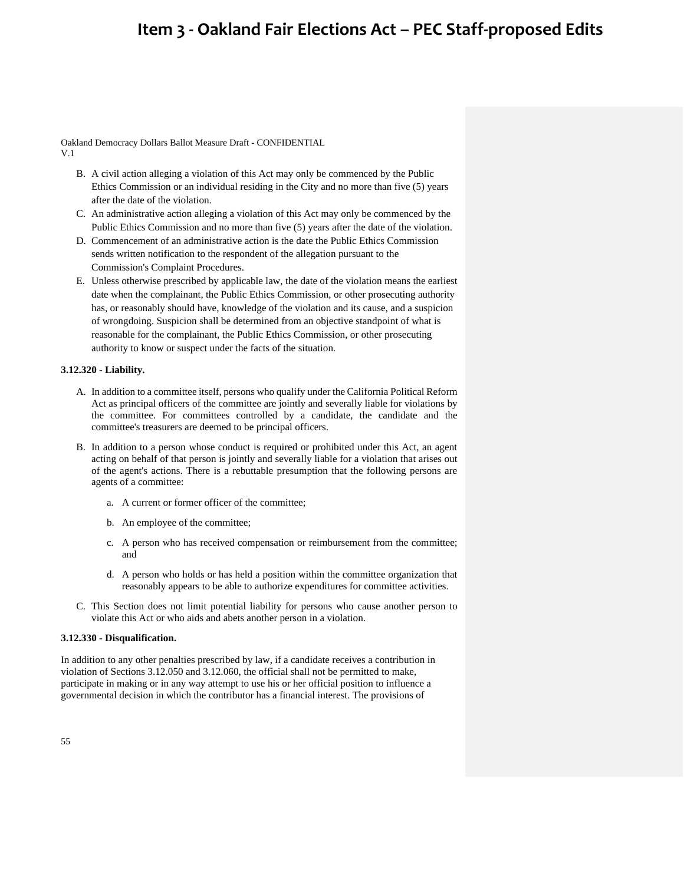B. A civil action alleging a violation of this Act may only be commenced by the Public Ethics Commission or an individual residing in the City and no more than five (5) years after the date of the violation.

C. An administrative action alleging a violation of this Act may only be commenced by the Public Ethics Commission and no more than five (5) years after the date of the violation.

D. Commencement of an administrative action is the date the Public Ethics Commission sends written notification to the respondent of the allegation pursuant to the Commission's Complaint Procedures.

E. Unless otherwise prescribed by applicable law, the date of the violation means the earliest date when the complainant, the Public Ethics Commission, or other prosecuting authority has, or reasonably should have, knowledge of the violation and its cause, and a suspicion of wrongdoing. Suspicion shall be determined from an objective standpoint of what is reasonable for the complainant, the Public Ethics Commission, or other prosecuting authority to know or suspect under the facts of the situation.

**3.12.320 - Liability.**

A. In addition to a committee itself, persons who qualify under the California Political Reform Act as principal officers of the committee are jointly and severally liable for violations by the committee. For committees controlled by a candidate, the candidate and the committee's treasurers are deemed to be principal officers.

B. In addition to a person whose conduct is required or prohibited under this Act, an agent acting on behalf of that person is jointly and severally liable for a violation that arises out of the agent's actions. There is a rebuttable presumption that the following persons are agents of a committee:

   a. A current or former officer of the committee;

   b. An employee of the committee;

   c. A person who has received compensation or reimbursement from the committee; and

   d. A person who holds or has held a position within the committee organization that reasonably appears to be able to authorize expenditures for committee activities.

C. This Section does not limit potential liability for persons who cause another person to violate this Act or who aids and abets another person in a violation.

**3.12.330 - Disqualification.**

In addition to any other penalties prescribed by law, if a candidate receives a contribution in violation of Sections 3.12.050 and 3.12.060, the official shall not be permitted to make, participate in making or in any way attempt to use his or her official position to influence a governmental decision in which the contributor has a financial interest. The provisions of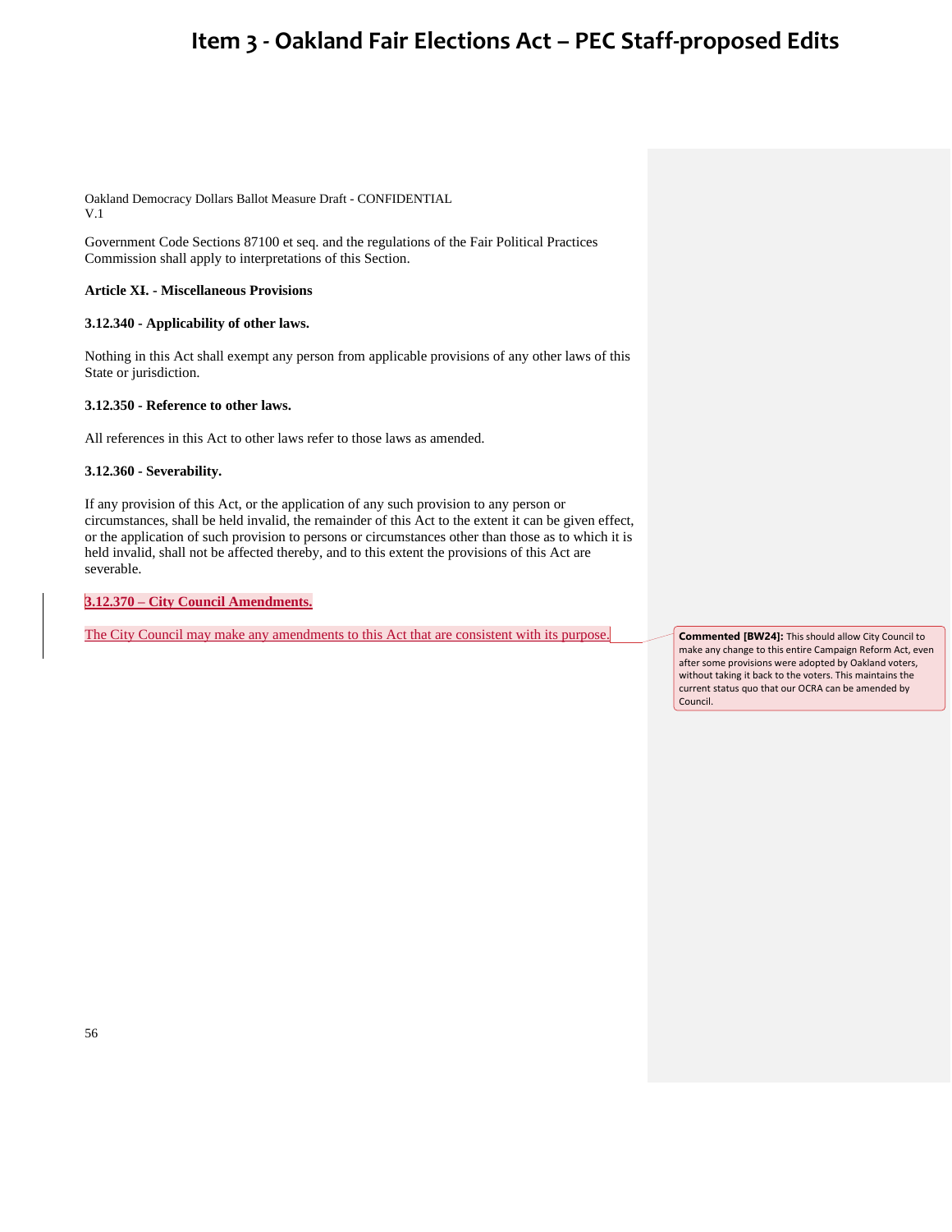Oakland Democracy Dollars Ballot Measure Draft - CONFIDENTIAL
V.1

Government Code Sections 87100 et seq. and the regulations of the Fair Political Practices Commission shall apply to interpretations of this Section.

**Article XI. - Miscellaneous Provisions**

**3.12.340 - Applicability of other laws.**

Nothing in this Act shall exempt any person from applicable provisions of any other laws of this State or jurisdiction.

**3.12.350 - Reference to other laws.**

All references in this Act to other laws refer to those laws as amended.

**3.12.360 - Severability.**

If any provision of this Act, or the application of any such provision to any person or circumstances, shall be held invalid, the remainder of this Act to the extent it can be given effect, or the application of such provision to persons or circumstances other than those as to which it is held invalid, shall not be affected thereby, and to this extent the provisions of this Act are severable.

**3.12.370 – City Council Amendments.**

The City Council may make any amendments to this Act that are consistent with its purpose.

**Commented [BW24]:** This should allow City Council to make any change to this entire Campaign Reform Act, even after some provisions were adopted by Oakland voters, without taking it back to the voters. This maintains the current status quo that our OCRA can be amended by Council.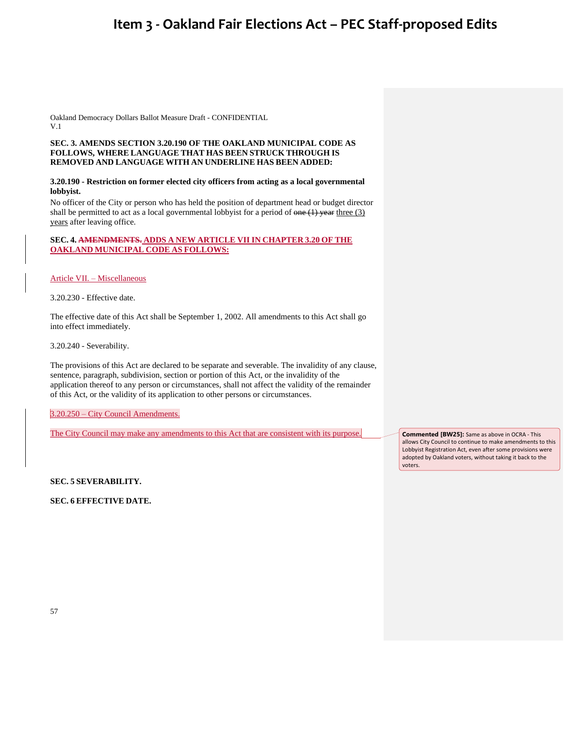# Item 3 - Oakland Fair Elections Act – PEC Staff-proposed Edits

Oakland Democracy Dollars Ballot Measure Draft - CONFIDENTIAL
V.1

**SEC. 3. AMENDS SECTION 3.20.190 OF THE OAKLAND MUNICIPAL CODE AS FOLLOWS, WHERE LANGUAGE THAT HAS BEEN STRUCK THROUGH IS REMOVED AND LANGUAGE WITH AN UNDERLINE HAS BEEN ADDED:**

**3.20.190 - Restriction on former elected city officers from acting as a local governmental lobbyist.**

No officer of the City or person who has held the position of department head or budget director shall be permitted to act as a local governmental lobbyist for a period of ~~one (1) year~~ <u>three (3) years</u> after leaving office.

**SEC. 4. ~~AMENDMENTS.~~ <u>ADDS A NEW ARTICLE VII IN CHAPTER 3.20 OF THE OAKLAND MUNICIPAL CODE AS FOLLOWS:</u>**

<u>Article VII. – Miscellaneous</u>

3.20.230 - Effective date.

The effective date of this Act shall be September 1, 2002. All amendments to this Act shall go into effect immediately.

3.20.240 - Severability.

The provisions of this Act are declared to be separate and severable. The invalidity of any clause, sentence, paragraph, subdivision, section or portion of this Act, or the invalidity of the application thereof to any person or circumstances, shall not affect the validity of the remainder of this Act, or the validity of its application to other persons or circumstances.

<u>3.20.250 – City Council Amendments.</u>

<u>The City Council may make any amendments to this Act that are consistent with its purpose.</u>

**Commented [BW25]:** Same as above in OCRA - This allows City Council to continue to make amendments to this Lobbyist Registration Act, even after some provisions were adopted by Oakland voters, without taking it back to the voters.

**SEC. 5 SEVERABILITY.**

**SEC. 6 EFFECTIVE DATE.**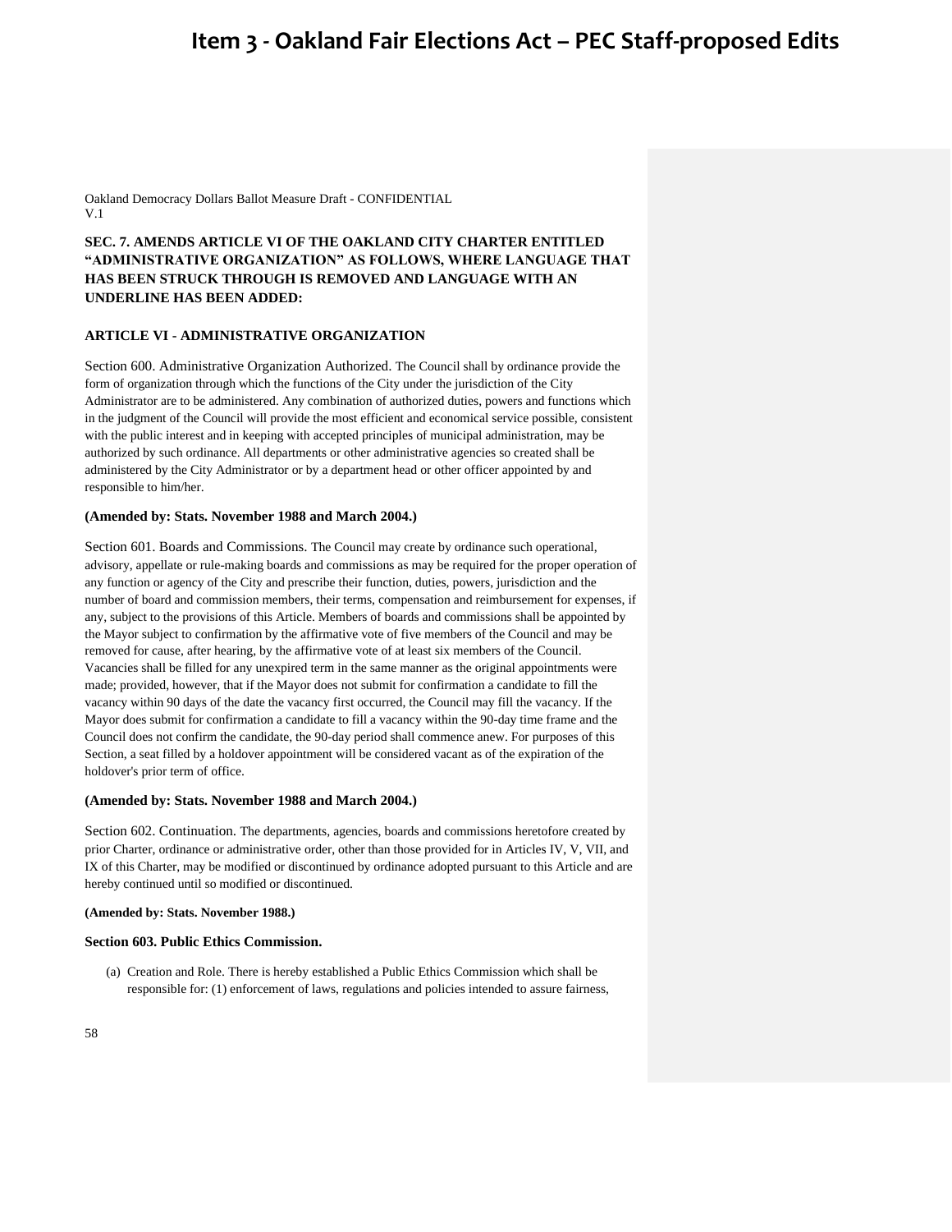Oakland Democracy Dollars Ballot Measure Draft - CONFIDENTIAL
V.1

**SEC. 7. AMENDS ARTICLE VI OF THE OAKLAND CITY CHARTER ENTITLED "ADMINISTRATIVE ORGANIZATION" AS FOLLOWS, WHERE LANGUAGE THAT HAS BEEN STRUCK THROUGH IS REMOVED AND LANGUAGE WITH AN UNDERLINE HAS BEEN ADDED:**

**ARTICLE VI - ADMINISTRATIVE ORGANIZATION**

Section 600. Administrative Organization Authorized. The Council shall by ordinance provide the form of organization through which the functions of the City under the jurisdiction of the City Administrator are to be administered. Any combination of authorized duties, powers and functions which in the judgment of the Council will provide the most efficient and economical service possible, consistent with the public interest and in keeping with accepted principles of municipal administration, may be authorized by such ordinance. All departments or other administrative agencies so created shall be administered by the City Administrator or by a department head or other officer appointed by and responsible to him/her.

**(Amended by: Stats. November 1988 and March 2004.)**

Section 601. Boards and Commissions. The Council may create by ordinance such operational, advisory, appellate or rule-making boards and commissions as may be required for the proper operation of any function or agency of the City and prescribe their function, duties, powers, jurisdiction and the number of board and commission members, their terms, compensation and reimbursement for expenses, if any, subject to the provisions of this Article. Members of boards and commissions shall be appointed by the Mayor subject to confirmation by the affirmative vote of five members of the Council and may be removed for cause, after hearing, by the affirmative vote of at least six members of the Council. Vacancies shall be filled for any unexpired term in the same manner as the original appointments were made; provided, however, that if the Mayor does not submit for confirmation a candidate to fill the vacancy within 90 days of the date the vacancy first occurred, the Council may fill the vacancy. If the Mayor does submit for confirmation a candidate to fill a vacancy within the 90-day time frame and the Council does not confirm the candidate, the 90-day period shall commence anew. For purposes of this Section, a seat filled by a holdover appointment will be considered vacant as of the expiration of the holdover's prior term of office.

**(Amended by: Stats. November 1988 and March 2004.)**

Section 602. Continuation. The departments, agencies, boards and commissions heretofore created by prior Charter, ordinance or administrative order, other than those provided for in Articles IV, V, VII, and IX of this Charter, may be modified or discontinued by ordinance adopted pursuant to this Article and are hereby continued until so modified or discontinued.

**(Amended by: Stats. November 1988.)**

**Section 603. Public Ethics Commission.**

(a) Creation and Role. There is hereby established a Public Ethics Commission which shall be responsible for: (1) enforcement of laws, regulations and policies intended to assure fairness,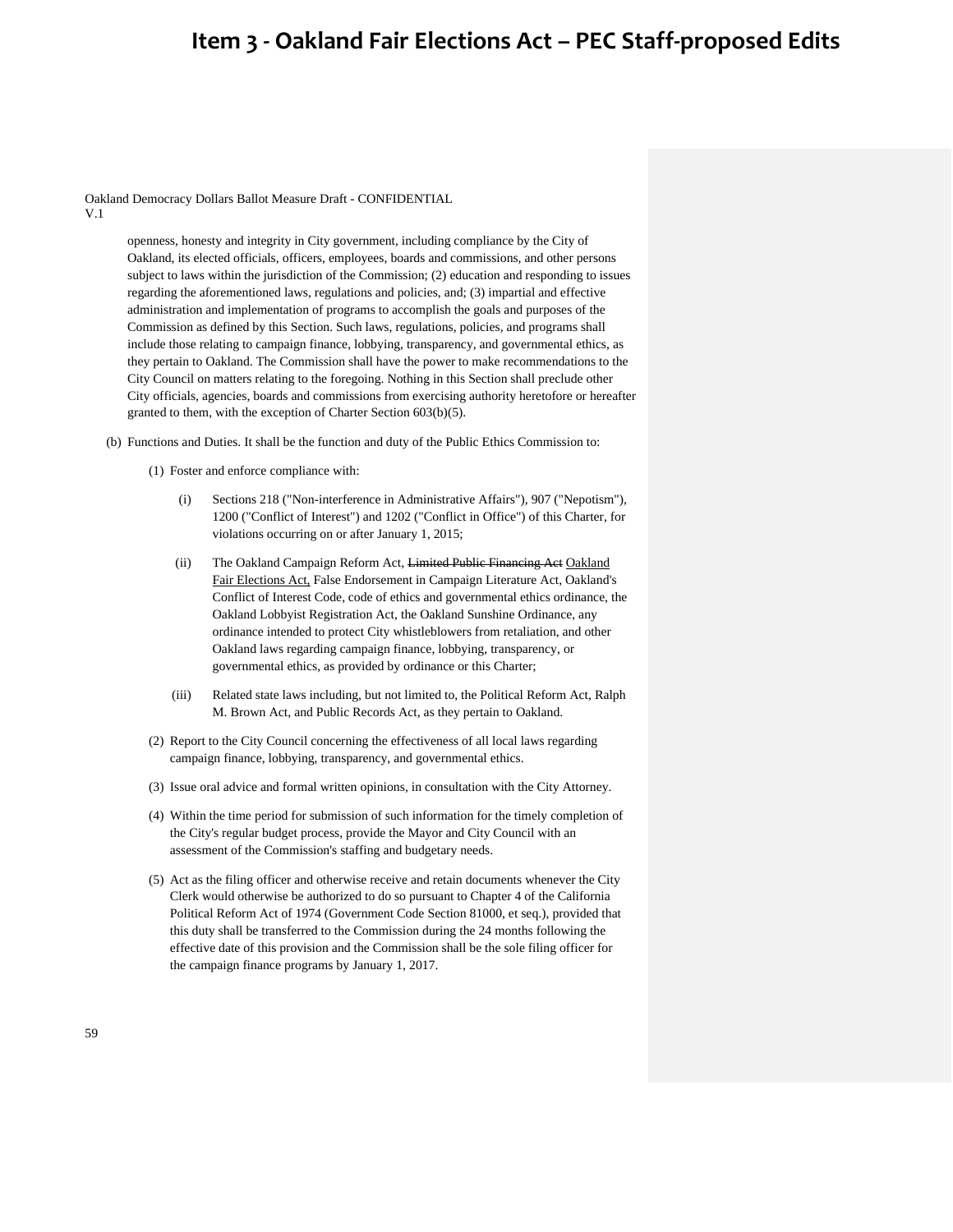Oakland Democracy Dollars Ballot Measure Draft - CONFIDENTIAL
V.1

openness, honesty and integrity in City government, including compliance by the City of Oakland, its elected officials, officers, employees, boards and commissions, and other persons subject to laws within the jurisdiction of the Commission; (2) education and responding to issues regarding the aforementioned laws, regulations and policies, and; (3) impartial and effective administration and implementation of programs to accomplish the goals and purposes of the Commission as defined by this Section. Such laws, regulations, policies, and programs shall include those relating to campaign finance, lobbying, transparency, and governmental ethics, as they pertain to Oakland. The Commission shall have the power to make recommendations to the City Council on matters relating to the foregoing. Nothing in this Section shall preclude other City officials, agencies, boards and commissions from exercising authority heretofore or hereafter granted to them, with the exception of Charter Section 603(b)(5).

(b) Functions and Duties. It shall be the function and duty of the Public Ethics Commission to:

(1) Foster and enforce compliance with:

(i) Sections 218 ("Non-interference in Administrative Affairs"), 907 ("Nepotism"), 1200 ("Conflict of Interest") and 1202 ("Conflict in Office") of this Charter, for violations occurring on or after January 1, 2015;

(ii) The Oakland Campaign Reform Act, ~~Limited Public Financing Act~~ <u>Oakland Fair Elections Act,</u> False Endorsement in Campaign Literature Act, Oakland's Conflict of Interest Code, code of ethics and governmental ethics ordinance, the Oakland Lobbyist Registration Act, the Oakland Sunshine Ordinance, any ordinance intended to protect City whistleblowers from retaliation, and other Oakland laws regarding campaign finance, lobbying, transparency, or governmental ethics, as provided by ordinance or this Charter;

(iii) Related state laws including, but not limited to, the Political Reform Act, Ralph M. Brown Act, and Public Records Act, as they pertain to Oakland.

(2) Report to the City Council concerning the effectiveness of all local laws regarding campaign finance, lobbying, transparency, and governmental ethics.

(3) Issue oral advice and formal written opinions, in consultation with the City Attorney.

(4) Within the time period for submission of such information for the timely completion of the City's regular budget process, provide the Mayor and City Council with an assessment of the Commission's staffing and budgetary needs.

(5) Act as the filing officer and otherwise receive and retain documents whenever the City Clerk would otherwise be authorized to do so pursuant to Chapter 4 of the California Political Reform Act of 1974 (Government Code Section 81000, et seq.), provided that this duty shall be transferred to the Commission during the 24 months following the effective date of this provision and the Commission shall be the sole filing officer for the campaign finance programs by January 1, 2017.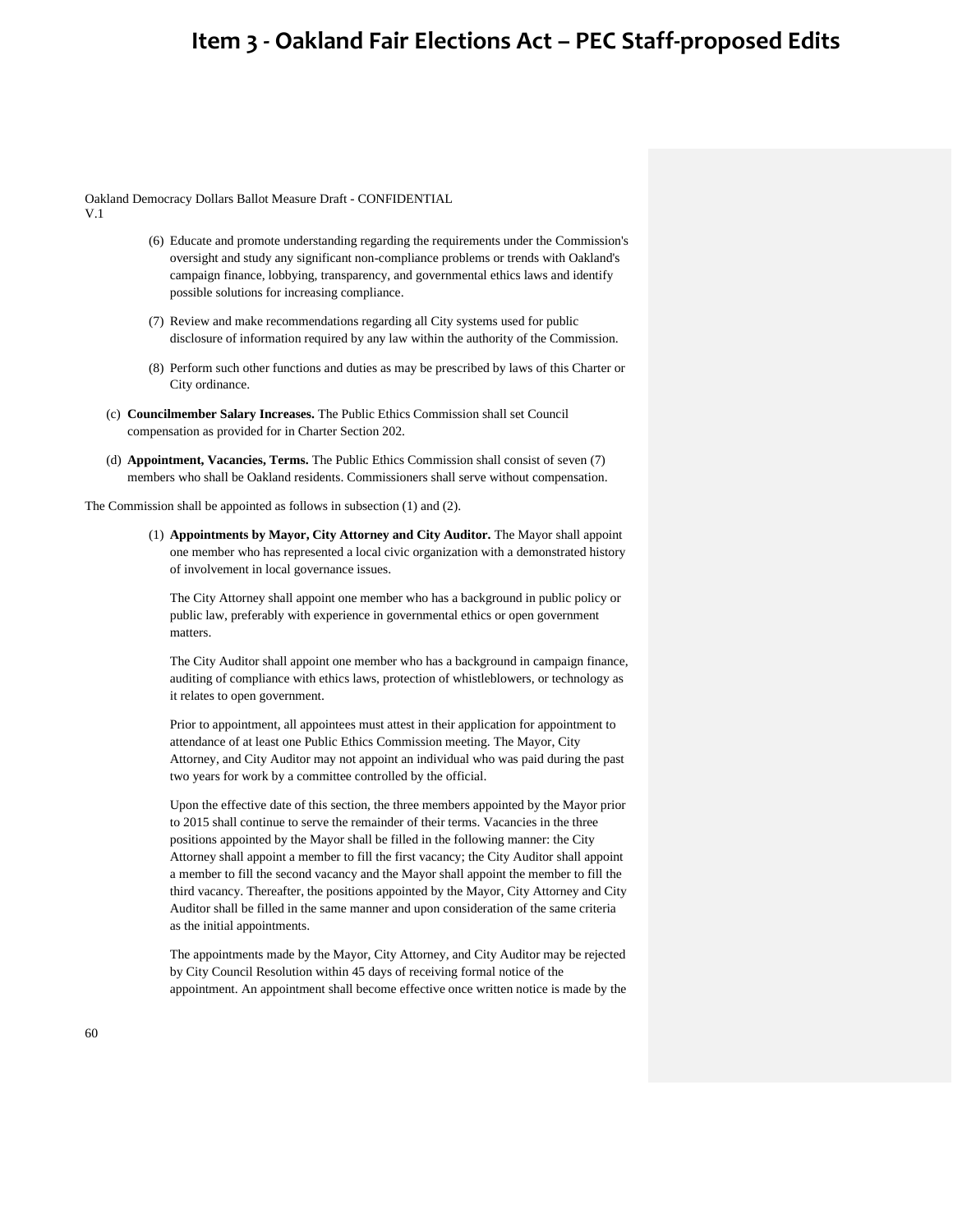Oakland Democracy Dollars Ballot Measure Draft - CONFIDENTIAL
V.1

(6) Educate and promote understanding regarding the requirements under the Commission's oversight and study any significant non-compliance problems or trends with Oakland's campaign finance, lobbying, transparency, and governmental ethics laws and identify possible solutions for increasing compliance.

(7) Review and make recommendations regarding all City systems used for public disclosure of information required by any law within the authority of the Commission.

(8) Perform such other functions and duties as may be prescribed by laws of this Charter or City ordinance.

(c) **Councilmember Salary Increases.** The Public Ethics Commission shall set Council compensation as provided for in Charter Section 202.

(d) **Appointment, Vacancies, Terms.** The Public Ethics Commission shall consist of seven (7) members who shall be Oakland residents. Commissioners shall serve without compensation.

The Commission shall be appointed as follows in subsection (1) and (2).

(1) **Appointments by Mayor, City Attorney and City Auditor.** The Mayor shall appoint one member who has represented a local civic organization with a demonstrated history of involvement in local governance issues.

The City Attorney shall appoint one member who has a background in public policy or public law, preferably with experience in governmental ethics or open government matters.

The City Auditor shall appoint one member who has a background in campaign finance, auditing of compliance with ethics laws, protection of whistleblowers, or technology as it relates to open government.

Prior to appointment, all appointees must attest in their application for appointment to attendance of at least one Public Ethics Commission meeting. The Mayor, City Attorney, and City Auditor may not appoint an individual who was paid during the past two years for work by a committee controlled by the official.

Upon the effective date of this section, the three members appointed by the Mayor prior to 2015 shall continue to serve the remainder of their terms. Vacancies in the three positions appointed by the Mayor shall be filled in the following manner: the City Attorney shall appoint a member to fill the first vacancy; the City Auditor shall appoint a member to fill the second vacancy and the Mayor shall appoint the member to fill the third vacancy. Thereafter, the positions appointed by the Mayor, City Attorney and City Auditor shall be filled in the same manner and upon consideration of the same criteria as the initial appointments.

The appointments made by the Mayor, City Attorney, and City Auditor may be rejected by City Council Resolution within 45 days of receiving formal notice of the appointment. An appointment shall become effective once written notice is made by the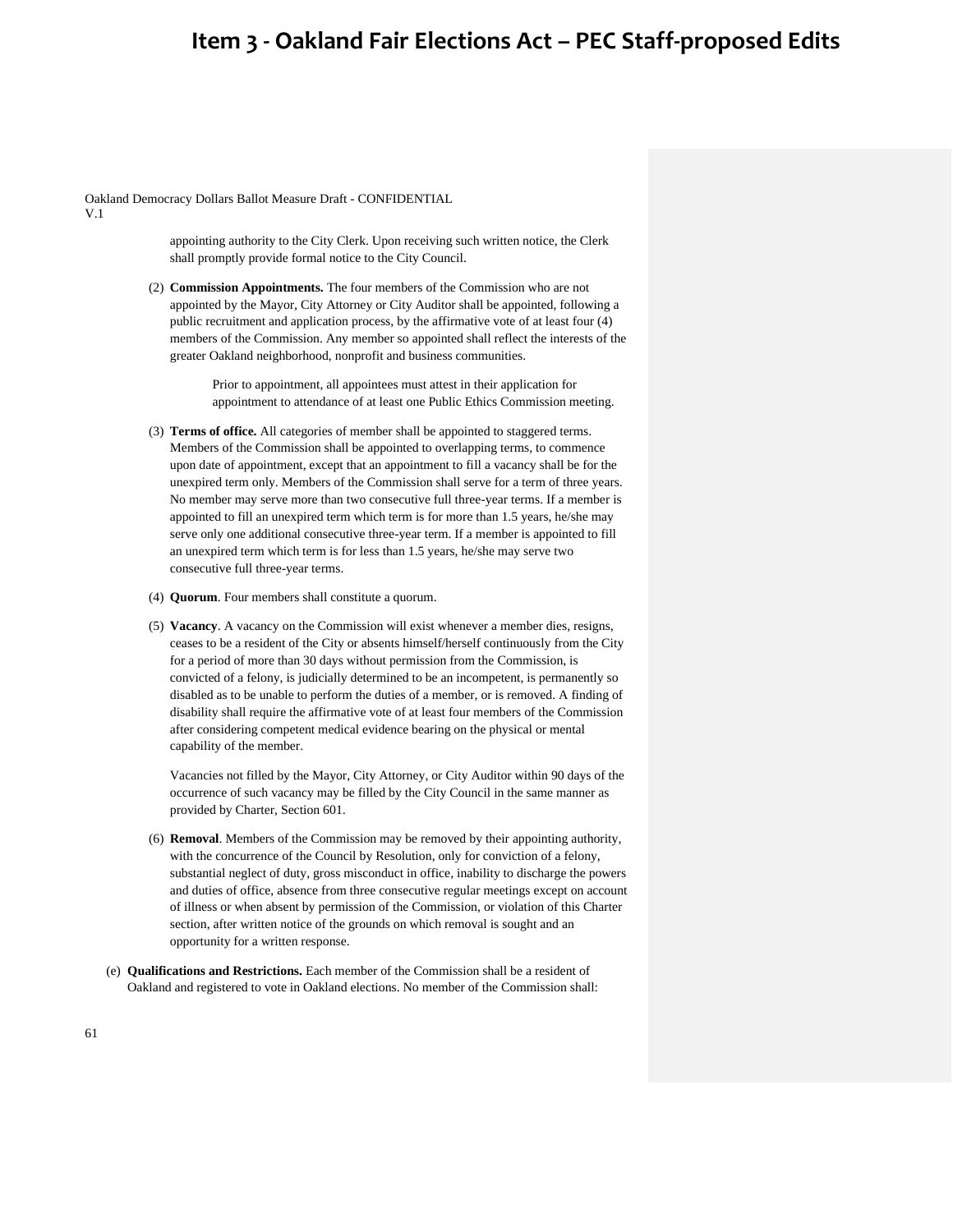appointing authority to the City Clerk. Upon receiving such written notice, the Clerk shall promptly provide formal notice to the City Council.

(2) **Commission Appointments.** The four members of the Commission who are not appointed by the Mayor, City Attorney or City Auditor shall be appointed, following a public recruitment and application process, by the affirmative vote of at least four (4) members of the Commission. Any member so appointed shall reflect the interests of the greater Oakland neighborhood, nonprofit and business communities.

> Prior to appointment, all appointees must attest in their application for appointment to attendance of at least one Public Ethics Commission meeting.

(3) **Terms of office.** All categories of member shall be appointed to staggered terms. Members of the Commission shall be appointed to overlapping terms, to commence upon date of appointment, except that an appointment to fill a vacancy shall be for the unexpired term only. Members of the Commission shall serve for a term of three years. No member may serve more than two consecutive full three-year terms. If a member is appointed to fill an unexpired term which term is for more than 1.5 years, he/she may serve only one additional consecutive three-year term. If a member is appointed to fill an unexpired term which term is for less than 1.5 years, he/she may serve two consecutive full three-year terms.

(4) **Quorum**. Four members shall constitute a quorum.

(5) **Vacancy**. A vacancy on the Commission will exist whenever a member dies, resigns, ceases to be a resident of the City or absents himself/herself continuously from the City for a period of more than 30 days without permission from the Commission, is convicted of a felony, is judicially determined to be an incompetent, is permanently so disabled as to be unable to perform the duties of a member, or is removed. A finding of disability shall require the affirmative vote of at least four members of the Commission after considering competent medical evidence bearing on the physical or mental capability of the member.

Vacancies not filled by the Mayor, City Attorney, or City Auditor within 90 days of the occurrence of such vacancy may be filled by the City Council in the same manner as provided by Charter, Section 601.

(6) **Removal**. Members of the Commission may be removed by their appointing authority, with the concurrence of the Council by Resolution, only for conviction of a felony, substantial neglect of duty, gross misconduct in office, inability to discharge the powers and duties of office, absence from three consecutive regular meetings except on account of illness or when absent by permission of the Commission, or violation of this Charter section, after written notice of the grounds on which removal is sought and an opportunity for a written response.

(e) **Qualifications and Restrictions.** Each member of the Commission shall be a resident of Oakland and registered to vote in Oakland elections. No member of the Commission shall: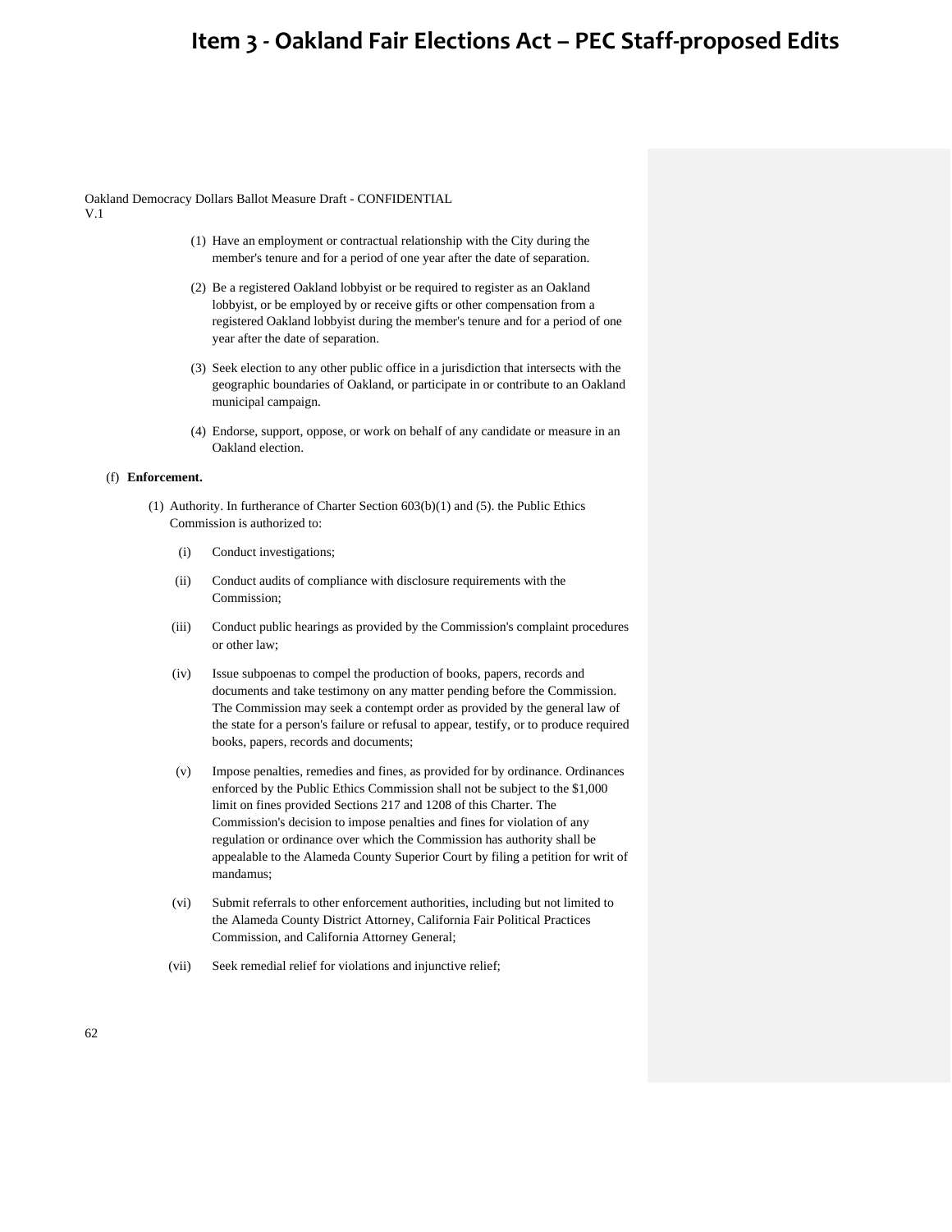(1) Have an employment or contractual relationship with the City during the member's tenure and for a period of one year after the date of separation.

(2) Be a registered Oakland lobbyist or be required to register as an Oakland lobbyist, or be employed by or receive gifts or other compensation from a registered Oakland lobbyist during the member's tenure and for a period of one year after the date of separation.

(3) Seek election to any other public office in a jurisdiction that intersects with the geographic boundaries of Oakland, or participate in or contribute to an Oakland municipal campaign.

(4) Endorse, support, oppose, or work on behalf of any candidate or measure in an Oakland election.

(f) **Enforcement.**

(1) Authority. In furtherance of Charter Section 603(b)(1) and (5). the Public Ethics Commission is authorized to:

(i) Conduct investigations;

(ii) Conduct audits of compliance with disclosure requirements with the Commission;

(iii) Conduct public hearings as provided by the Commission's complaint procedures or other law;

(iv) Issue subpoenas to compel the production of books, papers, records and documents and take testimony on any matter pending before the Commission. The Commission may seek a contempt order as provided by the general law of the state for a person's failure or refusal to appear, testify, or to produce required books, papers, records and documents;

(v) Impose penalties, remedies and fines, as provided for by ordinance. Ordinances enforced by the Public Ethics Commission shall not be subject to the $1,000 limit on fines provided Sections 217 and 1208 of this Charter. The Commission's decision to impose penalties and fines for violation of any regulation or ordinance over which the Commission has authority shall be appealable to the Alameda County Superior Court by filing a petition for writ of mandamus;

(vi) Submit referrals to other enforcement authorities, including but not limited to the Alameda County District Attorney, California Fair Political Practices Commission, and California Attorney General;

(vii) Seek remedial relief for violations and injunctive relief;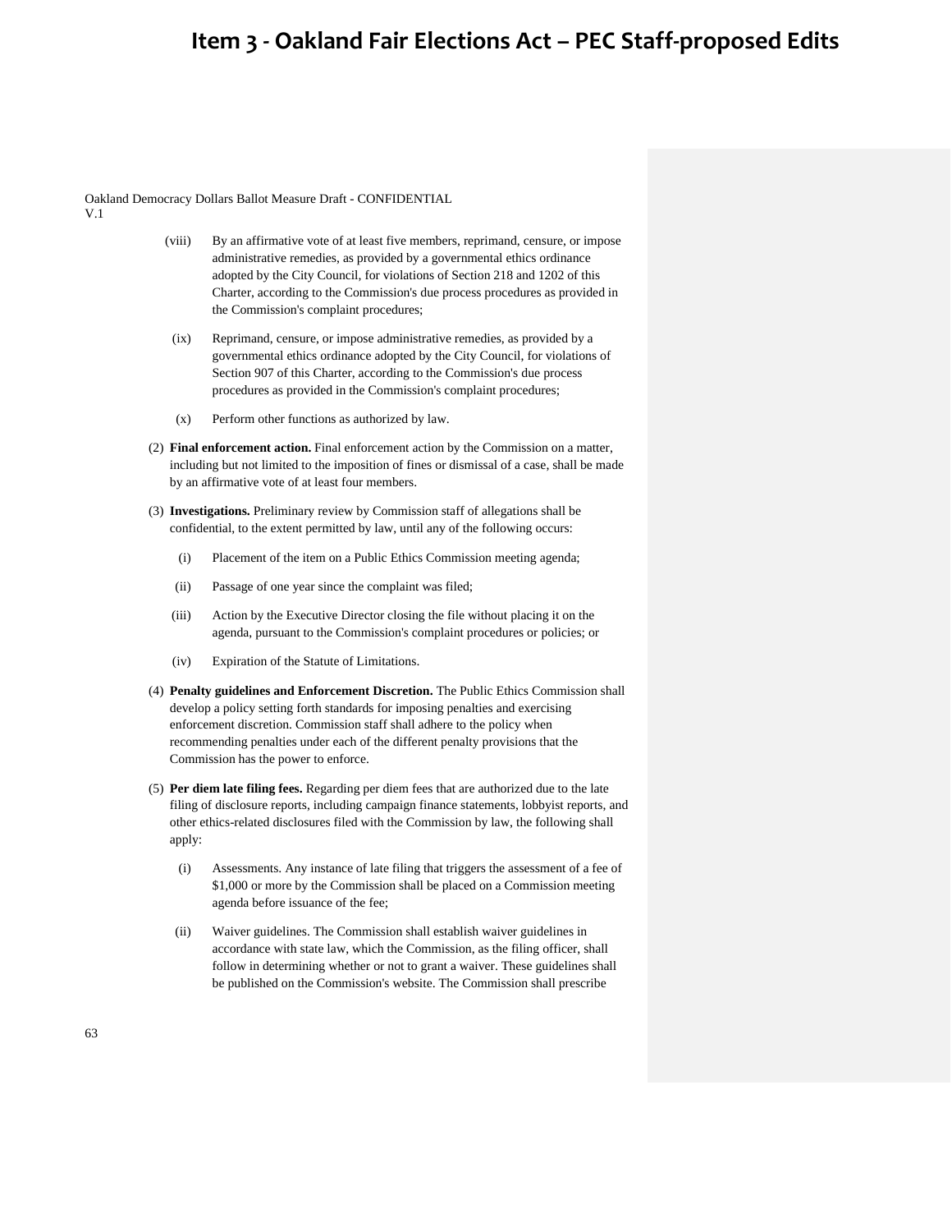(viii) By an affirmative vote of at least five members, reprimand, censure, or impose administrative remedies, as provided by a governmental ethics ordinance adopted by the City Council, for violations of Section 218 and 1202 of this Charter, according to the Commission's due process procedures as provided in the Commission's complaint procedures;

(ix) Reprimand, censure, or impose administrative remedies, as provided by a governmental ethics ordinance adopted by the City Council, for violations of Section 907 of this Charter, according to the Commission's due process procedures as provided in the Commission's complaint procedures;

(x) Perform other functions as authorized by law.

(2) **Final enforcement action.** Final enforcement action by the Commission on a matter, including but not limited to the imposition of fines or dismissal of a case, shall be made by an affirmative vote of at least four members.

(3) **Investigations.** Preliminary review by Commission staff of allegations shall be confidential, to the extent permitted by law, until any of the following occurs:

(i) Placement of the item on a Public Ethics Commission meeting agenda;

(ii) Passage of one year since the complaint was filed;

(iii) Action by the Executive Director closing the file without placing it on the agenda, pursuant to the Commission's complaint procedures or policies; or

(iv) Expiration of the Statute of Limitations.

(4) **Penalty guidelines and Enforcement Discretion.** The Public Ethics Commission shall develop a policy setting forth standards for imposing penalties and exercising enforcement discretion. Commission staff shall adhere to the policy when recommending penalties under each of the different penalty provisions that the Commission has the power to enforce.

(5) **Per diem late filing fees.** Regarding per diem fees that are authorized due to the late filing of disclosure reports, including campaign finance statements, lobbyist reports, and other ethics-related disclosures filed with the Commission by law, the following shall apply:

(i) Assessments. Any instance of late filing that triggers the assessment of a fee of $1,000 or more by the Commission shall be placed on a Commission meeting agenda before issuance of the fee;

(ii) Waiver guidelines. The Commission shall establish waiver guidelines in accordance with state law, which the Commission, as the filing officer, shall follow in determining whether or not to grant a waiver. These guidelines shall be published on the Commission's website. The Commission shall prescribe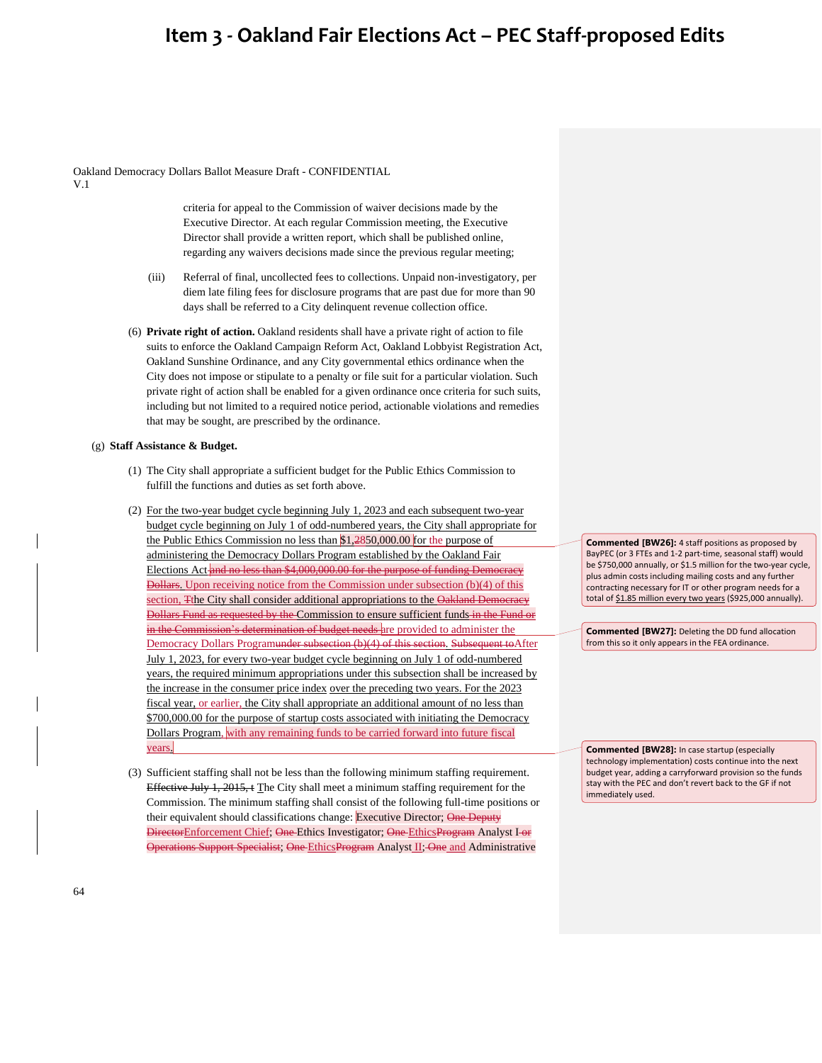Oakland Democracy Dollars Ballot Measure Draft - CONFIDENTIAL
V.1

criteria for appeal to the Commission of waiver decisions made by the Executive Director. At each regular Commission meeting, the Executive Director shall provide a written report, which shall be published online, regarding any waivers decisions made since the previous regular meeting;

(iii) Referral of final, uncollected fees to collections. Unpaid non-investigatory, per diem late filing fees for disclosure programs that are past due for more than 90 days shall be referred to a City delinquent revenue collection office.

(6) **Private right of action.** Oakland residents shall have a private right of action to file suits to enforce the Oakland Campaign Reform Act, Oakland Lobbyist Registration Act, Oakland Sunshine Ordinance, and any City governmental ethics ordinance when the City does not impose or stipulate to a penalty or file suit for a particular violation. Such private right of action shall be enabled for a given ordinance once criteria for such suits, including but not limited to a required notice period, actionable violations and remedies that may be sought, are prescribed by the ordinance.

(g) **Staff Assistance & Budget.**

(1) The City shall appropriate a sufficient budget for the Public Ethics Commission to fulfill the functions and duties as set forth above.

(2) For the two-year budget cycle beginning July 1, 2023 and each subsequent two-year budget cycle beginning on July 1 of odd-numbered years, the City shall appropriate for the Public Ethics Commission no less than $1,~~2~~850,000.00 for the purpose of administering the Democracy Dollars Program established by the Oakland Fair Elections Act ~~and no less than $4,000,000.00 for the purpose of funding Democracy Dollars~~. Upon receiving notice from the Commission under subsection (b)(4) of this section, ~~T~~the City shall consider additional appropriations to the ~~Oakland Democracy Dollars Fund as requested by the~~ Commission to ensure sufficient funds ~~in the Fund or in the Commission's determination of budget needs~~ are provided to administer the Democracy Dollars Program~~under subsection (b)(4) of this section~~. ~~Subsequent to~~After July 1, 2023, for every two-year budget cycle beginning on July 1 of odd-numbered years, the required minimum appropriations under this subsection shall be increased by the increase in the consumer price index over the preceding two years. For the 2023 fiscal year, or earlier, the City shall appropriate an additional amount of no less than $700,000.00 for the purpose of startup costs associated with initiating the Democracy Dollars Program, with any remaining funds to be carried forward into future fiscal years.

(3) Sufficient staffing shall not be less than the following minimum staffing requirement. ~~Effective July 1, 2015, t~~ The City shall meet a minimum staffing requirement for the Commission. The minimum staffing shall consist of the following full-time positions or their equivalent should classifications change: Executive Director; ~~One Deputy Director~~Enforcement Chief; ~~One~~ Ethics Investigator; ~~One~~ EthicsProgram~~Program~~ Analyst ~~I or Operations Support Specialist~~; ~~One~~ EthicsProgram~~Program~~ Analyst II; ~~One~~ and Administrative

**Commented [BW26]:** 4 staff positions as proposed by BayPEC (or 3 FTEs and 1-2 part-time, seasonal staff) would be $750,000 annually, or $1.5 million for the two-year cycle, plus admin costs including mailing costs and any further contracting necessary for IT or other program needs for a total of $1.85 million every two years ($925,000 annually).

**Commented [BW27]:** Deleting the DD fund allocation from this so it only appears in the FEA ordinance.

**Commented [BW28]:** In case startup (especially technology implementation) costs continue into the next budget year, adding a carryforward provision so the funds stay with the PEC and don't revert back to the GF if not immediately used.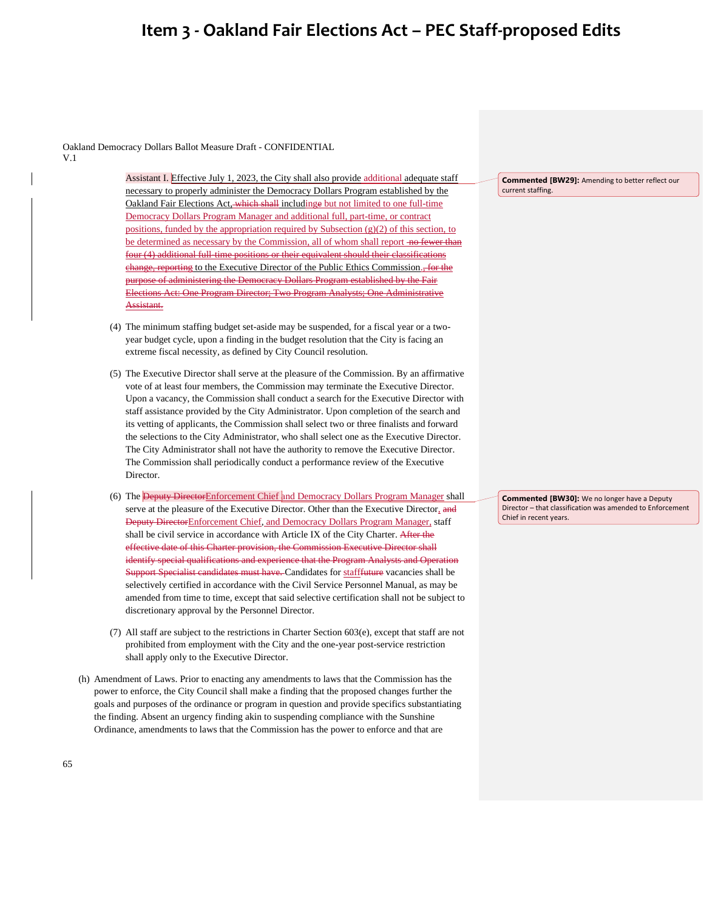# Item 3 - Oakland Fair Elections Act – PEC Staff-proposed Edits

Oakland Democracy Dollars Ballot Measure Draft - CONFIDENTIAL
V.1

Assistant I. Effective July 1, 2023, the City shall also provide additional adequate staff necessary to properly administer the Democracy Dollars Program established by the Oakland Fair Elections Act, ~~which shall~~ includinge but not limited to one full-time Democracy Dollars Program Manager and additional full, part-time, or contract positions, funded by the appropriation required by Subsection (g)(2) of this section, to be determined as necessary by the Commission, all of whom shall report ~~no fewer than four (4) additional full-time positions or their equivalent should their classifications change, reporting~~ to the Executive Director of the Public Ethics Commission.~~, for the purpose of administering the Democracy Dollars Program established by the Fair Elections Act: One Program Director; Two Program Analysts; One Administrative Assistant.~~

> **Commented [BW29]:** Amending to better reflect our current staffing.

(4) The minimum staffing budget set-aside may be suspended, for a fiscal year or a two-year budget cycle, upon a finding in the budget resolution that the City is facing an extreme fiscal necessity, as defined by City Council resolution.

(5) The Executive Director shall serve at the pleasure of the Commission. By an affirmative vote of at least four members, the Commission may terminate the Executive Director. Upon a vacancy, the Commission shall conduct a search for the Executive Director with staff assistance provided by the City Administrator. Upon completion of the search and its vetting of applicants, the Commission shall select two or three finalists and forward the selections to the City Administrator, who shall select one as the Executive Director. The City Administrator shall not have the authority to remove the Executive Director. The Commission shall periodically conduct a performance review of the Executive Director.

(6) The ~~Deputy Director~~Enforcement Chief and Democracy Dollars Program Manager shall serve at the pleasure of the Executive Director. Other than the Executive Director, ~~and Deputy Director~~Enforcement Chief, and Democracy Dollars Program Manager, staff shall be civil service in accordance with Article IX of the City Charter. ~~After the effective date of this Charter provision, the Commission Executive Director shall identify special qualifications and experience that the Program Analysts and Operation Support Specialist candidates must have.~~ Candidates for staff~~future~~ vacancies shall be selectively certified in accordance with the Civil Service Personnel Manual, as may be amended from time to time, except that said selective certification shall not be subject to discretionary approval by the Personnel Director.

> **Commented [BW30]:** We no longer have a Deputy Director – that classification was amended to Enforcement Chief in recent years.

(7) All staff are subject to the restrictions in Charter Section 603(e), except that staff are not prohibited from employment with the City and the one-year post-service restriction shall apply only to the Executive Director.

(h) Amendment of Laws. Prior to enacting any amendments to laws that the Commission has the power to enforce, the City Council shall make a finding that the proposed changes further the goals and purposes of the ordinance or program in question and provide specifics substantiating the finding. Absent an urgency finding akin to suspending compliance with the Sunshine Ordinance, amendments to laws that the Commission has the power to enforce and that are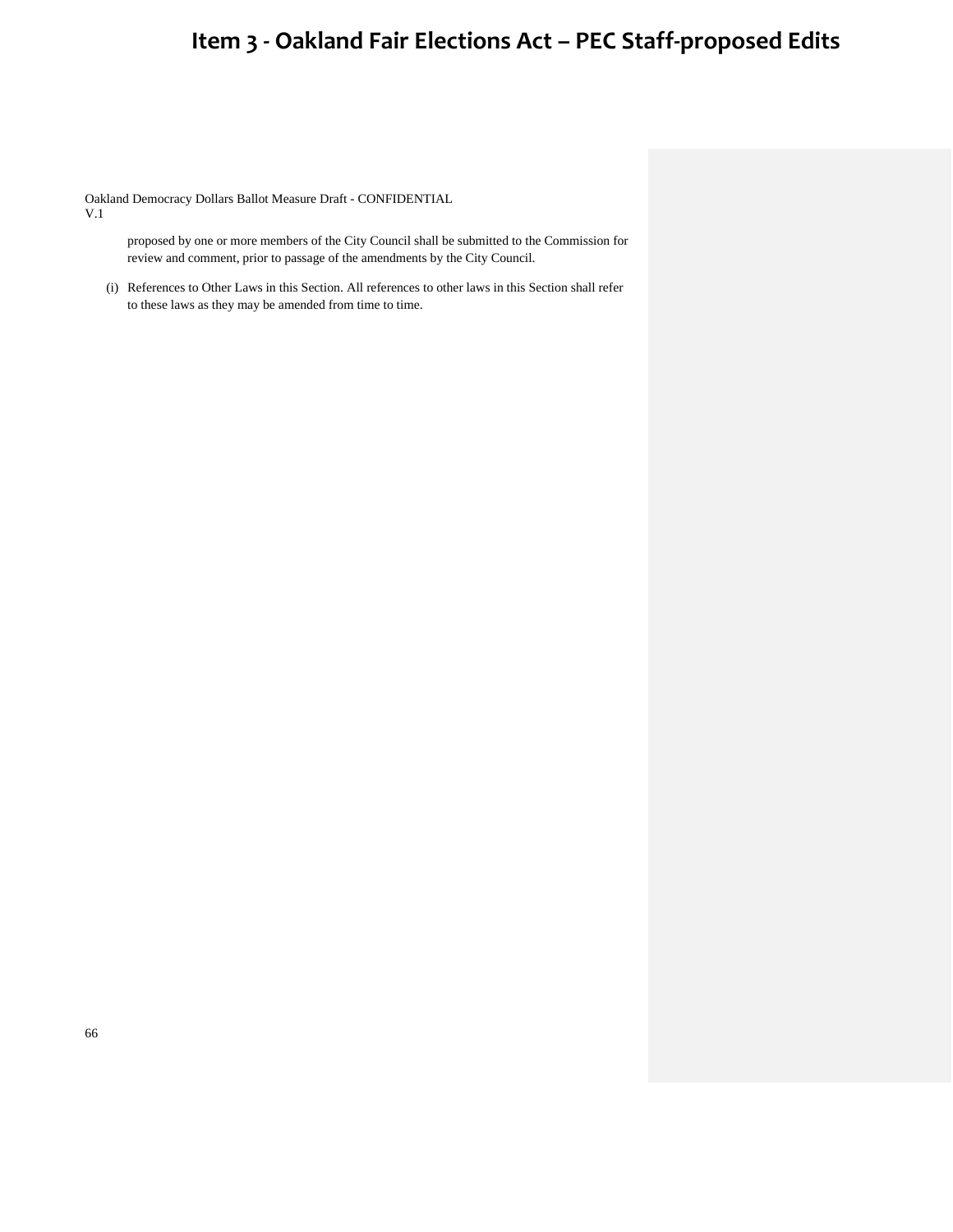proposed by one or more members of the City Council shall be submitted to the Commission for review and comment, prior to passage of the amendments by the City Council.

(i) References to Other Laws in this Section. All references to other laws in this Section shall refer to these laws as they may be amended from time to time.